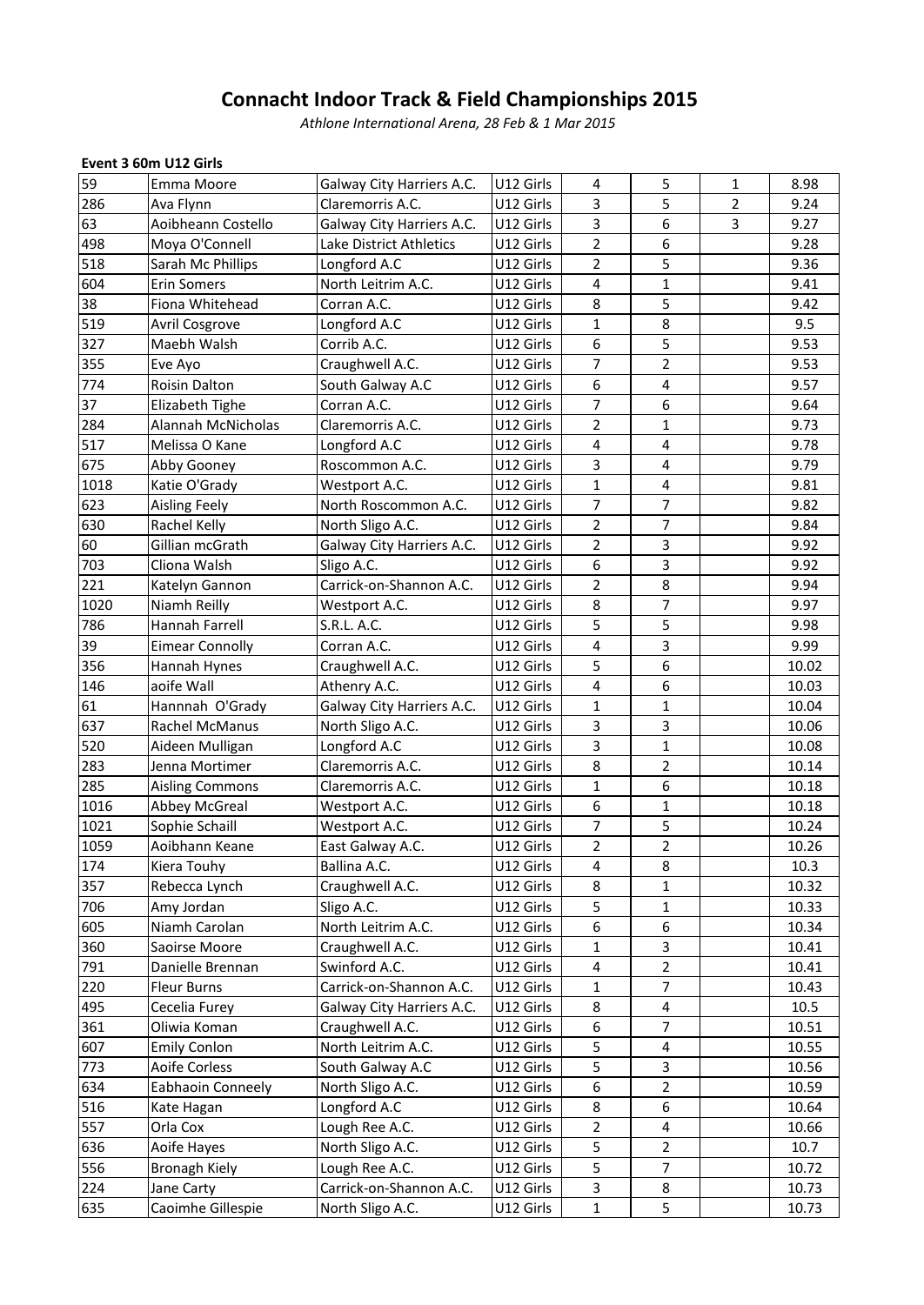# Connacht Indoor Track & Field Championships 2015

*Athlone International Arena, 28 Feb & 1 Mar 2015*

**Event 3 60m U12 Girls**

| | | | | | | | |
|---|---|---|---|---|---|---|---|
| 59 | Emma Moore | Galway City Harriers A.C. | U12 Girls | 4 | 5 | 1 | 8.98 |
| 286 | Ava Flynn | Claremorris A.C. | U12 Girls | 3 | 5 | 2 | 9.24 |
| 63 | Aoibheann Costello | Galway City Harriers A.C. | U12 Girls | 3 | 6 | 3 | 9.27 |
| 498 | Moya O'Connell | Lake District Athletics | U12 Girls | 2 | 6 | | 9.28 |
| 518 | Sarah Mc Phillips | Longford A.C | U12 Girls | 2 | 5 | | 9.36 |
| 604 | Erin Somers | North Leitrim A.C. | U12 Girls | 4 | 1 | | 9.41 |
| 38 | Fiona Whitehead | Corran A.C. | U12 Girls | 8 | 5 | | 9.42 |
| 519 | Avril Cosgrove | Longford A.C | U12 Girls | 1 | 8 | | 9.5 |
| 327 | Maebh Walsh | Corrib A.C. | U12 Girls | 6 | 5 | | 9.53 |
| 355 | Eve Ayo | Craughwell A.C. | U12 Girls | 7 | 2 | | 9.53 |
| 774 | Roisin Dalton | South Galway A.C | U12 Girls | 6 | 4 | | 9.57 |
| 37 | Elizabeth Tighe | Corran A.C. | U12 Girls | 7 | 6 | | 9.64 |
| 284 | Alannah McNicholas | Claremorris A.C. | U12 Girls | 2 | 1 | | 9.73 |
| 517 | Melissa O Kane | Longford A.C | U12 Girls | 4 | 4 | | 9.78 |
| 675 | Abby Gooney | Roscommon A.C. | U12 Girls | 3 | 4 | | 9.79 |
| 1018 | Katie O'Grady | Westport A.C. | U12 Girls | 1 | 4 | | 9.81 |
| 623 | Aisling Feely | North Roscommon A.C. | U12 Girls | 7 | 7 | | 9.82 |
| 630 | Rachel Kelly | North Sligo A.C. | U12 Girls | 2 | 7 | | 9.84 |
| 60 | Gillian mcGrath | Galway City Harriers A.C. | U12 Girls | 2 | 3 | | 9.92 |
| 703 | Cliona Walsh | Sligo A.C. | U12 Girls | 6 | 3 | | 9.92 |
| 221 | Katelyn Gannon | Carrick-on-Shannon A.C. | U12 Girls | 2 | 8 | | 9.94 |
| 1020 | Niamh Reilly | Westport A.C. | U12 Girls | 8 | 7 | | 9.97 |
| 786 | Hannah Farrell | S.R.L. A.C. | U12 Girls | 5 | 5 | | 9.98 |
| 39 | Eimear Connolly | Corran A.C. | U12 Girls | 4 | 3 | | 9.99 |
| 356 | Hannah Hynes | Craughwell A.C. | U12 Girls | 5 | 6 | | 10.02 |
| 146 | aoife Wall | Athenry A.C. | U12 Girls | 4 | 6 | | 10.03 |
| 61 | Hannnah O'Grady | Galway City Harriers A.C. | U12 Girls | 1 | 1 | | 10.04 |
| 637 | Rachel McManus | North Sligo A.C. | U12 Girls | 3 | 3 | | 10.06 |
| 520 | Aideen Mulligan | Longford A.C | U12 Girls | 3 | 1 | | 10.08 |
| 283 | Jenna Mortimer | Claremorris A.C. | U12 Girls | 8 | 2 | | 10.14 |
| 285 | Aisling Commons | Claremorris A.C. | U12 Girls | 1 | 6 | | 10.18 |
| 1016 | Abbey McGreal | Westport A.C. | U12 Girls | 6 | 1 | | 10.18 |
| 1021 | Sophie Schaill | Westport A.C. | U12 Girls | 7 | 5 | | 10.24 |
| 1059 | Aoibhann Keane | East Galway A.C. | U12 Girls | 2 | 2 | | 10.26 |
| 174 | Kiera Touhy | Ballina A.C. | U12 Girls | 4 | 8 | | 10.3 |
| 357 | Rebecca Lynch | Craughwell A.C. | U12 Girls | 8 | 1 | | 10.32 |
| 706 | Amy Jordan | Sligo A.C. | U12 Girls | 5 | 1 | | 10.33 |
| 605 | Niamh Carolan | North Leitrim A.C. | U12 Girls | 6 | 6 | | 10.34 |
| 360 | Saoirse Moore | Craughwell A.C. | U12 Girls | 1 | 3 | | 10.41 |
| 791 | Danielle Brennan | Swinford A.C. | U12 Girls | 4 | 2 | | 10.41 |
| 220 | Fleur Burns | Carrick-on-Shannon A.C. | U12 Girls | 1 | 7 | | 10.43 |
| 495 | Cecelia Furey | Galway City Harriers A.C. | U12 Girls | 8 | 4 | | 10.5 |
| 361 | Oliwia Koman | Craughwell A.C. | U12 Girls | 6 | 7 | | 10.51 |
| 607 | Emily Conlon | North Leitrim A.C. | U12 Girls | 5 | 4 | | 10.55 |
| 773 | Aoife Corless | South Galway A.C | U12 Girls | 5 | 3 | | 10.56 |
| 634 | Eabhaoin Conneely | North Sligo A.C. | U12 Girls | 6 | 2 | | 10.59 |
| 516 | Kate Hagan | Longford A.C | U12 Girls | 8 | 6 | | 10.64 |
| 557 | Orla Cox | Lough Ree A.C. | U12 Girls | 2 | 4 | | 10.66 |
| 636 | Aoife Hayes | North Sligo A.C. | U12 Girls | 5 | 2 | | 10.7 |
| 556 | Bronagh Kiely | Lough Ree A.C. | U12 Girls | 5 | 7 | | 10.72 |
| 224 | Jane Carty | Carrick-on-Shannon A.C. | U12 Girls | 3 | 8 | | 10.73 |
| 635 | Caoimhe Gillespie | North Sligo A.C. | U12 Girls | 1 | 5 | | 10.73 |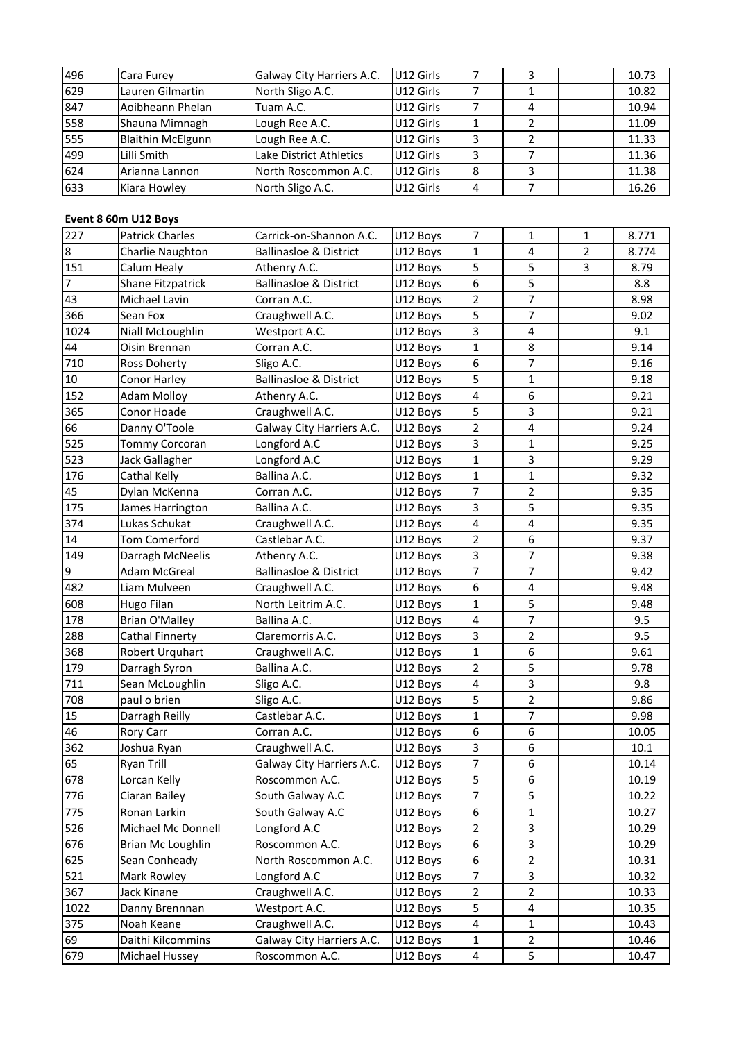| | | | | | | | |
|---|---|---|---|---|---|---|---|
| 496 | Cara Furey | Galway City Harriers A.C. | U12 Girls | 7 | 3 | | 10.73 |
| 629 | Lauren Gilmartin | North Sligo A.C. | U12 Girls | 7 | 1 | | 10.82 |
| 847 | Aoibheann Phelan | Tuam A.C. | U12 Girls | 7 | 4 | | 10.94 |
| 558 | Shauna Mimnagh | Lough Ree A.C. | U12 Girls | 1 | 2 | | 11.09 |
| 555 | Blaithin McElgunn | Lough Ree A.C. | U12 Girls | 3 | 2 | | 11.33 |
| 499 | Lilli Smith | Lake District Athletics | U12 Girls | 3 | 7 | | 11.36 |
| 624 | Arianna Lannon | North Roscommon A.C. | U12 Girls | 8 | 3 | | 11.38 |
| 633 | Kiara Howley | North Sligo A.C. | U12 Girls | 4 | 7 | | 16.26 |

**Event 8 60m U12 Boys**

| | | | | | | | |
|---|---|---|---|---|---|---|---|
| 227 | Patrick Charles | Carrick-on-Shannon A.C. | U12 Boys | 7 | 1 | 1 | 8.771 |
| 8 | Charlie Naughton | Ballinasloe & District | U12 Boys | 1 | 4 | 2 | 8.774 |
| 151 | Calum Healy | Athenry A.C. | U12 Boys | 5 | 5 | 3 | 8.79 |
| 7 | Shane Fitzpatrick | Ballinasloe & District | U12 Boys | 6 | 5 | | 8.8 |
| 43 | Michael Lavin | Corran A.C. | U12 Boys | 2 | 7 | | 8.98 |
| 366 | Sean Fox | Craughwell A.C. | U12 Boys | 5 | 7 | | 9.02 |
| 1024 | Niall McLoughlin | Westport A.C. | U12 Boys | 3 | 4 | | 9.1 |
| 44 | Oisin Brennan | Corran A.C. | U12 Boys | 1 | 8 | | 9.14 |
| 710 | Ross Doherty | Sligo A.C. | U12 Boys | 6 | 7 | | 9.16 |
| 10 | Conor Harley | Ballinasloe & District | U12 Boys | 5 | 1 | | 9.18 |
| 152 | Adam Molloy | Athenry A.C. | U12 Boys | 4 | 6 | | 9.21 |
| 365 | Conor Hoade | Craughwell A.C. | U12 Boys | 5 | 3 | | 9.21 |
| 66 | Danny O'Toole | Galway City Harriers A.C. | U12 Boys | 2 | 4 | | 9.24 |
| 525 | Tommy Corcoran | Longford A.C | U12 Boys | 3 | 1 | | 9.25 |
| 523 | Jack Gallagher | Longford A.C | U12 Boys | 1 | 3 | | 9.29 |
| 176 | Cathal Kelly | Ballina A.C. | U12 Boys | 1 | 1 | | 9.32 |
| 45 | Dylan McKenna | Corran A.C. | U12 Boys | 7 | 2 | | 9.35 |
| 175 | James Harrington | Ballina A.C. | U12 Boys | 3 | 5 | | 9.35 |
| 374 | Lukas Schukat | Craughwell A.C. | U12 Boys | 4 | 4 | | 9.35 |
| 14 | Tom Comerford | Castlebar A.C. | U12 Boys | 2 | 6 | | 9.37 |
| 149 | Darragh McNeelis | Athenry A.C. | U12 Boys | 3 | 7 | | 9.38 |
| 9 | Adam McGreal | Ballinasloe & District | U12 Boys | 7 | 7 | | 9.42 |
| 482 | Liam Mulveen | Craughwell A.C. | U12 Boys | 6 | 4 | | 9.48 |
| 608 | Hugo Filan | North Leitrim A.C. | U12 Boys | 1 | 5 | | 9.48 |
| 178 | Brian O'Malley | Ballina A.C. | U12 Boys | 4 | 7 | | 9.5 |
| 288 | Cathal Finnerty | Claremorris A.C. | U12 Boys | 3 | 2 | | 9.5 |
| 368 | Robert Urquhart | Craughwell A.C. | U12 Boys | 1 | 6 | | 9.61 |
| 179 | Darragh Syron | Ballina A.C. | U12 Boys | 2 | 5 | | 9.78 |
| 711 | Sean McLoughlin | Sligo A.C. | U12 Boys | 4 | 3 | | 9.8 |
| 708 | paul o brien | Sligo A.C. | U12 Boys | 5 | 2 | | 9.86 |
| 15 | Darragh Reilly | Castlebar A.C. | U12 Boys | 1 | 7 | | 9.98 |
| 46 | Rory Carr | Corran A.C. | U12 Boys | 6 | 6 | | 10.05 |
| 362 | Joshua Ryan | Craughwell A.C. | U12 Boys | 3 | 6 | | 10.1 |
| 65 | Ryan Trill | Galway City Harriers A.C. | U12 Boys | 7 | 6 | | 10.14 |
| 678 | Lorcan Kelly | Roscommon A.C. | U12 Boys | 5 | 6 | | 10.19 |
| 776 | Ciaran Bailey | South Galway A.C | U12 Boys | 7 | 5 | | 10.22 |
| 775 | Ronan Larkin | South Galway A.C | U12 Boys | 6 | 1 | | 10.27 |
| 526 | Michael Mc Donnell | Longford A.C | U12 Boys | 2 | 3 | | 10.29 |
| 676 | Brian Mc Loughlin | Roscommon A.C. | U12 Boys | 6 | 3 | | 10.29 |
| 625 | Sean Conheady | North Roscommon A.C. | U12 Boys | 6 | 2 | | 10.31 |
| 521 | Mark Rowley | Longford A.C | U12 Boys | 7 | 3 | | 10.32 |
| 367 | Jack Kinane | Craughwell A.C. | U12 Boys | 2 | 2 | | 10.33 |
| 1022 | Danny Brennnan | Westport A.C. | U12 Boys | 5 | 4 | | 10.35 |
| 375 | Noah Keane | Craughwell A.C. | U12 Boys | 4 | 1 | | 10.43 |
| 69 | Daithi Kilcommins | Galway City Harriers A.C. | U12 Boys | 1 | 2 | | 10.46 |
| 679 | Michael Hussey | Roscommon A.C. | U12 Boys | 4 | 5 | | 10.47 |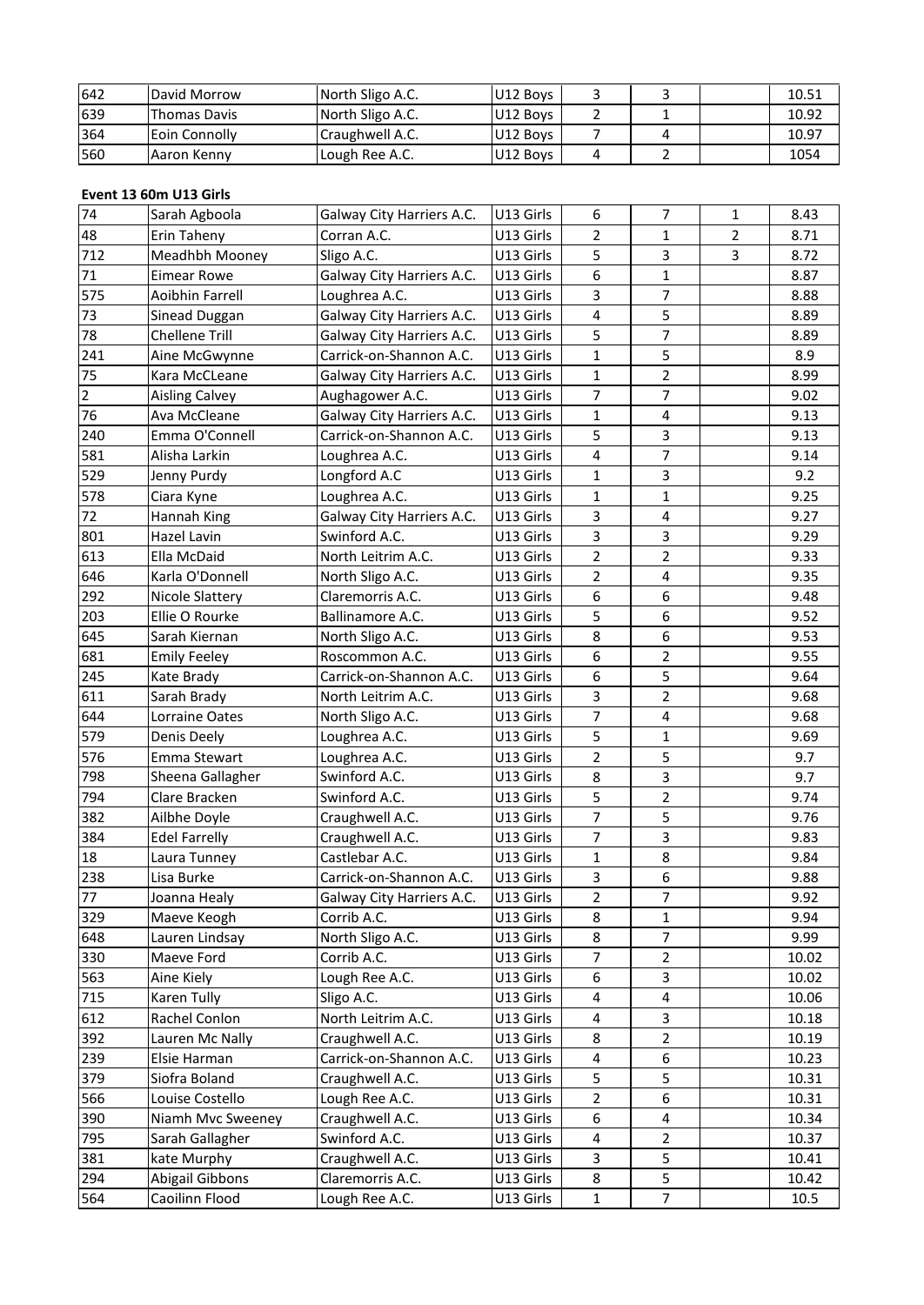| | | | | | | | |
|---|---|---|---|---|---|---|---|
| 642 | David Morrow | North Sligo A.C. | U12 Boys | 3 | 3 | | 10.51 |
| 639 | Thomas Davis | North Sligo A.C. | U12 Boys | 2 | 1 | | 10.92 |
| 364 | Eoin Connolly | Craughwell A.C. | U12 Boys | 7 | 4 | | 10.97 |
| 560 | Aaron Kenny | Lough Ree A.C. | U12 Boys | 4 | 2 | | 1054 |

**Event 13 60m U13 Girls**

| | | | | | | | |
|---|---|---|---|---|---|---|---|
| 74 | Sarah Agboola | Galway City Harriers A.C. | U13 Girls | 6 | 7 | 1 | 8.43 |
| 48 | Erin Taheny | Corran A.C. | U13 Girls | 2 | 1 | 2 | 8.71 |
| 712 | Meadhbh Mooney | Sligo A.C. | U13 Girls | 5 | 3 | 3 | 8.72 |
| 71 | Eimear Rowe | Galway City Harriers A.C. | U13 Girls | 6 | 1 | | 8.87 |
| 575 | Aoibhin Farrell | Loughrea A.C. | U13 Girls | 3 | 7 | | 8.88 |
| 73 | Sinead Duggan | Galway City Harriers A.C. | U13 Girls | 4 | 5 | | 8.89 |
| 78 | Chellene Trill | Galway City Harriers A.C. | U13 Girls | 5 | 7 | | 8.89 |
| 241 | Aine McGwynne | Carrick-on-Shannon A.C. | U13 Girls | 1 | 5 | | 8.9 |
| 75 | Kara McCLeane | Galway City Harriers A.C. | U13 Girls | 1 | 2 | | 8.99 |
| 2 | Aisling Calvey | Aughagower A.C. | U13 Girls | 7 | 7 | | 9.02 |
| 76 | Ava McCleane | Galway City Harriers A.C. | U13 Girls | 1 | 4 | | 9.13 |
| 240 | Emma O'Connell | Carrick-on-Shannon A.C. | U13 Girls | 5 | 3 | | 9.13 |
| 581 | Alisha Larkin | Loughrea A.C. | U13 Girls | 4 | 7 | | 9.14 |
| 529 | Jenny Purdy | Longford A.C | U13 Girls | 1 | 3 | | 9.2 |
| 578 | Ciara Kyne | Loughrea A.C. | U13 Girls | 1 | 1 | | 9.25 |
| 72 | Hannah King | Galway City Harriers A.C. | U13 Girls | 3 | 4 | | 9.27 |
| 801 | Hazel Lavin | Swinford A.C. | U13 Girls | 3 | 3 | | 9.29 |
| 613 | Ella McDaid | North Leitrim A.C. | U13 Girls | 2 | 2 | | 9.33 |
| 646 | Karla O'Donnell | North Sligo A.C. | U13 Girls | 2 | 4 | | 9.35 |
| 292 | Nicole Slattery | Claremorris A.C. | U13 Girls | 6 | 6 | | 9.48 |
| 203 | Ellie O Rourke | Ballinamore A.C. | U13 Girls | 5 | 6 | | 9.52 |
| 645 | Sarah Kiernan | North Sligo A.C. | U13 Girls | 8 | 6 | | 9.53 |
| 681 | Emily Feeley | Roscommon A.C. | U13 Girls | 6 | 2 | | 9.55 |
| 245 | Kate Brady | Carrick-on-Shannon A.C. | U13 Girls | 6 | 5 | | 9.64 |
| 611 | Sarah Brady | North Leitrim A.C. | U13 Girls | 3 | 2 | | 9.68 |
| 644 | Lorraine Oates | North Sligo A.C. | U13 Girls | 7 | 4 | | 9.68 |
| 579 | Denis Deely | Loughrea A.C. | U13 Girls | 5 | 1 | | 9.69 |
| 576 | Emma Stewart | Loughrea A.C. | U13 Girls | 2 | 5 | | 9.7 |
| 798 | Sheena Gallagher | Swinford A.C. | U13 Girls | 8 | 3 | | 9.7 |
| 794 | Clare Bracken | Swinford A.C. | U13 Girls | 5 | 2 | | 9.74 |
| 382 | Ailbhe Doyle | Craughwell A.C. | U13 Girls | 7 | 5 | | 9.76 |
| 384 | Edel Farrelly | Craughwell A.C. | U13 Girls | 7 | 3 | | 9.83 |
| 18 | Laura Tunney | Castlebar A.C. | U13 Girls | 1 | 8 | | 9.84 |
| 238 | Lisa Burke | Carrick-on-Shannon A.C. | U13 Girls | 3 | 6 | | 9.88 |
| 77 | Joanna Healy | Galway City Harriers A.C. | U13 Girls | 2 | 7 | | 9.92 |
| 329 | Maeve Keogh | Corrib A.C. | U13 Girls | 8 | 1 | | 9.94 |
| 648 | Lauren Lindsay | North Sligo A.C. | U13 Girls | 8 | 7 | | 9.99 |
| 330 | Maeve Ford | Corrib A.C. | U13 Girls | 7 | 2 | | 10.02 |
| 563 | Aine Kiely | Lough Ree A.C. | U13 Girls | 6 | 3 | | 10.02 |
| 715 | Karen Tully | Sligo A.C. | U13 Girls | 4 | 4 | | 10.06 |
| 612 | Rachel Conlon | North Leitrim A.C. | U13 Girls | 4 | 3 | | 10.18 |
| 392 | Lauren Mc Nally | Craughwell A.C. | U13 Girls | 8 | 2 | | 10.19 |
| 239 | Elsie Harman | Carrick-on-Shannon A.C. | U13 Girls | 4 | 6 | | 10.23 |
| 379 | Siofra Boland | Craughwell A.C. | U13 Girls | 5 | 5 | | 10.31 |
| 566 | Louise Costello | Lough Ree A.C. | U13 Girls | 2 | 6 | | 10.31 |
| 390 | Niamh Mvc Sweeney | Craughwell A.C. | U13 Girls | 6 | 4 | | 10.34 |
| 795 | Sarah Gallagher | Swinford A.C. | U13 Girls | 4 | 2 | | 10.37 |
| 381 | kate Murphy | Craughwell A.C. | U13 Girls | 3 | 5 | | 10.41 |
| 294 | Abigail Gibbons | Claremorris A.C. | U13 Girls | 8 | 5 | | 10.42 |
| 564 | Caoilinn Flood | Lough Ree A.C. | U13 Girls | 1 | 7 | | 10.5 |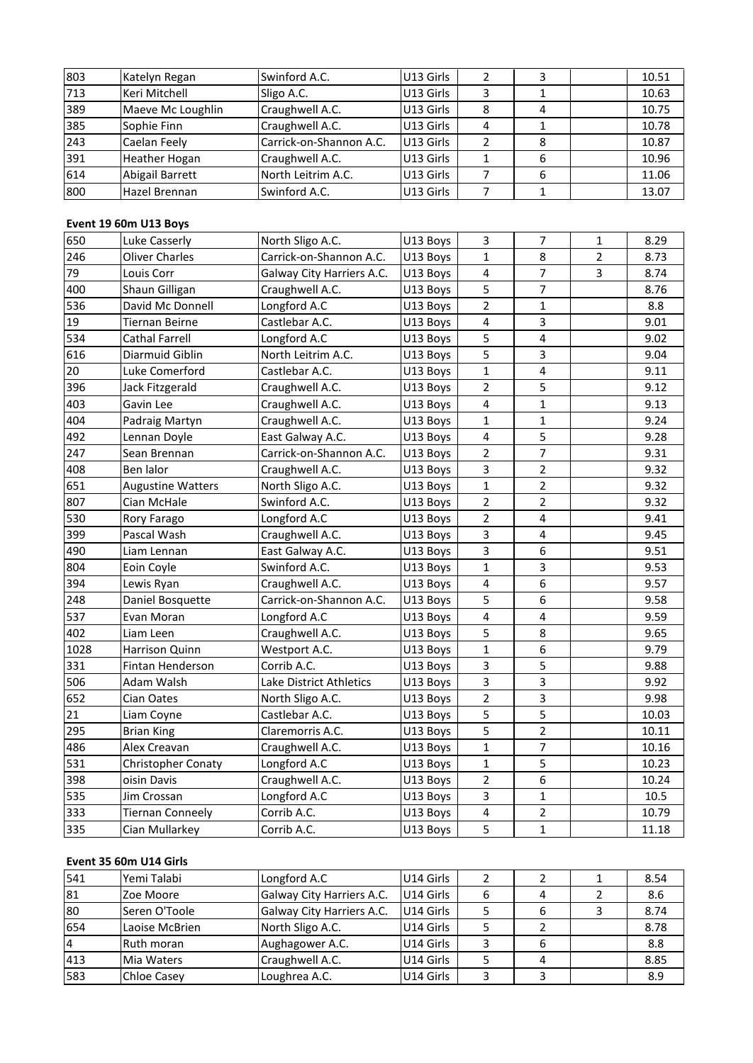| | | | | | | | |
|---|---|---|---|---|---|---|---|
| 803 | Katelyn Regan | Swinford A.C. | U13 Girls | 2 | 3 | | 10.51 |
| 713 | Keri Mitchell | Sligo A.C. | U13 Girls | 3 | 1 | | 10.63 |
| 389 | Maeve Mc Loughlin | Craughwell A.C. | U13 Girls | 8 | 4 | | 10.75 |
| 385 | Sophie Finn | Craughwell A.C. | U13 Girls | 4 | 1 | | 10.78 |
| 243 | Caelan Feely | Carrick-on-Shannon A.C. | U13 Girls | 2 | 8 | | 10.87 |
| 391 | Heather Hogan | Craughwell A.C. | U13 Girls | 1 | 6 | | 10.96 |
| 614 | Abigail Barrett | North Leitrim A.C. | U13 Girls | 7 | 6 | | 11.06 |
| 800 | Hazel Brennan | Swinford A.C. | U13 Girls | 7 | 1 | | 13.07 |

**Event 19 60m U13 Boys**

| | | | | | | | |
|---|---|---|---|---|---|---|---|
| 650 | Luke Casserly | North Sligo A.C. | U13 Boys | 3 | 7 | 1 | 8.29 |
| 246 | Oliver Charles | Carrick-on-Shannon A.C. | U13 Boys | 1 | 8 | 2 | 8.73 |
| 79 | Louis Corr | Galway City Harriers A.C. | U13 Boys | 4 | 7 | 3 | 8.74 |
| 400 | Shaun Gilligan | Craughwell A.C. | U13 Boys | 5 | 7 | | 8.76 |
| 536 | David Mc Donnell | Longford A.C | U13 Boys | 2 | 1 | | 8.8 |
| 19 | Tiernan Beirne | Castlebar A.C. | U13 Boys | 4 | 3 | | 9.01 |
| 534 | Cathal Farrell | Longford A.C | U13 Boys | 5 | 4 | | 9.02 |
| 616 | Diarmuid Giblin | North Leitrim A.C. | U13 Boys | 5 | 3 | | 9.04 |
| 20 | Luke Comerford | Castlebar A.C. | U13 Boys | 1 | 4 | | 9.11 |
| 396 | Jack Fitzgerald | Craughwell A.C. | U13 Boys | 2 | 5 | | 9.12 |
| 403 | Gavin Lee | Craughwell A.C. | U13 Boys | 4 | 1 | | 9.13 |
| 404 | Padraig Martyn | Craughwell A.C. | U13 Boys | 1 | 1 | | 9.24 |
| 492 | Lennan Doyle | East Galway A.C. | U13 Boys | 4 | 5 | | 9.28 |
| 247 | Sean Brennan | Carrick-on-Shannon A.C. | U13 Boys | 2 | 7 | | 9.31 |
| 408 | Ben lalor | Craughwell A.C. | U13 Boys | 3 | 2 | | 9.32 |
| 651 | Augustine Watters | North Sligo A.C. | U13 Boys | 1 | 2 | | 9.32 |
| 807 | Cian McHale | Swinford A.C. | U13 Boys | 2 | 2 | | 9.32 |
| 530 | Rory Farago | Longford A.C | U13 Boys | 2 | 4 | | 9.41 |
| 399 | Pascal Wash | Craughwell A.C. | U13 Boys | 3 | 4 | | 9.45 |
| 490 | Liam Lennan | East Galway A.C. | U13 Boys | 3 | 6 | | 9.51 |
| 804 | Eoin Coyle | Swinford A.C. | U13 Boys | 1 | 3 | | 9.53 |
| 394 | Lewis Ryan | Craughwell A.C. | U13 Boys | 4 | 6 | | 9.57 |
| 248 | Daniel Bosquette | Carrick-on-Shannon A.C. | U13 Boys | 5 | 6 | | 9.58 |
| 537 | Evan Moran | Longford A.C | U13 Boys | 4 | 4 | | 9.59 |
| 402 | Liam Leen | Craughwell A.C. | U13 Boys | 5 | 8 | | 9.65 |
| 1028 | Harrison Quinn | Westport A.C. | U13 Boys | 1 | 6 | | 9.79 |
| 331 | Fintan Henderson | Corrib A.C. | U13 Boys | 3 | 5 | | 9.88 |
| 506 | Adam Walsh | Lake District Athletics | U13 Boys | 3 | 3 | | 9.92 |
| 652 | Cian Oates | North Sligo A.C. | U13 Boys | 2 | 3 | | 9.98 |
| 21 | Liam Coyne | Castlebar A.C. | U13 Boys | 5 | 5 | | 10.03 |
| 295 | Brian King | Claremorris A.C. | U13 Boys | 5 | 2 | | 10.11 |
| 486 | Alex Creavan | Craughwell A.C. | U13 Boys | 1 | 7 | | 10.16 |
| 531 | Christopher Conaty | Longford A.C | U13 Boys | 1 | 5 | | 10.23 |
| 398 | oisin Davis | Craughwell A.C. | U13 Boys | 2 | 6 | | 10.24 |
| 535 | Jim Crossan | Longford A.C | U13 Boys | 3 | 1 | | 10.5 |
| 333 | Tiernan Conneely | Corrib A.C. | U13 Boys | 4 | 2 | | 10.79 |
| 335 | Cian Mullarkey | Corrib A.C. | U13 Boys | 5 | 1 | | 11.18 |

**Event 35 60m U14 Girls**

| | | | | | | | |
|---|---|---|---|---|---|---|---|
| 541 | Yemi Talabi | Longford A.C | U14 Girls | 2 | 2 | 1 | 8.54 |
| 81 | Zoe Moore | Galway City Harriers A.C. | U14 Girls | 6 | 4 | 2 | 8.6 |
| 80 | Seren O'Toole | Galway City Harriers A.C. | U14 Girls | 5 | 6 | 3 | 8.74 |
| 654 | Laoise McBrien | North Sligo A.C. | U14 Girls | 5 | 2 | | 8.78 |
| 4 | Ruth moran | Aughagower A.C. | U14 Girls | 3 | 6 | | 8.8 |
| 413 | Mia Waters | Craughwell A.C. | U14 Girls | 5 | 4 | | 8.85 |
| 583 | Chloe Casey | Loughrea A.C. | U14 Girls | 3 | 3 | | 8.9 |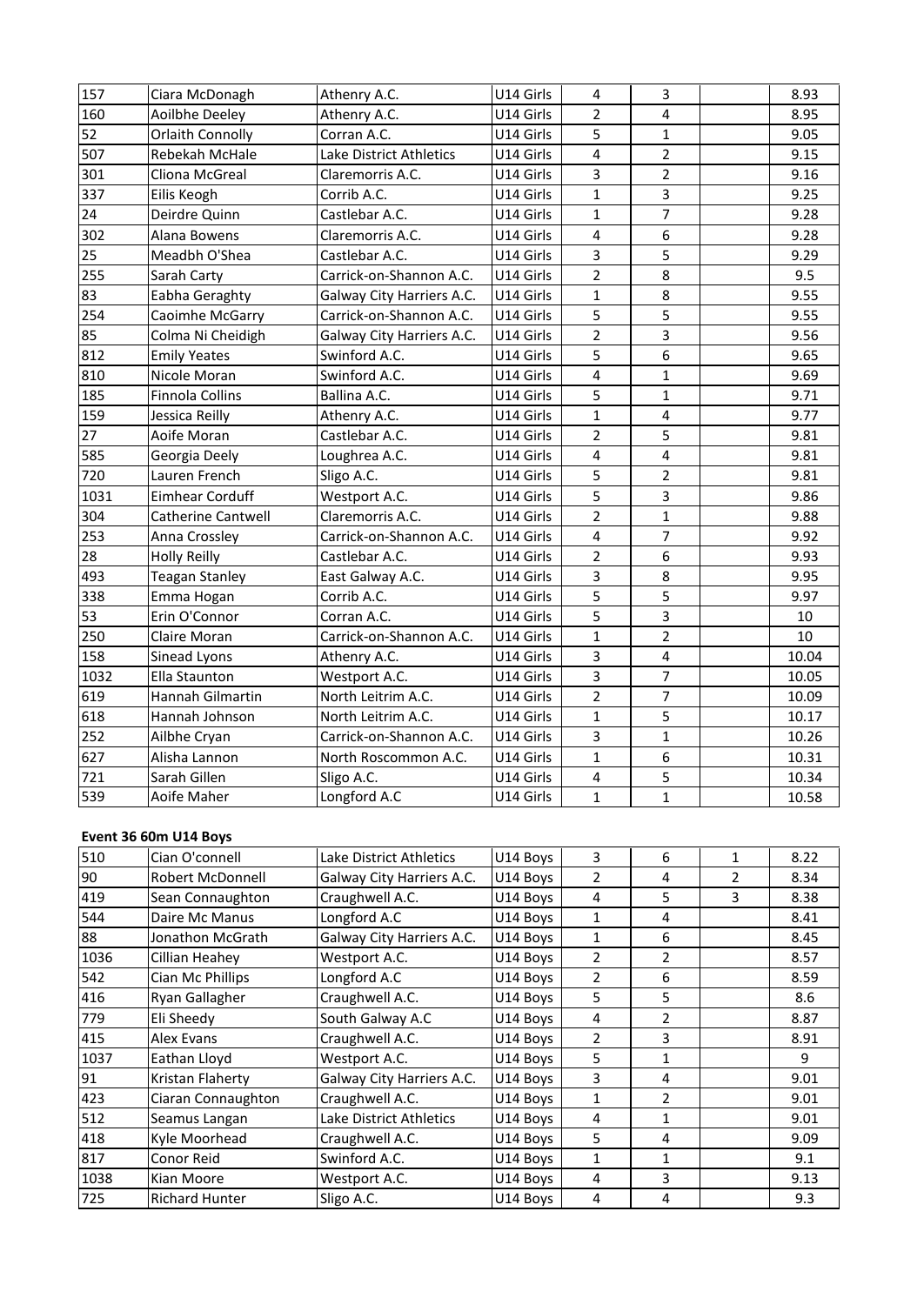| | | | | | | | |
|---|---|---|---|---|---|---|---|
| 157 | Ciara McDonagh | Athenry A.C. | U14 Girls | 4 | 3 | | 8.93 |
| 160 | Aoilbhe Deeley | Athenry A.C. | U14 Girls | 2 | 4 | | 8.95 |
| 52 | Orlaith Connolly | Corran A.C. | U14 Girls | 5 | 1 | | 9.05 |
| 507 | Rebekah McHale | Lake District Athletics | U14 Girls | 4 | 2 | | 9.15 |
| 301 | Cliona McGreal | Claremorris A.C. | U14 Girls | 3 | 2 | | 9.16 |
| 337 | Eilis Keogh | Corrib A.C. | U14 Girls | 1 | 3 | | 9.25 |
| 24 | Deirdre Quinn | Castlebar A.C. | U14 Girls | 1 | 7 | | 9.28 |
| 302 | Alana Bowens | Claremorris A.C. | U14 Girls | 4 | 6 | | 9.28 |
| 25 | Meadbh O'Shea | Castlebar A.C. | U14 Girls | 3 | 5 | | 9.29 |
| 255 | Sarah Carty | Carrick-on-Shannon A.C. | U14 Girls | 2 | 8 | | 9.5 |
| 83 | Eabha Geraghty | Galway City Harriers A.C. | U14 Girls | 1 | 8 | | 9.55 |
| 254 | Caoimhe McGarry | Carrick-on-Shannon A.C. | U14 Girls | 5 | 5 | | 9.55 |
| 85 | Colma Ni Cheidigh | Galway City Harriers A.C. | U14 Girls | 2 | 3 | | 9.56 |
| 812 | Emily Yeates | Swinford A.C. | U14 Girls | 5 | 6 | | 9.65 |
| 810 | Nicole Moran | Swinford A.C. | U14 Girls | 4 | 1 | | 9.69 |
| 185 | Finnola Collins | Ballina A.C. | U14 Girls | 5 | 1 | | 9.71 |
| 159 | Jessica Reilly | Athenry A.C. | U14 Girls | 1 | 4 | | 9.77 |
| 27 | Aoife Moran | Castlebar A.C. | U14 Girls | 2 | 5 | | 9.81 |
| 585 | Georgia Deely | Loughrea A.C. | U14 Girls | 4 | 4 | | 9.81 |
| 720 | Lauren French | Sligo A.C. | U14 Girls | 5 | 2 | | 9.81 |
| 1031 | Eimhear Corduff | Westport A.C. | U14 Girls | 5 | 3 | | 9.86 |
| 304 | Catherine Cantwell | Claremorris A.C. | U14 Girls | 2 | 1 | | 9.88 |
| 253 | Anna Crossley | Carrick-on-Shannon A.C. | U14 Girls | 4 | 7 | | 9.92 |
| 28 | Holly Reilly | Castlebar A.C. | U14 Girls | 2 | 6 | | 9.93 |
| 493 | Teagan Stanley | East Galway A.C. | U14 Girls | 3 | 8 | | 9.95 |
| 338 | Emma Hogan | Corrib A.C. | U14 Girls | 5 | 5 | | 9.97 |
| 53 | Erin O'Connor | Corran A.C. | U14 Girls | 5 | 3 | | 10 |
| 250 | Claire Moran | Carrick-on-Shannon A.C. | U14 Girls | 1 | 2 | | 10 |
| 158 | Sinead Lyons | Athenry A.C. | U14 Girls | 3 | 4 | | 10.04 |
| 1032 | Ella Staunton | Westport A.C. | U14 Girls | 3 | 7 | | 10.05 |
| 619 | Hannah Gilmartin | North Leitrim A.C. | U14 Girls | 2 | 7 | | 10.09 |
| 618 | Hannah Johnson | North Leitrim A.C. | U14 Girls | 1 | 5 | | 10.17 |
| 252 | Ailbhe Cryan | Carrick-on-Shannon A.C. | U14 Girls | 3 | 1 | | 10.26 |
| 627 | Alisha Lannon | North Roscommon A.C. | U14 Girls | 1 | 6 | | 10.31 |
| 721 | Sarah Gillen | Sligo A.C. | U14 Girls | 4 | 5 | | 10.34 |
| 539 | Aoife Maher | Longford A.C | U14 Girls | 1 | 1 | | 10.58 |

**Event 36 60m U14 Boys**

| | | | | | | | |
|---|---|---|---|---|---|---|---|
| 510 | Cian O'connell | Lake District Athletics | U14 Boys | 3 | 6 | 1 | 8.22 |
| 90 | Robert McDonnell | Galway City Harriers A.C. | U14 Boys | 2 | 4 | 2 | 8.34 |
| 419 | Sean Connaughton | Craughwell A.C. | U14 Boys | 4 | 5 | 3 | 8.38 |
| 544 | Daire Mc Manus | Longford A.C | U14 Boys | 1 | 4 | | 8.41 |
| 88 | Jonathon McGrath | Galway City Harriers A.C. | U14 Boys | 1 | 6 | | 8.45 |
| 1036 | Cillian Heahey | Westport A.C. | U14 Boys | 2 | 2 | | 8.57 |
| 542 | Cian Mc Phillips | Longford A.C | U14 Boys | 2 | 6 | | 8.59 |
| 416 | Ryan Gallagher | Craughwell A.C. | U14 Boys | 5 | 5 | | 8.6 |
| 779 | Eli Sheedy | South Galway A.C | U14 Boys | 4 | 2 | | 8.87 |
| 415 | Alex Evans | Craughwell A.C. | U14 Boys | 2 | 3 | | 8.91 |
| 1037 | Eathan Lloyd | Westport A.C. | U14 Boys | 5 | 1 | | 9 |
| 91 | Kristan Flaherty | Galway City Harriers A.C. | U14 Boys | 3 | 4 | | 9.01 |
| 423 | Ciaran Connaughton | Craughwell A.C. | U14 Boys | 1 | 2 | | 9.01 |
| 512 | Seamus Langan | Lake District Athletics | U14 Boys | 4 | 1 | | 9.01 |
| 418 | Kyle Moorhead | Craughwell A.C. | U14 Boys | 5 | 4 | | 9.09 |
| 817 | Conor Reid | Swinford A.C. | U14 Boys | 1 | 1 | | 9.1 |
| 1038 | Kian Moore | Westport A.C. | U14 Boys | 4 | 3 | | 9.13 |
| 725 | Richard Hunter | Sligo A.C. | U14 Boys | 4 | 4 | | 9.3 |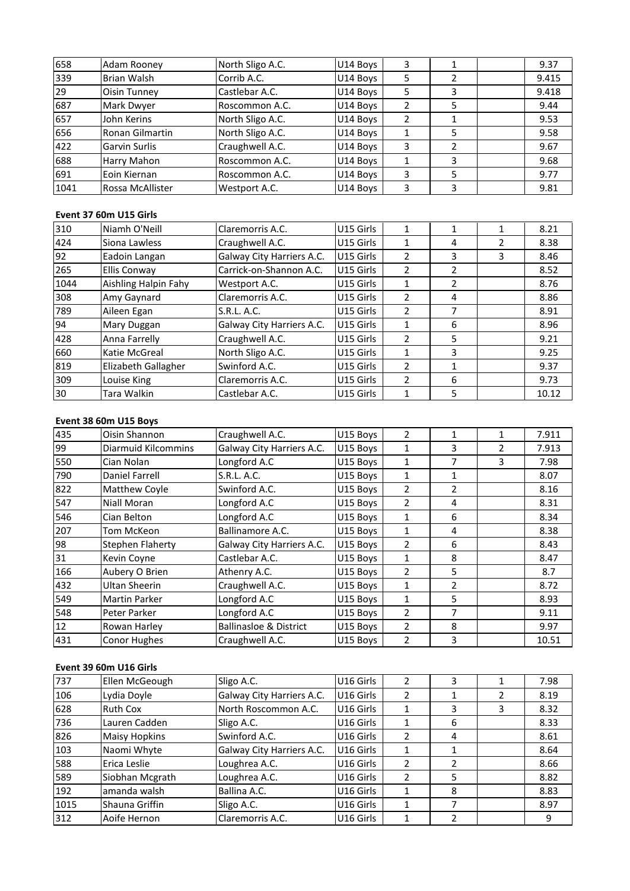| | | | | | | | |
|---|---|---|---|---|---|---|---|
| 658 | Adam Rooney | North Sligo A.C. | U14 Boys | 3 | 1 | | 9.37 |
| 339 | Brian Walsh | Corrib A.C. | U14 Boys | 5 | 2 | | 9.415 |
| 29 | Oisin Tunney | Castlebar A.C. | U14 Boys | 5 | 3 | | 9.418 |
| 687 | Mark Dwyer | Roscommon A.C. | U14 Boys | 2 | 5 | | 9.44 |
| 657 | John Kerins | North Sligo A.C. | U14 Boys | 2 | 1 | | 9.53 |
| 656 | Ronan Gilmartin | North Sligo A.C. | U14 Boys | 1 | 5 | | 9.58 |
| 422 | Garvin Surlis | Craughwell A.C. | U14 Boys | 3 | 2 | | 9.67 |
| 688 | Harry Mahon | Roscommon A.C. | U14 Boys | 1 | 3 | | 9.68 |
| 691 | Eoin Kiernan | Roscommon A.C. | U14 Boys | 3 | 5 | | 9.77 |
| 1041 | Rossa McAllister | Westport A.C. | U14 Boys | 3 | 3 | | 9.81 |

**Event 37 60m U15 Girls**

| | | | | | | | |
|---|---|---|---|---|---|---|---|
| 310 | Niamh O'Neill | Claremorris A.C. | U15 Girls | 1 | 1 | 1 | 8.21 |
| 424 | Siona Lawless | Craughwell A.C. | U15 Girls | 1 | 4 | 2 | 8.38 |
| 92 | Eadoin Langan | Galway City Harriers A.C. | U15 Girls | 2 | 3 | 3 | 8.46 |
| 265 | Ellis Conway | Carrick-on-Shannon A.C. | U15 Girls | 2 | 2 | | 8.52 |
| 1044 | Aishling Halpin Fahy | Westport A.C. | U15 Girls | 1 | 2 | | 8.76 |
| 308 | Amy Gaynard | Claremorris A.C. | U15 Girls | 2 | 4 | | 8.86 |
| 789 | Aileen Egan | S.R.L. A.C. | U15 Girls | 2 | 7 | | 8.91 |
| 94 | Mary Duggan | Galway City Harriers A.C. | U15 Girls | 1 | 6 | | 8.96 |
| 428 | Anna Farrelly | Craughwell A.C. | U15 Girls | 2 | 5 | | 9.21 |
| 660 | Katie McGreal | North Sligo A.C. | U15 Girls | 1 | 3 | | 9.25 |
| 819 | Elizabeth Gallagher | Swinford A.C. | U15 Girls | 2 | 1 | | 9.37 |
| 309 | Louise King | Claremorris A.C. | U15 Girls | 2 | 6 | | 9.73 |
| 30 | Tara Walkin | Castlebar A.C. | U15 Girls | 1 | 5 | | 10.12 |

**Event 38 60m U15 Boys**

| | | | | | | | |
|---|---|---|---|---|---|---|---|
| 435 | Oisin Shannon | Craughwell A.C. | U15 Boys | 2 | 1 | 1 | 7.911 |
| 99 | Diarmuid Kilcommins | Galway City Harriers A.C. | U15 Boys | 1 | 3 | 2 | 7.913 |
| 550 | Cian Nolan | Longford A.C | U15 Boys | 1 | 7 | 3 | 7.98 |
| 790 | Daniel Farrell | S.R.L. A.C. | U15 Boys | 1 | 1 | | 8.07 |
| 822 | Matthew Coyle | Swinford A.C. | U15 Boys | 2 | 2 | | 8.16 |
| 547 | Niall Moran | Longford A.C | U15 Boys | 2 | 4 | | 8.31 |
| 546 | Cian Belton | Longford A.C | U15 Boys | 1 | 6 | | 8.34 |
| 207 | Tom McKeon | Ballinamore A.C. | U15 Boys | 1 | 4 | | 8.38 |
| 98 | Stephen Flaherty | Galway City Harriers A.C. | U15 Boys | 2 | 6 | | 8.43 |
| 31 | Kevin Coyne | Castlebar A.C. | U15 Boys | 1 | 8 | | 8.47 |
| 166 | Aubery O Brien | Athenry A.C. | U15 Boys | 2 | 5 | | 8.7 |
| 432 | Ultan Sheerin | Craughwell A.C. | U15 Boys | 1 | 2 | | 8.72 |
| 549 | Martin Parker | Longford A.C | U15 Boys | 1 | 5 | | 8.93 |
| 548 | Peter Parker | Longford A.C | U15 Boys | 2 | 7 | | 9.11 |
| 12 | Rowan Harley | Ballinasloe & District | U15 Boys | 2 | 8 | | 9.97 |
| 431 | Conor Hughes | Craughwell A.C. | U15 Boys | 2 | 3 | | 10.51 |

**Event 39 60m U16 Girls**

| | | | | | | | |
|---|---|---|---|---|---|---|---|
| 737 | Ellen McGeough | Sligo A.C. | U16 Girls | 2 | 3 | 1 | 7.98 |
| 106 | Lydia Doyle | Galway City Harriers A.C. | U16 Girls | 2 | 1 | 2 | 8.19 |
| 628 | Ruth Cox | North Roscommon A.C. | U16 Girls | 1 | 3 | 3 | 8.32 |
| 736 | Lauren Cadden | Sligo A.C. | U16 Girls | 1 | 6 | | 8.33 |
| 826 | Maisy Hopkins | Swinford A.C. | U16 Girls | 2 | 4 | | 8.61 |
| 103 | Naomi Whyte | Galway City Harriers A.C. | U16 Girls | 1 | 1 | | 8.64 |
| 588 | Erica Leslie | Loughrea A.C. | U16 Girls | 2 | 2 | | 8.66 |
| 589 | Siobhan Mcgrath | Loughrea A.C. | U16 Girls | 2 | 5 | | 8.82 |
| 192 | amanda walsh | Ballina A.C. | U16 Girls | 1 | 8 | | 8.83 |
| 1015 | Shauna Griffin | Sligo A.C. | U16 Girls | 1 | 7 | | 8.97 |
| 312 | Aoife Hernon | Claremorris A.C. | U16 Girls | 1 | 2 | | 9 |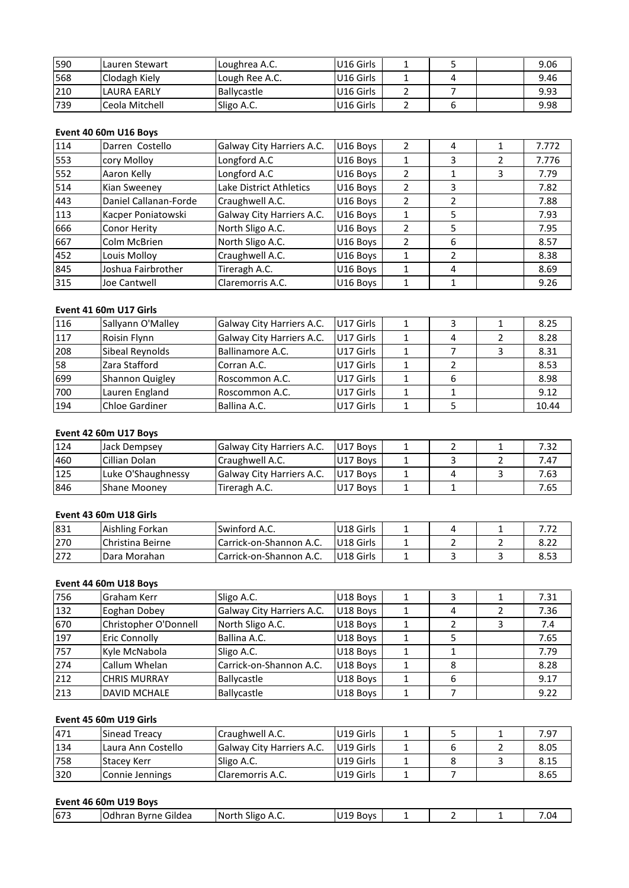| 590 | Lauren Stewart | Loughrea A.C. | U16 Girls | 1 | 5 | | 9.06 |
|---|---|---|---|---|---|---|---|
| 568 | Clodagh Kiely | Lough Ree A.C. | U16 Girls | 1 | 4 | | 9.46 |
| 210 | LAURA EARLY | Ballycastle | U16 Girls | 2 | 7 | | 9.93 |
| 739 | Ceola Mitchell | Sligo A.C. | U16 Girls | 2 | 6 | | 9.98 |

**Event 40 60m U16 Boys**

| 114 | Darren Costello | Galway City Harriers A.C. | U16 Boys | 2 | 4 | 1 | 7.772 |
|---|---|---|---|---|---|---|---|
| 553 | cory Molloy | Longford A.C | U16 Boys | 1 | 3 | 2 | 7.776 |
| 552 | Aaron Kelly | Longford A.C | U16 Boys | 2 | 1 | 3 | 7.79 |
| 514 | Kian Sweeney | Lake District Athletics | U16 Boys | 2 | 3 | | 7.82 |
| 443 | Daniel Callanan-Forde | Craughwell A.C. | U16 Boys | 2 | 2 | | 7.88 |
| 113 | Kacper Poniatowski | Galway City Harriers A.C. | U16 Boys | 1 | 5 | | 7.93 |
| 666 | Conor Herity | North Sligo A.C. | U16 Boys | 2 | 5 | | 7.95 |
| 667 | Colm McBrien | North Sligo A.C. | U16 Boys | 2 | 6 | | 8.57 |
| 452 | Louis Molloy | Craughwell A.C. | U16 Boys | 1 | 2 | | 8.38 |
| 845 | Joshua Fairbrother | Tireragh A.C. | U16 Boys | 1 | 4 | | 8.69 |
| 315 | Joe Cantwell | Claremorris A.C. | U16 Boys | 1 | 1 | | 9.26 |

**Event 41 60m U17 Girls**

| 116 | Sallyann O'Malley | Galway City Harriers A.C. | U17 Girls | 1 | 3 | 1 | 8.25 |
|---|---|---|---|---|---|---|---|
| 117 | Roisin Flynn | Galway City Harriers A.C. | U17 Girls | 1 | 4 | 2 | 8.28 |
| 208 | Sibeal Reynolds | Ballinamore A.C. | U17 Girls | 1 | 7 | 3 | 8.31 |
| 58 | Zara Stafford | Corran A.C. | U17 Girls | 1 | 2 | | 8.53 |
| 699 | Shannon Quigley | Roscommon A.C. | U17 Girls | 1 | 6 | | 8.98 |
| 700 | Lauren England | Roscommon A.C. | U17 Girls | 1 | 1 | | 9.12 |
| 194 | Chloe Gardiner | Ballina A.C. | U17 Girls | 1 | 5 | | 10.44 |

**Event 42 60m U17 Boys**

| 124 | Jack Dempsey | Galway City Harriers A.C. | U17 Boys | 1 | 2 | 1 | 7.32 |
|---|---|---|---|---|---|---|---|
| 460 | Cillian Dolan | Craughwell A.C. | U17 Boys | 1 | 3 | 2 | 7.47 |
| 125 | Luke O'Shaughnessy | Galway City Harriers A.C. | U17 Boys | 1 | 4 | 3 | 7.63 |
| 846 | Shane Mooney | Tireragh A.C. | U17 Boys | 1 | 1 | | 7.65 |

**Event 43 60m U18 Girls**

| 831 | Aishling Forkan | Swinford A.C. | U18 Girls | 1 | 4 | 1 | 7.72 |
|---|---|---|---|---|---|---|---|
| 270 | Christina Beirne | Carrick-on-Shannon A.C. | U18 Girls | 1 | 2 | 2 | 8.22 |
| 272 | Dara Morahan | Carrick-on-Shannon A.C. | U18 Girls | 1 | 3 | 3 | 8.53 |

**Event 44 60m U18 Boys**

| 756 | Graham Kerr | Sligo A.C. | U18 Boys | 1 | 3 | 1 | 7.31 |
|---|---|---|---|---|---|---|---|
| 132 | Eoghan Dobey | Galway City Harriers A.C. | U18 Boys | 1 | 4 | 2 | 7.36 |
| 670 | Christopher O'Donnell | North Sligo A.C. | U18 Boys | 1 | 2 | 3 | 7.4 |
| 197 | Eric Connolly | Ballina A.C. | U18 Boys | 1 | 5 | | 7.65 |
| 757 | Kyle McNabola | Sligo A.C. | U18 Boys | 1 | 1 | | 7.79 |
| 274 | Callum Whelan | Carrick-on-Shannon A.C. | U18 Boys | 1 | 8 | | 8.28 |
| 212 | CHRIS MURRAY | Ballycastle | U18 Boys | 1 | 6 | | 9.17 |
| 213 | DAVID MCHALE | Ballycastle | U18 Boys | 1 | 7 | | 9.22 |

**Event 45 60m U19 Girls**

| 471 | Sinead Treacy | Craughwell A.C. | U19 Girls | 1 | 5 | 1 | 7.97 |
|---|---|---|---|---|---|---|---|
| 134 | Laura Ann Costello | Galway City Harriers A.C. | U19 Girls | 1 | 6 | 2 | 8.05 |
| 758 | Stacey Kerr | Sligo A.C. | U19 Girls | 1 | 8 | 3 | 8.15 |
| 320 | Connie Jennings | Claremorris A.C. | U19 Girls | 1 | 7 | | 8.65 |

**Event 46 60m U19 Boys**

| 673 | Odhran Byrne Gildea | North Sligo A.C. | U19 Boys | 1 | 2 | 1 | 7.04 |
|---|---|---|---|---|---|---|---|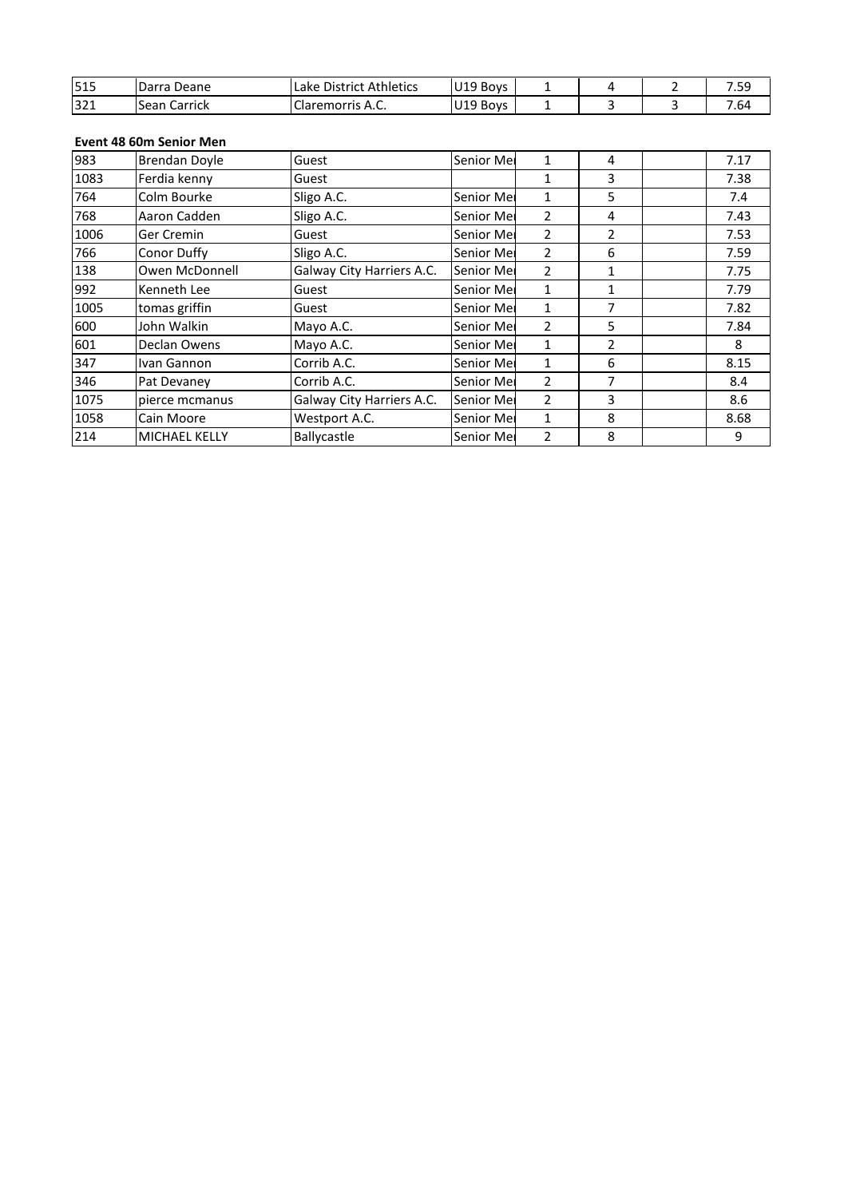| | | | | | | | |
|---|---|---|---|---|---|---|---|
| 515 | Darra Deane | Lake District Athletics | U19 Boys | 1 | 4 | 2 | 7.59 |
| 321 | Sean Carrick | Claremorris A.C. | U19 Boys | 1 | 3 | 3 | 7.64 |

**Event 48 60m Senior Men**

| | | | | | | | |
|---|---|---|---|---|---|---|---|
| 983 | Brendan Doyle | Guest | Senior Mer | 1 | 4 | | 7.17 |
| 1083 | Ferdia kenny | Guest | | 1 | 3 | | 7.38 |
| 764 | Colm Bourke | Sligo A.C. | Senior Mer | 1 | 5 | | 7.4 |
| 768 | Aaron Cadden | Sligo A.C. | Senior Mer | 2 | 4 | | 7.43 |
| 1006 | Ger Cremin | Guest | Senior Mer | 2 | 2 | | 7.53 |
| 766 | Conor Duffy | Sligo A.C. | Senior Mer | 2 | 6 | | 7.59 |
| 138 | Owen McDonnell | Galway City Harriers A.C. | Senior Mer | 2 | 1 | | 7.75 |
| 992 | Kenneth Lee | Guest | Senior Mer | 1 | 1 | | 7.79 |
| 1005 | tomas griffin | Guest | Senior Mer | 1 | 7 | | 7.82 |
| 600 | John Walkin | Mayo A.C. | Senior Mer | 2 | 5 | | 7.84 |
| 601 | Declan Owens | Mayo A.C. | Senior Mer | 1 | 2 | | 8 |
| 347 | Ivan Gannon | Corrib A.C. | Senior Mer | 1 | 6 | | 8.15 |
| 346 | Pat Devaney | Corrib A.C. | Senior Mer | 2 | 7 | | 8.4 |
| 1075 | pierce mcmanus | Galway City Harriers A.C. | Senior Mer | 2 | 3 | | 8.6 |
| 1058 | Cain Moore | Westport A.C. | Senior Mer | 1 | 8 | | 8.68 |
| 214 | MICHAEL KELLY | Ballycastle | Senior Mer | 2 | 8 | | 9 |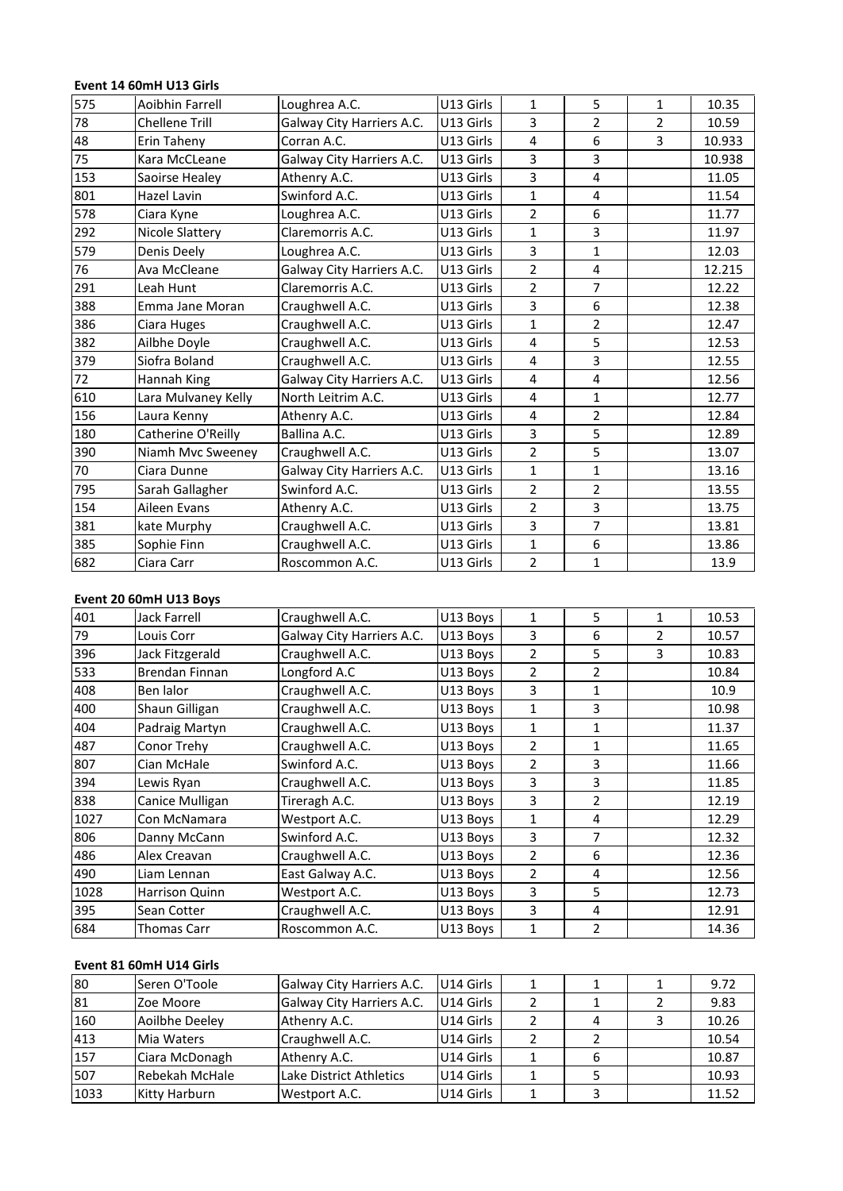**Event 14 60mH U13 Girls**

| | | | | | | | |
|---|---|---|---|---|---|---|---|
| 575 | Aoibhin Farrell | Loughrea A.C. | U13 Girls | 1 | 5 | 1 | 10.35 |
| 78 | Chellene Trill | Galway City Harriers A.C. | U13 Girls | 3 | 2 | 2 | 10.59 |
| 48 | Erin Taheny | Corran A.C. | U13 Girls | 4 | 6 | 3 | 10.933 |
| 75 | Kara McCLeane | Galway City Harriers A.C. | U13 Girls | 3 | 3 | | 10.938 |
| 153 | Saoirse Healey | Athenry A.C. | U13 Girls | 3 | 4 | | 11.05 |
| 801 | Hazel Lavin | Swinford A.C. | U13 Girls | 1 | 4 | | 11.54 |
| 578 | Ciara Kyne | Loughrea A.C. | U13 Girls | 2 | 6 | | 11.77 |
| 292 | Nicole Slattery | Claremorris A.C. | U13 Girls | 1 | 3 | | 11.97 |
| 579 | Denis Deely | Loughrea A.C. | U13 Girls | 3 | 1 | | 12.03 |
| 76 | Ava McCleane | Galway City Harriers A.C. | U13 Girls | 2 | 4 | | 12.215 |
| 291 | Leah Hunt | Claremorris A.C. | U13 Girls | 2 | 7 | | 12.22 |
| 388 | Emma Jane Moran | Craughwell A.C. | U13 Girls | 3 | 6 | | 12.38 |
| 386 | Ciara Huges | Craughwell A.C. | U13 Girls | 1 | 2 | | 12.47 |
| 382 | Ailbhe Doyle | Craughwell A.C. | U13 Girls | 4 | 5 | | 12.53 |
| 379 | Siofra Boland | Craughwell A.C. | U13 Girls | 4 | 3 | | 12.55 |
| 72 | Hannah King | Galway City Harriers A.C. | U13 Girls | 4 | 4 | | 12.56 |
| 610 | Lara Mulvaney Kelly | North Leitrim A.C. | U13 Girls | 4 | 1 | | 12.77 |
| 156 | Laura Kenny | Athenry A.C. | U13 Girls | 4 | 2 | | 12.84 |
| 180 | Catherine O'Reilly | Ballina A.C. | U13 Girls | 3 | 5 | | 12.89 |
| 390 | Niamh Mvc Sweeney | Craughwell A.C. | U13 Girls | 2 | 5 | | 13.07 |
| 70 | Ciara Dunne | Galway City Harriers A.C. | U13 Girls | 1 | 1 | | 13.16 |
| 795 | Sarah Gallagher | Swinford A.C. | U13 Girls | 2 | 2 | | 13.55 |
| 154 | Aileen Evans | Athenry A.C. | U13 Girls | 2 | 3 | | 13.75 |
| 381 | kate Murphy | Craughwell A.C. | U13 Girls | 3 | 7 | | 13.81 |
| 385 | Sophie Finn | Craughwell A.C. | U13 Girls | 1 | 6 | | 13.86 |
| 682 | Ciara Carr | Roscommon A.C. | U13 Girls | 2 | 1 | | 13.9 |

**Event 20 60mH U13 Boys**

| | | | | | | | |
|---|---|---|---|---|---|---|---|
| 401 | Jack Farrell | Craughwell A.C. | U13 Boys | 1 | 5 | 1 | 10.53 |
| 79 | Louis Corr | Galway City Harriers A.C. | U13 Boys | 3 | 6 | 2 | 10.57 |
| 396 | Jack Fitzgerald | Craughwell A.C. | U13 Boys | 2 | 5 | 3 | 10.83 |
| 533 | Brendan Finnan | Longford A.C | U13 Boys | 2 | 2 | | 10.84 |
| 408 | Ben lalor | Craughwell A.C. | U13 Boys | 3 | 1 | | 10.9 |
| 400 | Shaun Gilligan | Craughwell A.C. | U13 Boys | 1 | 3 | | 10.98 |
| 404 | Padraig Martyn | Craughwell A.C. | U13 Boys | 1 | 1 | | 11.37 |
| 487 | Conor Trehy | Craughwell A.C. | U13 Boys | 2 | 1 | | 11.65 |
| 807 | Cian McHale | Swinford A.C. | U13 Boys | 2 | 3 | | 11.66 |
| 394 | Lewis Ryan | Craughwell A.C. | U13 Boys | 3 | 3 | | 11.85 |
| 838 | Canice Mulligan | Tireragh A.C. | U13 Boys | 3 | 2 | | 12.19 |
| 1027 | Con McNamara | Westport A.C. | U13 Boys | 1 | 4 | | 12.29 |
| 806 | Danny McCann | Swinford A.C. | U13 Boys | 3 | 7 | | 12.32 |
| 486 | Alex Creavan | Craughwell A.C. | U13 Boys | 2 | 6 | | 12.36 |
| 490 | Liam Lennan | East Galway A.C. | U13 Boys | 2 | 4 | | 12.56 |
| 1028 | Harrison Quinn | Westport A.C. | U13 Boys | 3 | 5 | | 12.73 |
| 395 | Sean Cotter | Craughwell A.C. | U13 Boys | 3 | 4 | | 12.91 |
| 684 | Thomas Carr | Roscommon A.C. | U13 Boys | 1 | 2 | | 14.36 |

**Event 81 60mH U14 Girls**

| | | | | | | | |
|---|---|---|---|---|---|---|---|
| 80 | Seren O'Toole | Galway City Harriers A.C. | U14 Girls | 1 | 1 | 1 | 9.72 |
| 81 | Zoe Moore | Galway City Harriers A.C. | U14 Girls | 2 | 1 | 2 | 9.83 |
| 160 | Aoilbhe Deeley | Athenry A.C. | U14 Girls | 2 | 4 | 3 | 10.26 |
| 413 | Mia Waters | Craughwell A.C. | U14 Girls | 2 | 2 | | 10.54 |
| 157 | Ciara McDonagh | Athenry A.C. | U14 Girls | 1 | 6 | | 10.87 |
| 507 | Rebekah McHale | Lake District Athletics | U14 Girls | 1 | 5 | | 10.93 |
| 1033 | Kitty Harburn | Westport A.C. | U14 Girls | 1 | 3 | | 11.52 |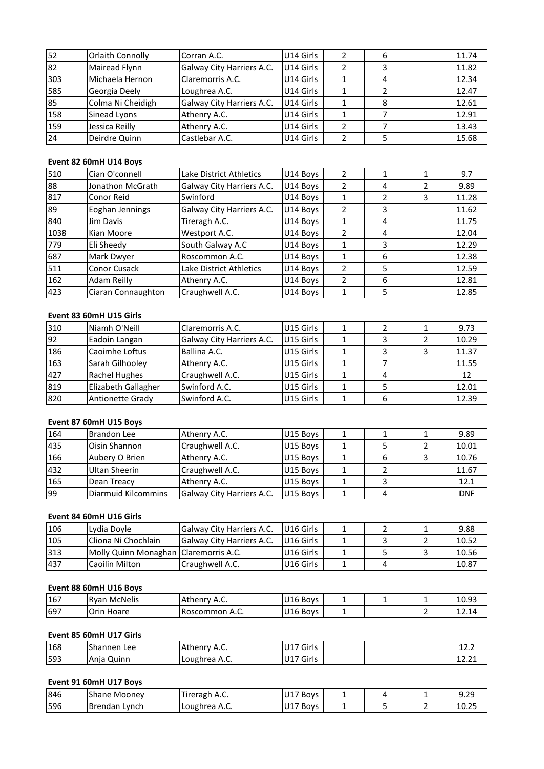| | | | | | | | |
|---|---|---|---|---|---|---|---|
| 52 | Orlaith Connolly | Corran A.C. | U14 Girls | 2 | 6 | | 11.74 |
| 82 | Mairead Flynn | Galway City Harriers A.C. | U14 Girls | 2 | 3 | | 11.82 |
| 303 | Michaela Hernon | Claremorris A.C. | U14 Girls | 1 | 4 | | 12.34 |
| 585 | Georgia Deely | Loughrea A.C. | U14 Girls | 1 | 2 | | 12.47 |
| 85 | Colma Ni Cheidigh | Galway City Harriers A.C. | U14 Girls | 1 | 8 | | 12.61 |
| 158 | Sinead Lyons | Athenry A.C. | U14 Girls | 1 | 7 | | 12.91 |
| 159 | Jessica Reilly | Athenry A.C. | U14 Girls | 2 | 7 | | 13.43 |
| 24 | Deirdre Quinn | Castlebar A.C. | U14 Girls | 2 | 5 | | 15.68 |

**Event 82 60mH U14 Boys**

| | | | | | | | |
|---|---|---|---|---|---|---|---|
| 510 | Cian O'connell | Lake District Athletics | U14 Boys | 2 | 1 | 1 | 9.7 |
| 88 | Jonathon McGrath | Galway City Harriers A.C. | U14 Boys | 2 | 4 | 2 | 9.89 |
| 817 | Conor Reid | Swinford | U14 Boys | 1 | 2 | 3 | 11.28 |
| 89 | Eoghan Jennings | Galway City Harriers A.C. | U14 Boys | 2 | 3 | | 11.62 |
| 840 | Jim Davis | Tireragh A.C. | U14 Boys | 1 | 4 | | 11.75 |
| 1038 | Kian Moore | Westport A.C. | U14 Boys | 2 | 4 | | 12.04 |
| 779 | Eli Sheedy | South Galway A.C | U14 Boys | 1 | 3 | | 12.29 |
| 687 | Mark Dwyer | Roscommon A.C. | U14 Boys | 1 | 6 | | 12.38 |
| 511 | Conor Cusack | Lake District Athletics | U14 Boys | 2 | 5 | | 12.59 |
| 162 | Adam Reilly | Athenry A.C. | U14 Boys | 2 | 6 | | 12.81 |
| 423 | Ciaran Connaughton | Craughwell A.C. | U14 Boys | 1 | 5 | | 12.85 |

**Event 83 60mH U15 Girls**

| | | | | | | | |
|---|---|---|---|---|---|---|---|
| 310 | Niamh O'Neill | Claremorris A.C. | U15 Girls | 1 | 2 | 1 | 9.73 |
| 92 | Eadoin Langan | Galway City Harriers A.C. | U15 Girls | 1 | 3 | 2 | 10.29 |
| 186 | Caoimhe Loftus | Ballina A.C. | U15 Girls | 1 | 3 | 3 | 11.37 |
| 163 | Sarah Gilhooley | Athenry A.C. | U15 Girls | 1 | 7 | | 11.55 |
| 427 | Rachel Hughes | Craughwell A.C. | U15 Girls | 1 | 4 | | 12 |
| 819 | Elizabeth Gallagher | Swinford A.C. | U15 Girls | 1 | 5 | | 12.01 |
| 820 | Antionette Grady | Swinford A.C. | U15 Girls | 1 | 6 | | 12.39 |

**Event 87 60mH U15 Boys**

| | | | | | | | |
|---|---|---|---|---|---|---|---|
| 164 | Brandon Lee | Athenry A.C. | U15 Boys | 1 | 1 | 1 | 9.89 |
| 435 | Oisin Shannon | Craughwell A.C. | U15 Boys | 1 | 5 | 2 | 10.01 |
| 166 | Aubery O Brien | Athenry A.C. | U15 Boys | 1 | 6 | 3 | 10.76 |
| 432 | Ultan Sheerin | Craughwell A.C. | U15 Boys | 1 | 2 | | 11.67 |
| 165 | Dean Treacy | Athenry A.C. | U15 Boys | 1 | 3 | | 12.1 |
| 99 | Diarmuid Kilcommins | Galway City Harriers A.C. | U15 Boys | 1 | 4 | | DNF |

**Event 84 60mH U16 Girls**

| | | | | | | | |
|---|---|---|---|---|---|---|---|
| 106 | Lydia Doyle | Galway City Harriers A.C. | U16 Girls | 1 | 2 | 1 | 9.88 |
| 105 | Cliona Ni Chochlain | Galway City Harriers A.C. | U16 Girls | 1 | 3 | 2 | 10.52 |
| 313 | Molly Quinn Monaghan | Claremorris A.C. | U16 Girls | 1 | 5 | 3 | 10.56 |
| 437 | Caoilin Milton | Craughwell A.C. | U16 Girls | 1 | 4 | | 10.87 |

**Event 88 60mH U16 Boys**

| | | | | | | | |
|---|---|---|---|---|---|---|---|
| 167 | Ryan McNelis | Athenry A.C. | U16 Boys | 1 | 1 | 1 | 10.93 |
| 697 | Orin Hoare | Roscommon A.C. | U16 Boys | 1 | | 2 | 12.14 |

**Event 85 60mH U17 Girls**

| | | | | | | | |
|---|---|---|---|---|---|---|---|
| 168 | Shannen Lee | Athenry A.C. | U17 Girls | | | | 12.2 |
| 593 | Anja Quinn | Loughrea A.C. | U17 Girls | | | | 12.21 |

**Event 91 60mH U17 Boys**

| | | | | | | | |
|---|---|---|---|---|---|---|---|
| 846 | Shane Mooney | Tireragh A.C. | U17 Boys | 1 | 4 | 1 | 9.29 |
| 596 | Brendan Lynch | Loughrea A.C. | U17 Boys | 1 | 5 | 2 | 10.25 |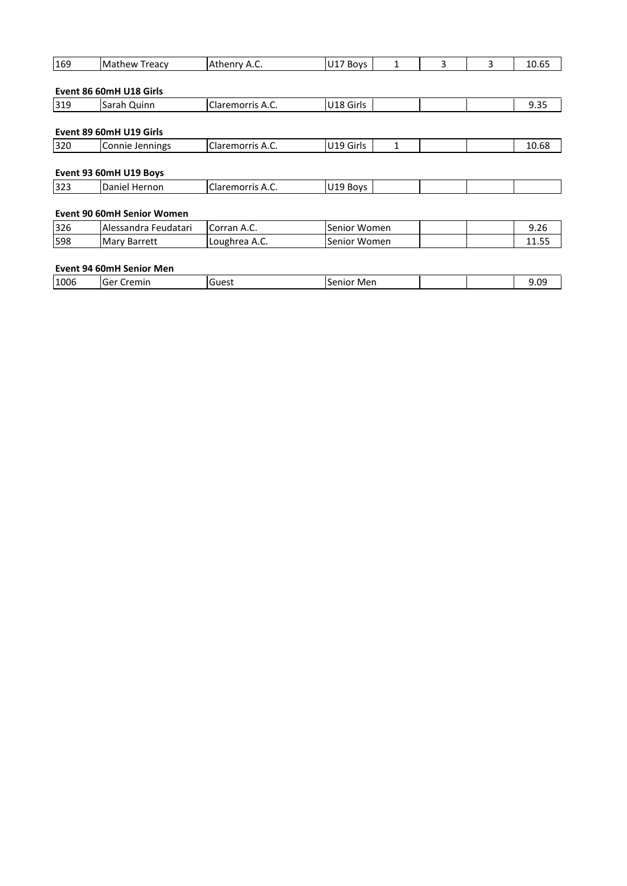| | | | | | | | |
|---|---|---|---|---|---|---|---|
| 169 | Mathew Treacy | Athenry A.C. | U17 Boys | 1 | 3 | 3 | 10.65 |

**Event 86 60mH U18 Girls**

| | | | | | | | |
|---|---|---|---|---|---|---|---|
| 319 | Sarah Quinn | Claremorris A.C. | U18 Girls | | | | 9.35 |

**Event 89 60mH U19 Girls**

| | | | | | | | |
|---|---|---|---|---|---|---|---|
| 320 | Connie Jennings | Claremorris A.C. | U19 Girls | 1 | | | 10.68 |

**Event 93 60mH U19 Boys**

| | | | | | | | |
|---|---|---|---|---|---|---|---|
| 323 | Daniel Hernon | Claremorris A.C. | U19 Boys | | | | |

**Event 90 60mH Senior Women**

| | | | | | | |
|---|---|---|---|---|---|---|
| 326 | Alessandra Feudatari | Corran A.C. | Senior Women | | | 9.26 |
| 598 | Mary Barrett | Loughrea A.C. | Senior Women | | | 11.55 |

**Event 94 60mH Senior Men**

| | | | | | | |
|---|---|---|---|---|---|---|
| 1006 | Ger Cremin | Guest | Senior Men | | | 9.09 |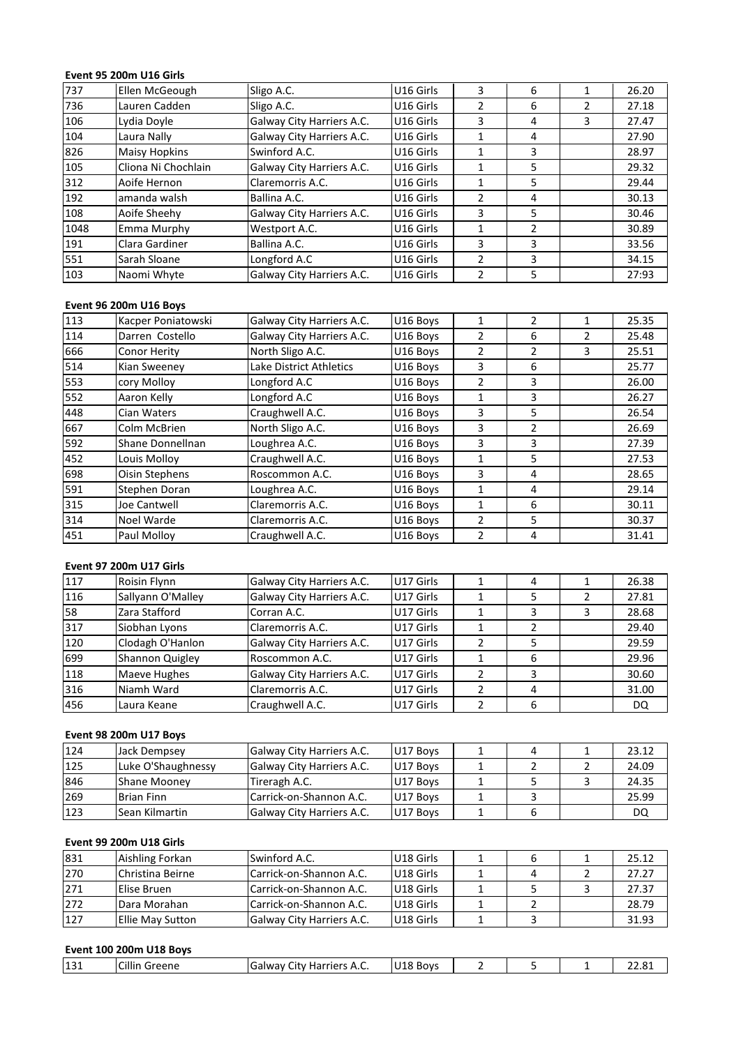**Event 95 200m U16 Girls**

| | | | | | | | |
|---|---|---|---|---|---|---|---|
| 737 | Ellen McGeough | Sligo A.C. | U16 Girls | 3 | 6 | 1 | 26.20 |
| 736 | Lauren Cadden | Sligo A.C. | U16 Girls | 2 | 6 | 2 | 27.18 |
| 106 | Lydia Doyle | Galway City Harriers A.C. | U16 Girls | 3 | 4 | 3 | 27.47 |
| 104 | Laura Nally | Galway City Harriers A.C. | U16 Girls | 1 | 4 | | 27.90 |
| 826 | Maisy Hopkins | Swinford A.C. | U16 Girls | 1 | 3 | | 28.97 |
| 105 | Cliona Ni Chochlain | Galway City Harriers A.C. | U16 Girls | 1 | 5 | | 29.32 |
| 312 | Aoife Hernon | Claremorris A.C. | U16 Girls | 1 | 5 | | 29.44 |
| 192 | amanda walsh | Ballina A.C. | U16 Girls | 2 | 4 | | 30.13 |
| 108 | Aoife Sheehy | Galway City Harriers A.C. | U16 Girls | 3 | 5 | | 30.46 |
| 1048 | Emma Murphy | Westport A.C. | U16 Girls | 1 | 2 | | 30.89 |
| 191 | Clara Gardiner | Ballina A.C. | U16 Girls | 3 | 3 | | 33.56 |
| 551 | Sarah Sloane | Longford A.C | U16 Girls | 2 | 3 | | 34.15 |
| 103 | Naomi Whyte | Galway City Harriers A.C. | U16 Girls | 2 | 5 | | 27:93 |

**Event 96 200m U16 Boys**

| | | | | | | | |
|---|---|---|---|---|---|---|---|
| 113 | Kacper Poniatowski | Galway City Harriers A.C. | U16 Boys | 1 | 2 | 1 | 25.35 |
| 114 | Darren Costello | Galway City Harriers A.C. | U16 Boys | 2 | 6 | 2 | 25.48 |
| 666 | Conor Herity | North Sligo A.C. | U16 Boys | 2 | 2 | 3 | 25.51 |
| 514 | Kian Sweeney | Lake District Athletics | U16 Boys | 3 | 6 | | 25.77 |
| 553 | cory Molloy | Longford A.C | U16 Boys | 2 | 3 | | 26.00 |
| 552 | Aaron Kelly | Longford A.C | U16 Boys | 1 | 3 | | 26.27 |
| 448 | Cian Waters | Craughwell A.C. | U16 Boys | 3 | 5 | | 26.54 |
| 667 | Colm McBrien | North Sligo A.C. | U16 Boys | 3 | 2 | | 26.69 |
| 592 | Shane Donnellnan | Loughrea A.C. | U16 Boys | 3 | 3 | | 27.39 |
| 452 | Louis Molloy | Craughwell A.C. | U16 Boys | 1 | 5 | | 27.53 |
| 698 | Oisin Stephens | Roscommon A.C. | U16 Boys | 3 | 4 | | 28.65 |
| 591 | Stephen Doran | Loughrea A.C. | U16 Boys | 1 | 4 | | 29.14 |
| 315 | Joe Cantwell | Claremorris A.C. | U16 Boys | 1 | 6 | | 30.11 |
| 314 | Noel Warde | Claremorris A.C. | U16 Boys | 2 | 5 | | 30.37 |
| 451 | Paul Molloy | Craughwell A.C. | U16 Boys | 2 | 4 | | 31.41 |

**Event 97 200m U17 Girls**

| | | | | | | | |
|---|---|---|---|---|---|---|---|
| 117 | Roisin Flynn | Galway City Harriers A.C. | U17 Girls | 1 | 4 | 1 | 26.38 |
| 116 | Sallyann O'Malley | Galway City Harriers A.C. | U17 Girls | 1 | 5 | 2 | 27.81 |
| 58 | Zara Stafford | Corran A.C. | U17 Girls | 1 | 3 | 3 | 28.68 |
| 317 | Siobhan Lyons | Claremorris A.C. | U17 Girls | 1 | 2 | | 29.40 |
| 120 | Clodagh O'Hanlon | Galway City Harriers A.C. | U17 Girls | 2 | 5 | | 29.59 |
| 699 | Shannon Quigley | Roscommon A.C. | U17 Girls | 1 | 6 | | 29.96 |
| 118 | Maeve Hughes | Galway City Harriers A.C. | U17 Girls | 2 | 3 | | 30.60 |
| 316 | Niamh Ward | Claremorris A.C. | U17 Girls | 2 | 4 | | 31.00 |
| 456 | Laura Keane | Craughwell A.C. | U17 Girls | 2 | 6 | | DQ |

**Event 98 200m U17 Boys**

| | | | | | | | |
|---|---|---|---|---|---|---|---|
| 124 | Jack Dempsey | Galway City Harriers A.C. | U17 Boys | 1 | 4 | 1 | 23.12 |
| 125 | Luke O'Shaughnessy | Galway City Harriers A.C. | U17 Boys | 1 | 2 | 2 | 24.09 |
| 846 | Shane Mooney | Tireragh A.C. | U17 Boys | 1 | 5 | 3 | 24.35 |
| 269 | Brian Finn | Carrick-on-Shannon A.C. | U17 Boys | 1 | 3 | | 25.99 |
| 123 | Sean Kilmartin | Galway City Harriers A.C. | U17 Boys | 1 | 6 | | DQ |

**Event 99 200m U18 Girls**

| | | | | | | | |
|---|---|---|---|---|---|---|---|
| 831 | Aishling Forkan | Swinford A.C. | U18 Girls | 1 | 6 | 1 | 25.12 |
| 270 | Christina Beirne | Carrick-on-Shannon A.C. | U18 Girls | 1 | 4 | 2 | 27.27 |
| 271 | Elise Bruen | Carrick-on-Shannon A.C. | U18 Girls | 1 | 5 | 3 | 27.37 |
| 272 | Dara Morahan | Carrick-on-Shannon A.C. | U18 Girls | 1 | 2 | | 28.79 |
| 127 | Ellie May Sutton | Galway City Harriers A.C. | U18 Girls | 1 | 3 | | 31.93 |

**Event 100 200m U18 Boys**

| | | | | | | | |
|---|---|---|---|---|---|---|---|
| 131 | Cillin Greene | Galway City Harriers A.C. | U18 Boys | 2 | 5 | 1 | 22.81 |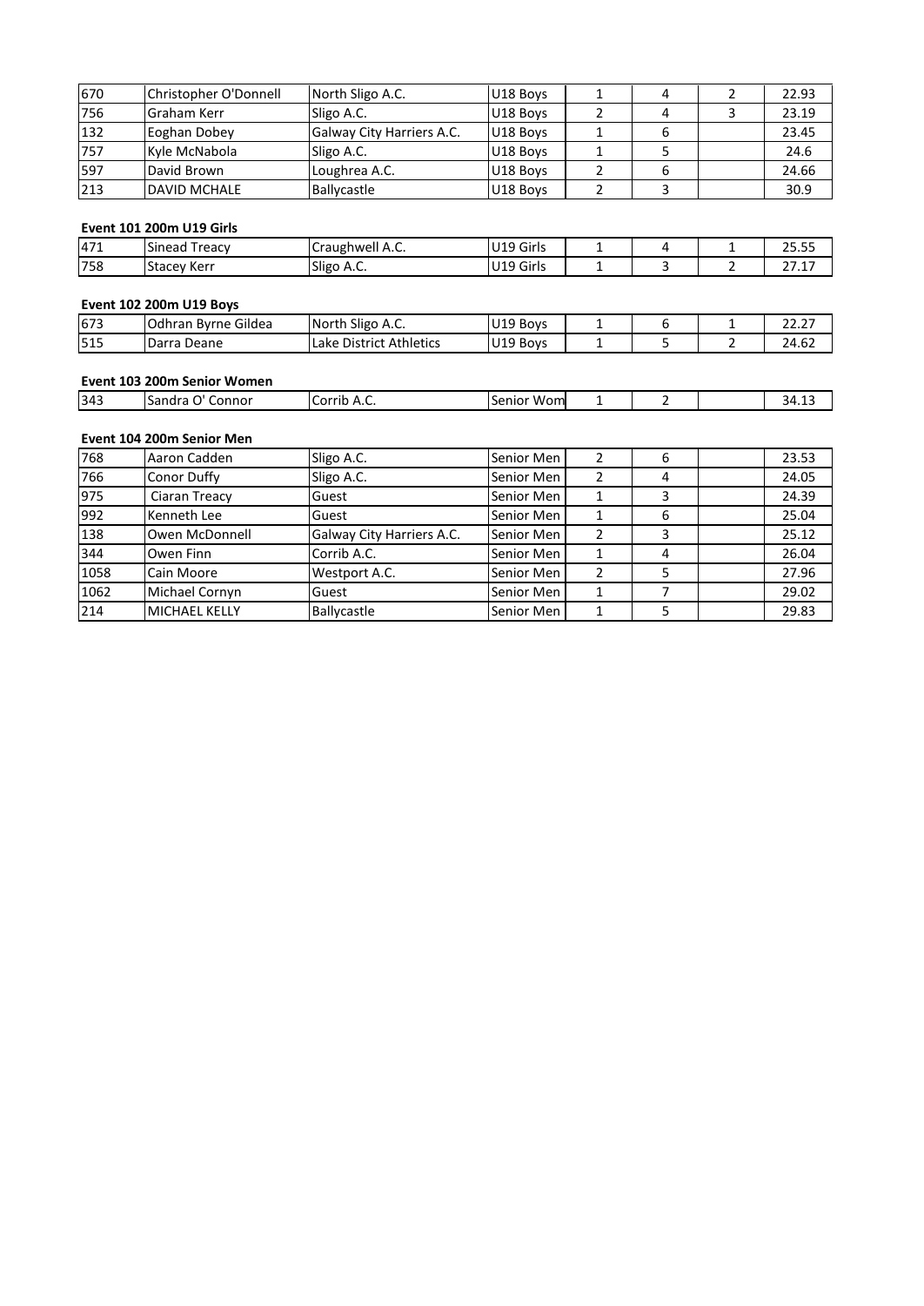| | | | | | | | |
|---|---|---|---|---|---|---|---|
| 670 | Christopher O'Donnell | North Sligo A.C. | U18 Boys | 1 | 4 | 2 | 22.93 |
| 756 | Graham Kerr | Sligo A.C. | U18 Boys | 2 | 4 | 3 | 23.19 |
| 132 | Eoghan Dobey | Galway City Harriers A.C. | U18 Boys | 1 | 6 | | 23.45 |
| 757 | Kyle McNabola | Sligo A.C. | U18 Boys | 1 | 5 | | 24.6 |
| 597 | David Brown | Loughrea A.C. | U18 Boys | 2 | 6 | | 24.66 |
| 213 | DAVID MCHALE | Ballycastle | U18 Boys | 2 | 3 | | 30.9 |

**Event 101 200m U19 Girls**

| | | | | | | | |
|---|---|---|---|---|---|---|---|
| 471 | Sinead Treacy | Craughwell A.C. | U19 Girls | 1 | 4 | 1 | 25.55 |
| 758 | Stacey Kerr | Sligo A.C. | U19 Girls | 1 | 3 | 2 | 27.17 |

**Event 102 200m U19 Boys**

| | | | | | | | |
|---|---|---|---|---|---|---|---|
| 673 | Odhran Byrne Gildea | North Sligo A.C. | U19 Boys | 1 | 6 | 1 | 22.27 |
| 515 | Darra Deane | Lake District Athletics | U19 Boys | 1 | 5 | 2 | 24.62 |

**Event 103 200m Senior Women**

| | | | | | | | |
|---|---|---|---|---|---|---|---|
| 343 | Sandra O' Connor | Corrib A.C. | Senior Wom | 1 | 2 | | 34.13 |

**Event 104 200m Senior Men**

| | | | | | | | |
|---|---|---|---|---|---|---|---|
| 768 | Aaron Cadden | Sligo A.C. | Senior Men | 2 | 6 | | 23.53 |
| 766 | Conor Duffy | Sligo A.C. | Senior Men | 2 | 4 | | 24.05 |
| 975 | Ciaran Treacy | Guest | Senior Men | 1 | 3 | | 24.39 |
| 992 | Kenneth Lee | Guest | Senior Men | 1 | 6 | | 25.04 |
| 138 | Owen McDonnell | Galway City Harriers A.C. | Senior Men | 2 | 3 | | 25.12 |
| 344 | Owen Finn | Corrib A.C. | Senior Men | 1 | 4 | | 26.04 |
| 1058 | Cain Moore | Westport A.C. | Senior Men | 2 | 5 | | 27.96 |
| 1062 | Michael Cornyn | Guest | Senior Men | 1 | 7 | | 29.02 |
| 214 | MICHAEL KELLY | Ballycastle | Senior Men | 1 | 5 | | 29.83 |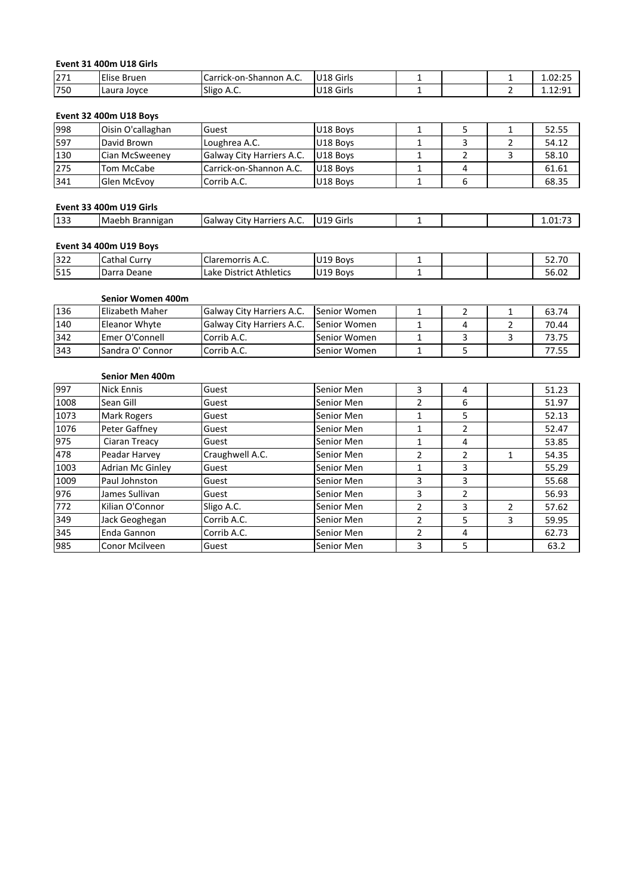**Event 31 400m U18 Girls**

| | | | | | | | |
|---|---|---|---|---|---|---|---|
| 271 | Elise Bruen | Carrick-on-Shannon A.C. | U18 Girls | 1 | | 1 | 1.02:25 |
| 750 | Laura Joyce | Sligo A.C. | U18 Girls | 1 | | 2 | 1.12:91 |

**Event 32 400m U18 Boys**

| | | | | | | | |
|---|---|---|---|---|---|---|---|
| 998 | Oisin O'callaghan | Guest | U18 Boys | 1 | 5 | 1 | 52.55 |
| 597 | David Brown | Loughrea A.C. | U18 Boys | 1 | 3 | 2 | 54.12 |
| 130 | Cian McSweeney | Galway City Harriers A.C. | U18 Boys | 1 | 2 | 3 | 58.10 |
| 275 | Tom McCabe | Carrick-on-Shannon A.C. | U18 Boys | 1 | 4 | | 61.61 |
| 341 | Glen McEvoy | Corrib A.C. | U18 Boys | 1 | 6 | | 68.35 |

**Event 33 400m U19 Girls**

| | | | | | | | |
|---|---|---|---|---|---|---|---|
| 133 | Maebh Brannigan | Galway City Harriers A.C. | U19 Girls | 1 | | | 1.01:73 |

**Event 34 400m U19 Boys**

| | | | | | | | |
|---|---|---|---|---|---|---|---|
| 322 | Cathal Curry | Claremorris A.C. | U19 Boys | 1 | | | 52.70 |
| 515 | Darra Deane | Lake District Athletics | U19 Boys | 1 | | | 56.02 |

**Senior Women 400m**

| | | | | | | | |
|---|---|---|---|---|---|---|---|
| 136 | Elizabeth Maher | Galway City Harriers A.C. | Senior Women | 1 | 2 | 1 | 63.74 |
| 140 | Eleanor Whyte | Galway City Harriers A.C. | Senior Women | 1 | 4 | 2 | 70.44 |
| 342 | Emer O'Connell | Corrib A.C. | Senior Women | 1 | 3 | 3 | 73.75 |
| 343 | Sandra O' Connor | Corrib A.C. | Senior Women | 1 | 5 | | 77.55 |

**Senior Men 400m**

| | | | | | | | |
|---|---|---|---|---|---|---|---|
| 997 | Nick Ennis | Guest | Senior Men | 3 | 4 | | 51.23 |
| 1008 | Sean Gill | Guest | Senior Men | 2 | 6 | | 51.97 |
| 1073 | Mark Rogers | Guest | Senior Men | 1 | 5 | | 52.13 |
| 1076 | Peter Gaffney | Guest | Senior Men | 1 | 2 | | 52.47 |
| 975 | Ciaran Treacy | Guest | Senior Men | 1 | 4 | | 53.85 |
| 478 | Peadar Harvey | Craughwell A.C. | Senior Men | 2 | 2 | 1 | 54.35 |
| 1003 | Adrian Mc Ginley | Guest | Senior Men | 1 | 3 | | 55.29 |
| 1009 | Paul Johnston | Guest | Senior Men | 3 | 3 | | 55.68 |
| 976 | James Sullivan | Guest | Senior Men | 3 | 2 | | 56.93 |
| 772 | Kilian O'Connor | Sligo A.C. | Senior Men | 2 | 3 | 2 | 57.62 |
| 349 | Jack Geoghegan | Corrib A.C. | Senior Men | 2 | 5 | 3 | 59.95 |
| 345 | Enda Gannon | Corrib A.C. | Senior Men | 2 | 4 | | 62.73 |
| 985 | Conor Mcilveen | Guest | Senior Men | 3 | 5 | | 63.2 |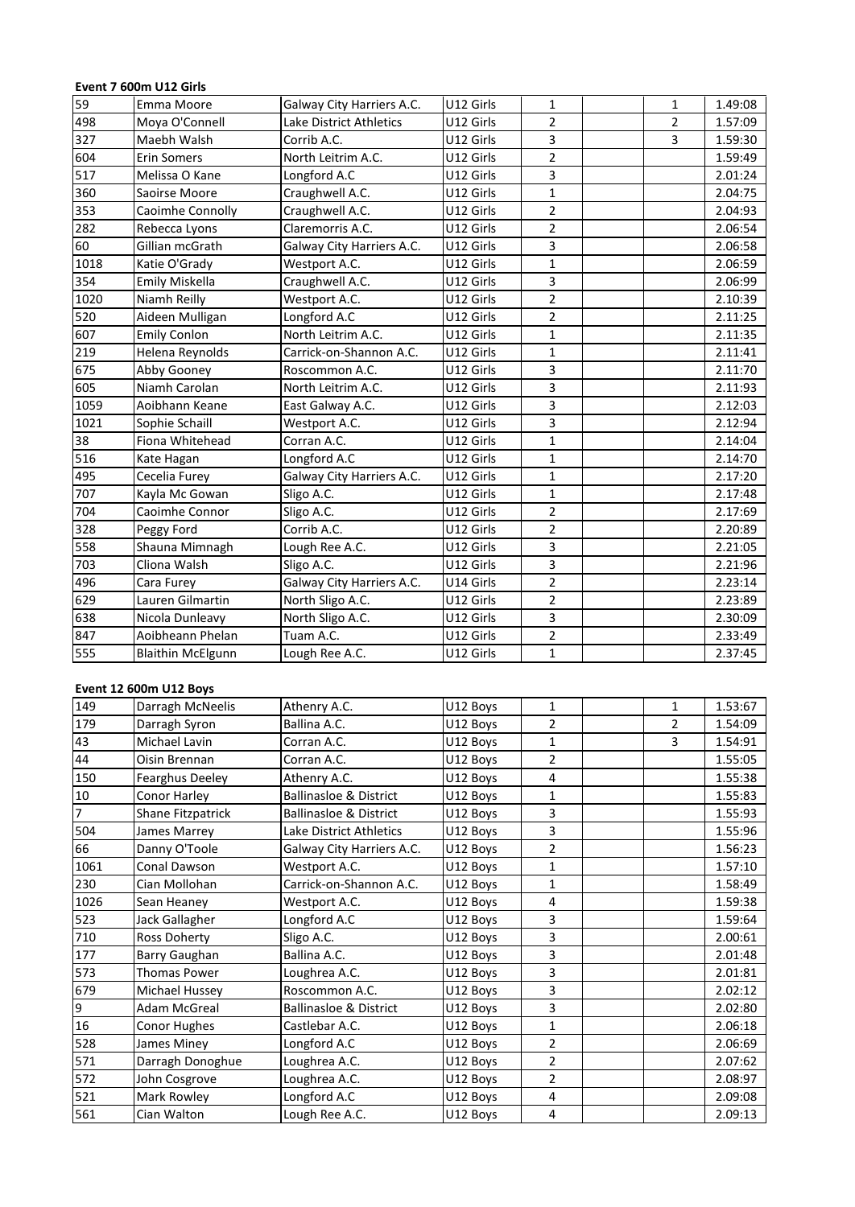**Event 7 600m U12 Girls**

| | | | | | | | |
|---|---|---|---|---|---|---|---|
| 59 | Emma Moore | Galway City Harriers A.C. | U12 Girls | 1 | | 1 | 1.49:08 |
| 498 | Moya O'Connell | Lake District Athletics | U12 Girls | 2 | | 2 | 1.57:09 |
| 327 | Maebh Walsh | Corrib A.C. | U12 Girls | 3 | | 3 | 1.59:30 |
| 604 | Erin Somers | North Leitrim A.C. | U12 Girls | 2 | | | 1.59:49 |
| 517 | Melissa O Kane | Longford A.C | U12 Girls | 3 | | | 2.01:24 |
| 360 | Saoirse Moore | Craughwell A.C. | U12 Girls | 1 | | | 2.04:75 |
| 353 | Caoimhe Connolly | Craughwell A.C. | U12 Girls | 2 | | | 2.04:93 |
| 282 | Rebecca Lyons | Claremorris A.C. | U12 Girls | 2 | | | 2.06:54 |
| 60 | Gillian mcGrath | Galway City Harriers A.C. | U12 Girls | 3 | | | 2.06:58 |
| 1018 | Katie O'Grady | Westport A.C. | U12 Girls | 1 | | | 2.06:59 |
| 354 | Emily Miskella | Craughwell A.C. | U12 Girls | 3 | | | 2.06:99 |
| 1020 | Niamh Reilly | Westport A.C. | U12 Girls | 2 | | | 2.10:39 |
| 520 | Aideen Mulligan | Longford A.C | U12 Girls | 2 | | | 2.11:25 |
| 607 | Emily Conlon | North Leitrim A.C. | U12 Girls | 1 | | | 2.11:35 |
| 219 | Helena Reynolds | Carrick-on-Shannon A.C. | U12 Girls | 1 | | | 2.11:41 |
| 675 | Abby Gooney | Roscommon A.C. | U12 Girls | 3 | | | 2.11:70 |
| 605 | Niamh Carolan | North Leitrim A.C. | U12 Girls | 3 | | | 2.11:93 |
| 1059 | Aoibhann Keane | East Galway A.C. | U12 Girls | 3 | | | 2.12:03 |
| 1021 | Sophie Schaill | Westport A.C. | U12 Girls | 3 | | | 2.12:94 |
| 38 | Fiona Whitehead | Corran A.C. | U12 Girls | 1 | | | 2.14:04 |
| 516 | Kate Hagan | Longford A.C | U12 Girls | 1 | | | 2.14:70 |
| 495 | Cecelia Furey | Galway City Harriers A.C. | U12 Girls | 1 | | | 2.17:20 |
| 707 | Kayla Mc Gowan | Sligo A.C. | U12 Girls | 1 | | | 2.17:48 |
| 704 | Caoimhe Connor | Sligo A.C. | U12 Girls | 2 | | | 2.17:69 |
| 328 | Peggy Ford | Corrib A.C. | U12 Girls | 2 | | | 2.20:89 |
| 558 | Shauna Mimnagh | Lough Ree A.C. | U12 Girls | 3 | | | 2.21:05 |
| 703 | Cliona Walsh | Sligo A.C. | U12 Girls | 3 | | | 2.21:96 |
| 496 | Cara Furey | Galway City Harriers A.C. | U14 Girls | 2 | | | 2.23:14 |
| 629 | Lauren Gilmartin | North Sligo A.C. | U12 Girls | 2 | | | 2.23:89 |
| 638 | Nicola Dunleavy | North Sligo A.C. | U12 Girls | 3 | | | 2.30:09 |
| 847 | Aoibheann Phelan | Tuam A.C. | U12 Girls | 2 | | | 2.33:49 |
| 555 | Blaithin McElgunn | Lough Ree A.C. | U12 Girls | 1 | | | 2.37:45 |

**Event 12 600m U12 Boys**

| | | | | | | | |
|---|---|---|---|---|---|---|---|
| 149 | Darragh McNeelis | Athenry A.C. | U12 Boys | 1 | | 1 | 1.53:67 |
| 179 | Darragh Syron | Ballina A.C. | U12 Boys | 2 | | 2 | 1.54:09 |
| 43 | Michael Lavin | Corran A.C. | U12 Boys | 1 | | 3 | 1.54:91 |
| 44 | Oisin Brennan | Corran A.C. | U12 Boys | 2 | | | 1.55:05 |
| 150 | Fearghus Deeley | Athenry A.C. | U12 Boys | 4 | | | 1.55:38 |
| 10 | Conor Harley | Ballinasloe & District | U12 Boys | 1 | | | 1.55:83 |
| 7 | Shane Fitzpatrick | Ballinasloe & District | U12 Boys | 3 | | | 1.55:93 |
| 504 | James Marrey | Lake District Athletics | U12 Boys | 3 | | | 1.55:96 |
| 66 | Danny O'Toole | Galway City Harriers A.C. | U12 Boys | 2 | | | 1.56:23 |
| 1061 | Conal Dawson | Westport A.C. | U12 Boys | 1 | | | 1.57:10 |
| 230 | Cian Mollohan | Carrick-on-Shannon A.C. | U12 Boys | 1 | | | 1.58:49 |
| 1026 | Sean Heaney | Westport A.C. | U12 Boys | 4 | | | 1.59:38 |
| 523 | Jack Gallagher | Longford A.C | U12 Boys | 3 | | | 1.59:64 |
| 710 | Ross Doherty | Sligo A.C. | U12 Boys | 3 | | | 2.00:61 |
| 177 | Barry Gaughan | Ballina A.C. | U12 Boys | 3 | | | 2.01:48 |
| 573 | Thomas Power | Loughrea A.C. | U12 Boys | 3 | | | 2.01:81 |
| 679 | Michael Hussey | Roscommon A.C. | U12 Boys | 3 | | | 2.02:12 |
| 9 | Adam McGreal | Ballinasloe & District | U12 Boys | 3 | | | 2.02:80 |
| 16 | Conor Hughes | Castlebar A.C. | U12 Boys | 1 | | | 2.06:18 |
| 528 | James Miney | Longford A.C | U12 Boys | 2 | | | 2.06:69 |
| 571 | Darragh Donoghue | Loughrea A.C. | U12 Boys | 2 | | | 2.07:62 |
| 572 | John Cosgrove | Loughrea A.C. | U12 Boys | 2 | | | 2.08:97 |
| 521 | Mark Rowley | Longford A.C | U12 Boys | 4 | | | 2.09:08 |
| 561 | Cian Walton | Lough Ree A.C. | U12 Boys | 4 | | | 2.09:13 |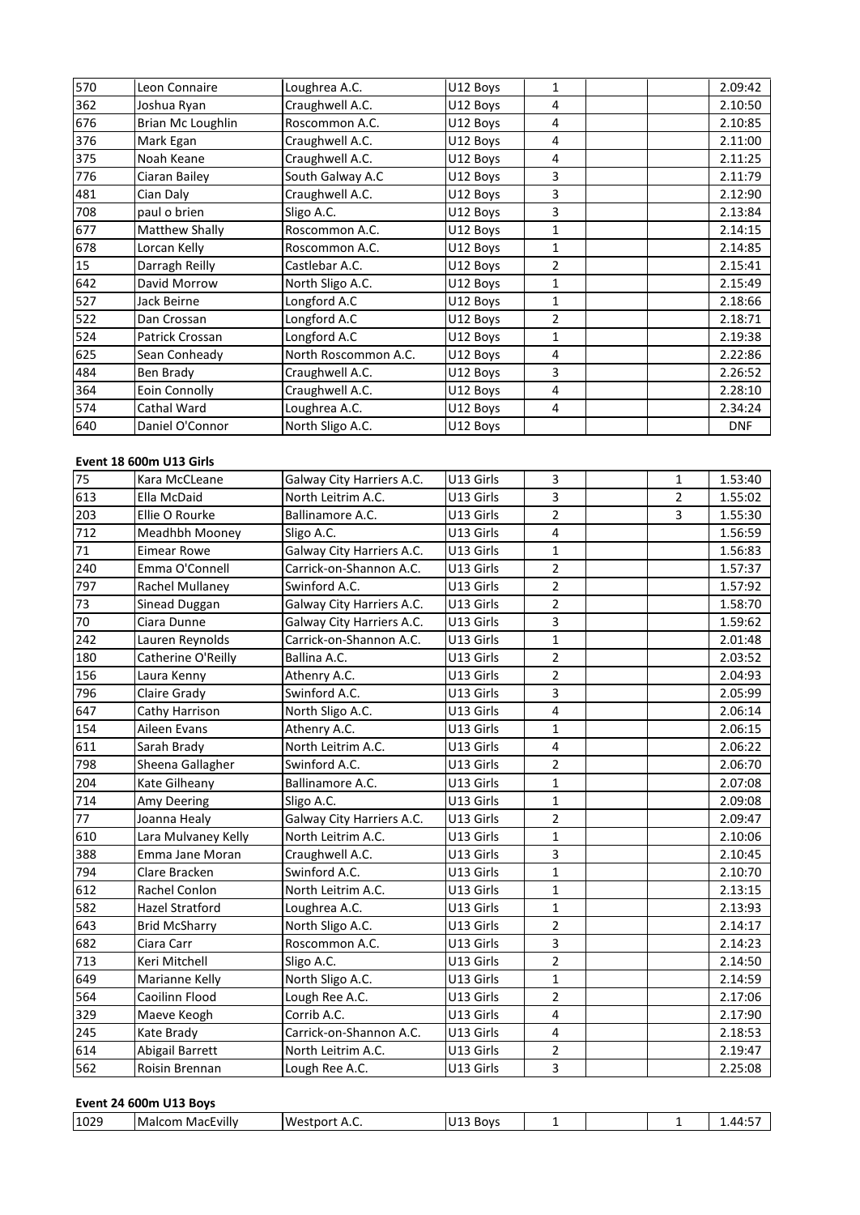| | | | | | | | |
|---|---|---|---|---|---|---|---|
| 570 | Leon Connaire | Loughrea A.C. | U12 Boys | 1 | | | 2.09:42 |
| 362 | Joshua Ryan | Craughwell A.C. | U12 Boys | 4 | | | 2.10:50 |
| 676 | Brian Mc Loughlin | Roscommon A.C. | U12 Boys | 4 | | | 2.10:85 |
| 376 | Mark Egan | Craughwell A.C. | U12 Boys | 4 | | | 2.11:00 |
| 375 | Noah Keane | Craughwell A.C. | U12 Boys | 4 | | | 2.11:25 |
| 776 | Ciaran Bailey | South Galway A.C | U12 Boys | 3 | | | 2.11:79 |
| 481 | Cian Daly | Craughwell A.C. | U12 Boys | 3 | | | 2.12:90 |
| 708 | paul o brien | Sligo A.C. | U12 Boys | 3 | | | 2.13:84 |
| 677 | Matthew Shally | Roscommon A.C. | U12 Boys | 1 | | | 2.14:15 |
| 678 | Lorcan Kelly | Roscommon A.C. | U12 Boys | 1 | | | 2.14:85 |
| 15 | Darragh Reilly | Castlebar A.C. | U12 Boys | 2 | | | 2.15:41 |
| 642 | David Morrow | North Sligo A.C. | U12 Boys | 1 | | | 2.15:49 |
| 527 | Jack Beirne | Longford A.C | U12 Boys | 1 | | | 2.18:66 |
| 522 | Dan Crossan | Longford A.C | U12 Boys | 2 | | | 2.18:71 |
| 524 | Patrick Crossan | Longford A.C | U12 Boys | 1 | | | 2.19:38 |
| 625 | Sean Conheady | North Roscommon A.C. | U12 Boys | 4 | | | 2.22:86 |
| 484 | Ben Brady | Craughwell A.C. | U12 Boys | 3 | | | 2.26:52 |
| 364 | Eoin Connolly | Craughwell A.C. | U12 Boys | 4 | | | 2.28:10 |
| 574 | Cathal Ward | Loughrea A.C. | U12 Boys | 4 | | | 2.34:24 |
| 640 | Daniel O'Connor | North Sligo A.C. | U12 Boys | | | | DNF |

**Event 18 600m U13 Girls**

| | | | | | | | |
|---|---|---|---|---|---|---|---|
| 75 | Kara McCLeane | Galway City Harriers A.C. | U13 Girls | 3 | | 1 | 1.53:40 |
| 613 | Ella McDaid | North Leitrim A.C. | U13 Girls | 3 | | 2 | 1.55:02 |
| 203 | Ellie O Rourke | Ballinamore A.C. | U13 Girls | 2 | | 3 | 1.55:30 |
| 712 | Meadhbh Mooney | Sligo A.C. | U13 Girls | 4 | | | 1.56:59 |
| 71 | Eimear Rowe | Galway City Harriers A.C. | U13 Girls | 1 | | | 1.56:83 |
| 240 | Emma O'Connell | Carrick-on-Shannon A.C. | U13 Girls | 2 | | | 1.57:37 |
| 797 | Rachel Mullaney | Swinford A.C. | U13 Girls | 2 | | | 1.57:92 |
| 73 | Sinead Duggan | Galway City Harriers A.C. | U13 Girls | 2 | | | 1.58:70 |
| 70 | Ciara Dunne | Galway City Harriers A.C. | U13 Girls | 3 | | | 1.59:62 |
| 242 | Lauren Reynolds | Carrick-on-Shannon A.C. | U13 Girls | 1 | | | 2.01:48 |
| 180 | Catherine O'Reilly | Ballina A.C. | U13 Girls | 2 | | | 2.03:52 |
| 156 | Laura Kenny | Athenry A.C. | U13 Girls | 2 | | | 2.04:93 |
| 796 | Claire Grady | Swinford A.C. | U13 Girls | 3 | | | 2.05:99 |
| 647 | Cathy Harrison | North Sligo A.C. | U13 Girls | 4 | | | 2.06:14 |
| 154 | Aileen Evans | Athenry A.C. | U13 Girls | 1 | | | 2.06:15 |
| 611 | Sarah Brady | North Leitrim A.C. | U13 Girls | 4 | | | 2.06:22 |
| 798 | Sheena Gallagher | Swinford A.C. | U13 Girls | 2 | | | 2.06:70 |
| 204 | Kate Gilheany | Ballinamore A.C. | U13 Girls | 1 | | | 2.07:08 |
| 714 | Amy Deering | Sligo A.C. | U13 Girls | 1 | | | 2.09:08 |
| 77 | Joanna Healy | Galway City Harriers A.C. | U13 Girls | 2 | | | 2.09:47 |
| 610 | Lara Mulvaney Kelly | North Leitrim A.C. | U13 Girls | 1 | | | 2.10:06 |
| 388 | Emma Jane Moran | Craughwell A.C. | U13 Girls | 3 | | | 2.10:45 |
| 794 | Clare Bracken | Swinford A.C. | U13 Girls | 1 | | | 2.10:70 |
| 612 | Rachel Conlon | North Leitrim A.C. | U13 Girls | 1 | | | 2.13:15 |
| 582 | Hazel Stratford | Loughrea A.C. | U13 Girls | 1 | | | 2.13:93 |
| 643 | Brid McSharry | North Sligo A.C. | U13 Girls | 2 | | | 2.14:17 |
| 682 | Ciara Carr | Roscommon A.C. | U13 Girls | 3 | | | 2.14:23 |
| 713 | Keri Mitchell | Sligo A.C. | U13 Girls | 2 | | | 2.14:50 |
| 649 | Marianne Kelly | North Sligo A.C. | U13 Girls | 1 | | | 2.14:59 |
| 564 | Caoilinn Flood | Lough Ree A.C. | U13 Girls | 2 | | | 2.17:06 |
| 329 | Maeve Keogh | Corrib A.C. | U13 Girls | 4 | | | 2.17:90 |
| 245 | Kate Brady | Carrick-on-Shannon A.C. | U13 Girls | 4 | | | 2.18:53 |
| 614 | Abigail Barrett | North Leitrim A.C. | U13 Girls | 2 | | | 2.19:47 |
| 562 | Roisin Brennan | Lough Ree A.C. | U13 Girls | 3 | | | 2.25:08 |

**Event 24 600m U13 Boys**

| | | | | | | | |
|---|---|---|---|---|---|---|---|
| 1029 | Malcom MacEvilly | Westport A.C. | U13 Boys | 1 | | 1 | 1.44:57 |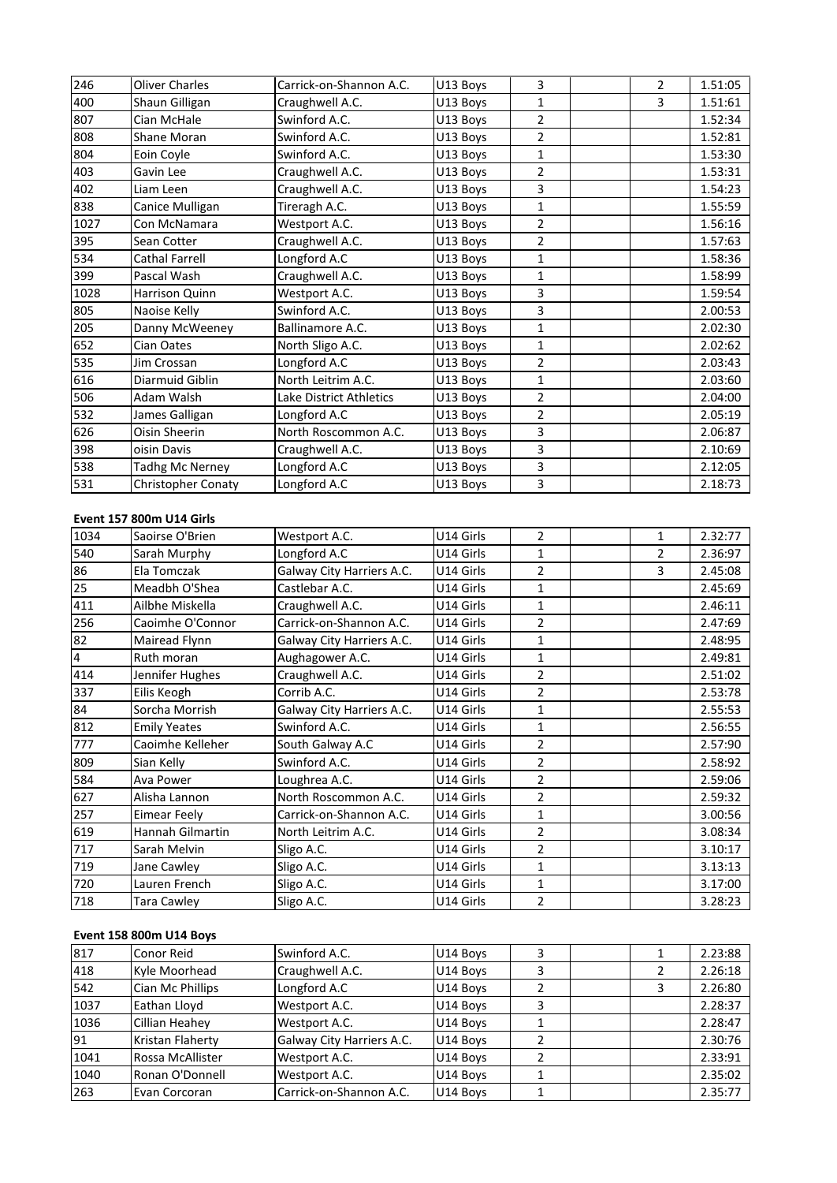| | | | | | | | |
|---|---|---|---|---|---|---|---|
| 246 | Oliver Charles | Carrick-on-Shannon A.C. | U13 Boys | 3 | | 2 | 1.51:05 |
| 400 | Shaun Gilligan | Craughwell A.C. | U13 Boys | 1 | | 3 | 1.51:61 |
| 807 | Cian McHale | Swinford A.C. | U13 Boys | 2 | | | 1.52:34 |
| 808 | Shane Moran | Swinford A.C. | U13 Boys | 2 | | | 1.52:81 |
| 804 | Eoin Coyle | Swinford A.C. | U13 Boys | 1 | | | 1.53:30 |
| 403 | Gavin Lee | Craughwell A.C. | U13 Boys | 2 | | | 1.53:31 |
| 402 | Liam Leen | Craughwell A.C. | U13 Boys | 3 | | | 1.54:23 |
| 838 | Canice Mulligan | Tireragh A.C. | U13 Boys | 1 | | | 1.55:59 |
| 1027 | Con McNamara | Westport A.C. | U13 Boys | 2 | | | 1.56:16 |
| 395 | Sean Cotter | Craughwell A.C. | U13 Boys | 2 | | | 1.57:63 |
| 534 | Cathal Farrell | Longford A.C | U13 Boys | 1 | | | 1.58:36 |
| 399 | Pascal Wash | Craughwell A.C. | U13 Boys | 1 | | | 1.58:99 |
| 1028 | Harrison Quinn | Westport A.C. | U13 Boys | 3 | | | 1.59:54 |
| 805 | Naoise Kelly | Swinford A.C. | U13 Boys | 3 | | | 2.00:53 |
| 205 | Danny McWeeney | Ballinamore A.C. | U13 Boys | 1 | | | 2.02:30 |
| 652 | Cian Oates | North Sligo A.C. | U13 Boys | 1 | | | 2.02:62 |
| 535 | Jim Crossan | Longford A.C | U13 Boys | 2 | | | 2.03:43 |
| 616 | Diarmuid Giblin | North Leitrim A.C. | U13 Boys | 1 | | | 2.03:60 |
| 506 | Adam Walsh | Lake District Athletics | U13 Boys | 2 | | | 2.04:00 |
| 532 | James Galligan | Longford A.C | U13 Boys | 2 | | | 2.05:19 |
| 626 | Oisin Sheerin | North Roscommon A.C. | U13 Boys | 3 | | | 2.06:87 |
| 398 | oisin Davis | Craughwell A.C. | U13 Boys | 3 | | | 2.10:69 |
| 538 | Tadhg Mc Nerney | Longford A.C | U13 Boys | 3 | | | 2.12:05 |
| 531 | Christopher Conaty | Longford A.C | U13 Boys | 3 | | | 2.18:73 |

**Event 157 800m U14 Girls**

| | | | | | | | |
|---|---|---|---|---|---|---|---|
| 1034 | Saoirse O'Brien | Westport A.C. | U14 Girls | 2 | | 1 | 2.32:77 |
| 540 | Sarah Murphy | Longford A.C | U14 Girls | 1 | | 2 | 2.36:97 |
| 86 | Ela Tomczak | Galway City Harriers A.C. | U14 Girls | 2 | | 3 | 2.45:08 |
| 25 | Meadbh O'Shea | Castlebar A.C. | U14 Girls | 1 | | | 2.45:69 |
| 411 | Ailbhe Miskella | Craughwell A.C. | U14 Girls | 1 | | | 2.46:11 |
| 256 | Caoimhe O'Connor | Carrick-on-Shannon A.C. | U14 Girls | 2 | | | 2.47:69 |
| 82 | Mairead Flynn | Galway City Harriers A.C. | U14 Girls | 1 | | | 2.48:95 |
| 4 | Ruth moran | Aughagower A.C. | U14 Girls | 1 | | | 2.49:81 |
| 414 | Jennifer Hughes | Craughwell A.C. | U14 Girls | 2 | | | 2.51:02 |
| 337 | Eilis Keogh | Corrib A.C. | U14 Girls | 2 | | | 2.53:78 |
| 84 | Sorcha Morrish | Galway City Harriers A.C. | U14 Girls | 1 | | | 2.55:53 |
| 812 | Emily Yeates | Swinford A.C. | U14 Girls | 1 | | | 2.56:55 |
| 777 | Caoimhe Kelleher | South Galway A.C | U14 Girls | 2 | | | 2.57:90 |
| 809 | Sian Kelly | Swinford A.C. | U14 Girls | 2 | | | 2.58:92 |
| 584 | Ava Power | Loughrea A.C. | U14 Girls | 2 | | | 2.59:06 |
| 627 | Alisha Lannon | North Roscommon A.C. | U14 Girls | 2 | | | 2.59:32 |
| 257 | Eimear Feely | Carrick-on-Shannon A.C. | U14 Girls | 1 | | | 3.00:56 |
| 619 | Hannah Gilmartin | North Leitrim A.C. | U14 Girls | 2 | | | 3.08:34 |
| 717 | Sarah Melvin | Sligo A.C. | U14 Girls | 2 | | | 3.10:17 |
| 719 | Jane Cawley | Sligo A.C. | U14 Girls | 1 | | | 3.13:13 |
| 720 | Lauren French | Sligo A.C. | U14 Girls | 1 | | | 3.17:00 |
| 718 | Tara Cawley | Sligo A.C. | U14 Girls | 2 | | | 3.28:23 |

**Event 158 800m U14 Boys**

| | | | | | | | |
|---|---|---|---|---|---|---|---|
| 817 | Conor Reid | Swinford A.C. | U14 Boys | 3 | | 1 | 2.23:88 |
| 418 | Kyle Moorhead | Craughwell A.C. | U14 Boys | 3 | | 2 | 2.26:18 |
| 542 | Cian Mc Phillips | Longford A.C | U14 Boys | 2 | | 3 | 2.26:80 |
| 1037 | Eathan Lloyd | Westport A.C. | U14 Boys | 3 | | | 2.28:37 |
| 1036 | Cillian Heahey | Westport A.C. | U14 Boys | 1 | | | 2.28:47 |
| 91 | Kristan Flaherty | Galway City Harriers A.C. | U14 Boys | 2 | | | 2.30:76 |
| 1041 | Rossa McAllister | Westport A.C. | U14 Boys | 2 | | | 2.33:91 |
| 1040 | Ronan O'Donnell | Westport A.C. | U14 Boys | 1 | | | 2.35:02 |
| 263 | Evan Corcoran | Carrick-on-Shannon A.C. | U14 Boys | 1 | | | 2.35:77 |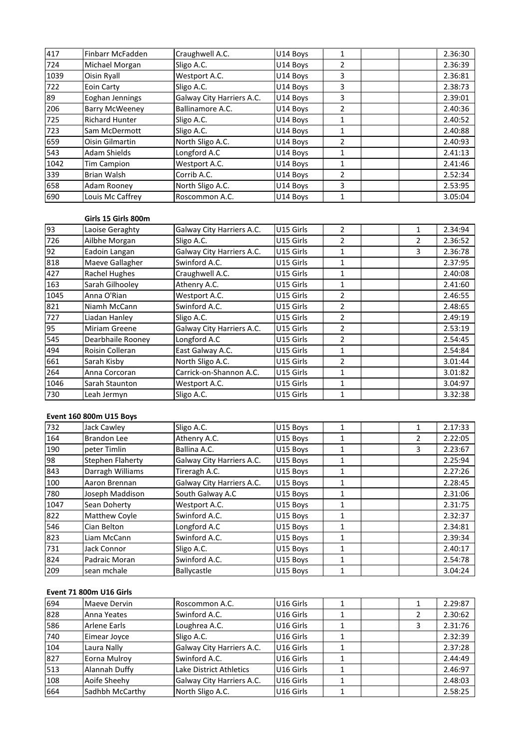| | | | | | | | |
|---|---|---|---|---|---|---|---|
| 417 | Finbarr McFadden | Craughwell A.C. | U14 Boys | 1 | | | 2.36:30 |
| 724 | Michael Morgan | Sligo A.C. | U14 Boys | 2 | | | 2.36:39 |
| 1039 | Oisin Ryall | Westport A.C. | U14 Boys | 3 | | | 2.36:81 |
| 722 | Eoin Carty | Sligo A.C. | U14 Boys | 3 | | | 2.38:73 |
| 89 | Eoghan Jennings | Galway City Harriers A.C. | U14 Boys | 3 | | | 2.39:01 |
| 206 | Barry McWeeney | Ballinamore A.C. | U14 Boys | 2 | | | 2.40:36 |
| 725 | Richard Hunter | Sligo A.C. | U14 Boys | 1 | | | 2.40:52 |
| 723 | Sam McDermott | Sligo A.C. | U14 Boys | 1 | | | 2.40:88 |
| 659 | Oisin Gilmartin | North Sligo A.C. | U14 Boys | 2 | | | 2.40:93 |
| 543 | Adam Shields | Longford A.C | U14 Boys | 1 | | | 2.41:13 |
| 1042 | Tim Campion | Westport A.C. | U14 Boys | 1 | | | 2.41:46 |
| 339 | Brian Walsh | Corrib A.C. | U14 Boys | 2 | | | 2.52:34 |
| 658 | Adam Rooney | North Sligo A.C. | U14 Boys | 3 | | | 2.53:95 |
| 690 | Louis Mc Caffrey | Roscommon A.C. | U14 Boys | 1 | | | 3.05:04 |

**Girls 15 Girls 800m**

| | | | | | | | |
|---|---|---|---|---|---|---|---|
| 93 | Laoise Geraghty | Galway City Harriers A.C. | U15 Girls | 2 | | 1 | 2.34:94 |
| 726 | Ailbhe Morgan | Sligo A.C. | U15 Girls | 2 | | 2 | 2.36:52 |
| 92 | Eadoin Langan | Galway City Harriers A.C. | U15 Girls | 1 | | 3 | 2.36:78 |
| 818 | Maeve Gallagher | Swinford A.C. | U15 Girls | 1 | | | 2.37:95 |
| 427 | Rachel Hughes | Craughwell A.C. | U15 Girls | 1 | | | 2.40:08 |
| 163 | Sarah Gilhooley | Athenry A.C. | U15 Girls | 1 | | | 2.41:60 |
| 1045 | Anna O'Rian | Westport A.C. | U15 Girls | 2 | | | 2.46:55 |
| 821 | Niamh McCann | Swinford A.C. | U15 Girls | 2 | | | 2.48:65 |
| 727 | Liadan Hanley | Sligo A.C. | U15 Girls | 2 | | | 2.49:19 |
| 95 | Miriam Greene | Galway City Harriers A.C. | U15 Girls | 2 | | | 2.53:19 |
| 545 | Dearbhaile Rooney | Longford A.C | U15 Girls | 2 | | | 2.54:45 |
| 494 | Roisin Colleran | East Galway A.C. | U15 Girls | 1 | | | 2.54:84 |
| 661 | Sarah Kisby | North Sligo A.C. | U15 Girls | 2 | | | 3.01:44 |
| 264 | Anna Corcoran | Carrick-on-Shannon A.C. | U15 Girls | 1 | | | 3.01:82 |
| 1046 | Sarah Staunton | Westport A.C. | U15 Girls | 1 | | | 3.04:97 |
| 730 | Leah Jermyn | Sligo A.C. | U15 Girls | 1 | | | 3.32:38 |

**Event 160 800m U15 Boys**

| | | | | | | | |
|---|---|---|---|---|---|---|---|
| 732 | Jack Cawley | Sligo A.C. | U15 Boys | 1 | | 1 | 2.17:33 |
| 164 | Brandon Lee | Athenry A.C. | U15 Boys | 1 | | 2 | 2.22:05 |
| 190 | peter Timlin | Ballina A.C. | U15 Boys | 1 | | 3 | 2.23:67 |
| 98 | Stephen Flaherty | Galway City Harriers A.C. | U15 Boys | 1 | | | 2.25:94 |
| 843 | Darragh Williams | Tireragh A.C. | U15 Boys | 1 | | | 2.27:26 |
| 100 | Aaron Brennan | Galway City Harriers A.C. | U15 Boys | 1 | | | 2.28:45 |
| 780 | Joseph Maddison | South Galway A.C | U15 Boys | 1 | | | 2.31:06 |
| 1047 | Sean Doherty | Westport A.C. | U15 Boys | 1 | | | 2.31:75 |
| 822 | Matthew Coyle | Swinford A.C. | U15 Boys | 1 | | | 2.32:37 |
| 546 | Cian Belton | Longford A.C | U15 Boys | 1 | | | 2.34:81 |
| 823 | Liam McCann | Swinford A.C. | U15 Boys | 1 | | | 2.39:34 |
| 731 | Jack Connor | Sligo A.C. | U15 Boys | 1 | | | 2.40:17 |
| 824 | Padraic Moran | Swinford A.C. | U15 Boys | 1 | | | 2.54:78 |
| 209 | sean mchale | Ballycastle | U15 Boys | 1 | | | 3.04:24 |

**Event 71 800m U16 Girls**

| | | | | | | | |
|---|---|---|---|---|---|---|---|
| 694 | Maeve Dervin | Roscommon A.C. | U16 Girls | 1 | | 1 | 2.29:87 |
| 828 | Anna Yeates | Swinford A.C. | U16 Girls | 1 | | 2 | 2.30:62 |
| 586 | Arlene Earls | Loughrea A.C. | U16 Girls | 1 | | 3 | 2.31:76 |
| 740 | Eimear Joyce | Sligo A.C. | U16 Girls | 1 | | | 2.32:39 |
| 104 | Laura Nally | Galway City Harriers A.C. | U16 Girls | 1 | | | 2.37:28 |
| 827 | Eorna Mulroy | Swinford A.C. | U16 Girls | 1 | | | 2.44:49 |
| 513 | Alannah Duffy | Lake District Athletics | U16 Girls | 1 | | | 2.46:97 |
| 108 | Aoife Sheehy | Galway City Harriers A.C. | U16 Girls | 1 | | | 2.48:03 |
| 664 | Sadhbh McCarthy | North Sligo A.C. | U16 Girls | 1 | | | 2.58:25 |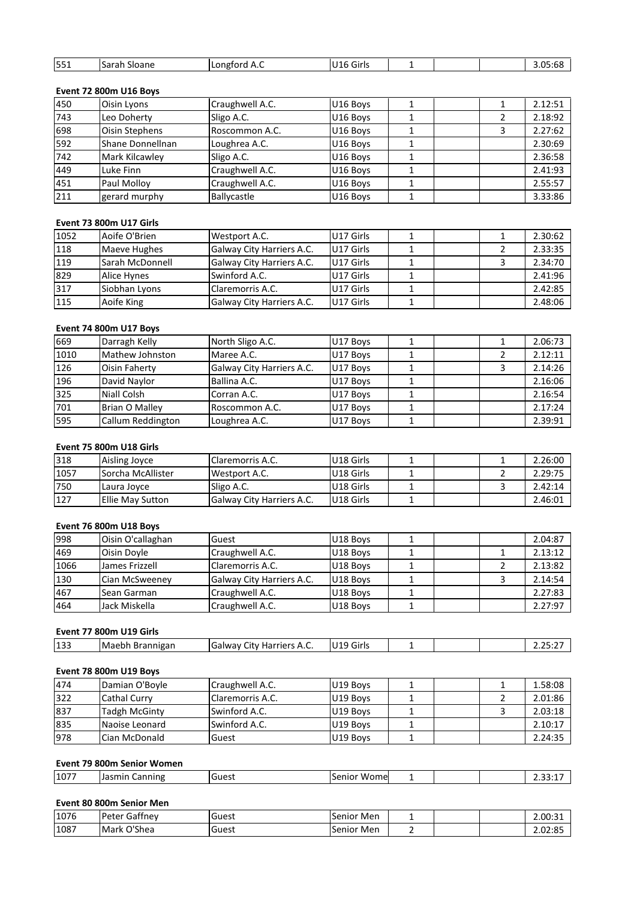| | | | | | | | |
|---|---|---|---|---|---|---|---|
| 551 | Sarah Sloane | Longford A.C | U16 Girls | 1 | | | 3.05:68 |

**Event 72 800m U16 Boys**

| | | | | | | | |
|---|---|---|---|---|---|---|---|
| 450 | Oisin Lyons | Craughwell A.C. | U16 Boys | 1 | | 1 | 2.12:51 |
| 743 | Leo Doherty | Sligo A.C. | U16 Boys | 1 | | 2 | 2.18:92 |
| 698 | Oisin Stephens | Roscommon A.C. | U16 Boys | 1 | | 3 | 2.27:62 |
| 592 | Shane Donnellnan | Loughrea A.C. | U16 Boys | 1 | | | 2.30:69 |
| 742 | Mark Kilcawley | Sligo A.C. | U16 Boys | 1 | | | 2.36:58 |
| 449 | Luke Finn | Craughwell A.C. | U16 Boys | 1 | | | 2.41:93 |
| 451 | Paul Molloy | Craughwell A.C. | U16 Boys | 1 | | | 2.55:57 |
| 211 | gerard murphy | Ballycastle | U16 Boys | 1 | | | 3.33:86 |

**Event 73 800m U17 Girls**

| | | | | | | | |
|---|---|---|---|---|---|---|---|
| 1052 | Aoife O'Brien | Westport A.C. | U17 Girls | 1 | | 1 | 2.30:62 |
| 118 | Maeve Hughes | Galway City Harriers A.C. | U17 Girls | 1 | | 2 | 2.33:35 |
| 119 | Sarah McDonnell | Galway City Harriers A.C. | U17 Girls | 1 | | 3 | 2.34:70 |
| 829 | Alice Hynes | Swinford A.C. | U17 Girls | 1 | | | 2.41:96 |
| 317 | Siobhan Lyons | Claremorris A.C. | U17 Girls | 1 | | | 2.42:85 |
| 115 | Aoife King | Galway City Harriers A.C. | U17 Girls | 1 | | | 2.48:06 |

**Event 74 800m U17 Boys**

| | | | | | | | |
|---|---|---|---|---|---|---|---|
| 669 | Darragh Kelly | North Sligo A.C. | U17 Boys | 1 | | 1 | 2.06:73 |
| 1010 | Mathew Johnston | Maree A.C. | U17 Boys | 1 | | 2 | 2.12:11 |
| 126 | Oisin Faherty | Galway City Harriers A.C. | U17 Boys | 1 | | 3 | 2.14:26 |
| 196 | David Naylor | Ballina A.C. | U17 Boys | 1 | | | 2.16:06 |
| 325 | Niall Colsh | Corran A.C. | U17 Boys | 1 | | | 2.16:54 |
| 701 | Brian O Malley | Roscommon A.C. | U17 Boys | 1 | | | 2.17:24 |
| 595 | Callum Reddington | Loughrea A.C. | U17 Boys | 1 | | | 2.39:91 |

**Event 75 800m U18 Girls**

| | | | | | | | |
|---|---|---|---|---|---|---|---|
| 318 | Aisling Joyce | Claremorris A.C. | U18 Girls | 1 | | 1 | 2.26:00 |
| 1057 | Sorcha McAllister | Westport A.C. | U18 Girls | 1 | | 2 | 2.29:75 |
| 750 | Laura Joyce | Sligo A.C. | U18 Girls | 1 | | 3 | 2.42:14 |
| 127 | Ellie May Sutton | Galway City Harriers A.C. | U18 Girls | 1 | | | 2.46:01 |

**Event 76 800m U18 Boys**

| | | | | | | | |
|---|---|---|---|---|---|---|---|
| 998 | Oisin O'callaghan | Guest | U18 Boys | 1 | | | 2.04:87 |
| 469 | Oisin Doyle | Craughwell A.C. | U18 Boys | 1 | | 1 | 2.13:12 |
| 1066 | James Frizzell | Claremorris A.C. | U18 Boys | 1 | | 2 | 2.13:82 |
| 130 | Cian McSweeney | Galway City Harriers A.C. | U18 Boys | 1 | | 3 | 2.14:54 |
| 467 | Sean Garman | Craughwell A.C. | U18 Boys | 1 | | | 2.27:83 |
| 464 | Jack Miskella | Craughwell A.C. | U18 Boys | 1 | | | 2.27:97 |

**Event 77 800m U19 Girls**

| | | | | | | | |
|---|---|---|---|---|---|---|---|
| 133 | Maebh Brannigan | Galway City Harriers A.C. | U19 Girls | 1 | | | 2.25:27 |

**Event 78 800m U19 Boys**

| | | | | | | | |
|---|---|---|---|---|---|---|---|
| 474 | Damian O'Boyle | Craughwell A.C. | U19 Boys | 1 | | 1 | 1.58:08 |
| 322 | Cathal Curry | Claremorris A.C. | U19 Boys | 1 | | 2 | 2.01:86 |
| 837 | Tadgh McGinty | Swinford A.C. | U19 Boys | 1 | | 3 | 2.03:18 |
| 835 | Naoise Leonard | Swinford A.C. | U19 Boys | 1 | | | 2.10:17 |
| 978 | Cian McDonald | Guest | U19 Boys | 1 | | | 2.24:35 |

**Event 79 800m Senior Women**

| | | | | | | | |
|---|---|---|---|---|---|---|---|
| 1077 | Jasmin Canning | Guest | Senior Wome | 1 | | | 2.33:17 |

**Event 80 800m Senior Men**

| | | | | | | | |
|---|---|---|---|---|---|---|---|
| 1076 | Peter Gaffney | Guest | Senior Men | 1 | | | 2.00:31 |
| 1087 | Mark O'Shea | Guest | Senior Men | 2 | | | 2.02:85 |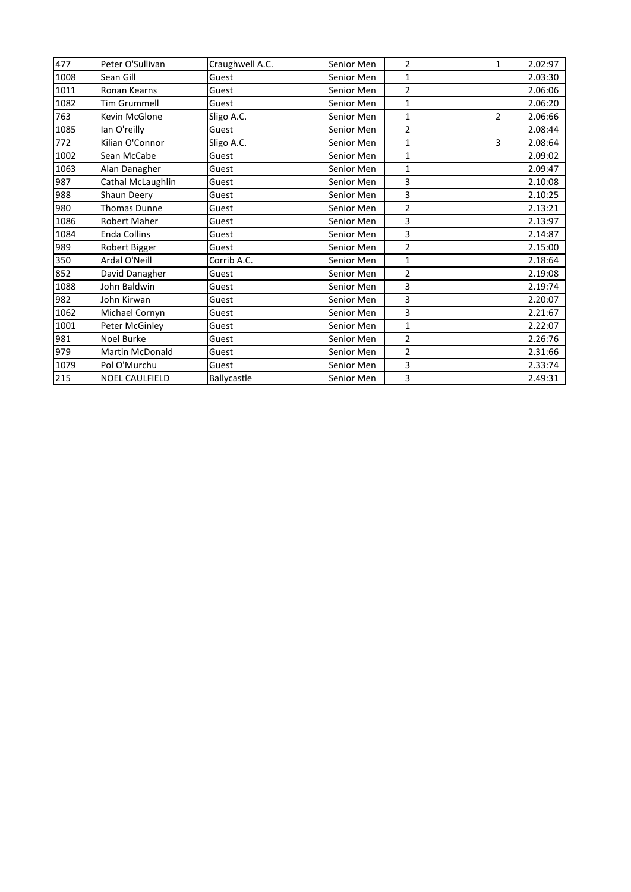| | | | | | | | |
|---|---|---|---|---|---|---|---|
| 477 | Peter O'Sullivan | Craughwell A.C. | Senior Men | 2 | | 1 | 2.02:97 |
| 1008 | Sean Gill | Guest | Senior Men | 1 | | | 2.03:30 |
| 1011 | Ronan Kearns | Guest | Senior Men | 2 | | | 2.06:06 |
| 1082 | Tim Grummell | Guest | Senior Men | 1 | | | 2.06:20 |
| 763 | Kevin McGlone | Sligo A.C. | Senior Men | 1 | | 2 | 2.06:66 |
| 1085 | Ian O'reilly | Guest | Senior Men | 2 | | | 2.08:44 |
| 772 | Kilian O'Connor | Sligo A.C. | Senior Men | 1 | | 3 | 2.08:64 |
| 1002 | Sean McCabe | Guest | Senior Men | 1 | | | 2.09:02 |
| 1063 | Alan Danagher | Guest | Senior Men | 1 | | | 2.09:47 |
| 987 | Cathal McLaughlin | Guest | Senior Men | 3 | | | 2.10:08 |
| 988 | Shaun Deery | Guest | Senior Men | 3 | | | 2.10:25 |
| 980 | Thomas Dunne | Guest | Senior Men | 2 | | | 2.13:21 |
| 1086 | Robert Maher | Guest | Senior Men | 3 | | | 2.13:97 |
| 1084 | Enda Collins | Guest | Senior Men | 3 | | | 2.14:87 |
| 989 | Robert Bigger | Guest | Senior Men | 2 | | | 2.15:00 |
| 350 | Ardal O'Neill | Corrib A.C. | Senior Men | 1 | | | 2.18:64 |
| 852 | David Danagher | Guest | Senior Men | 2 | | | 2.19:08 |
| 1088 | John Baldwin | Guest | Senior Men | 3 | | | 2.19:74 |
| 982 | John Kirwan | Guest | Senior Men | 3 | | | 2.20:07 |
| 1062 | Michael Cornyn | Guest | Senior Men | 3 | | | 2.21:67 |
| 1001 | Peter McGinley | Guest | Senior Men | 1 | | | 2.22:07 |
| 981 | Noel Burke | Guest | Senior Men | 2 | | | 2.26:76 |
| 979 | Martin McDonald | Guest | Senior Men | 2 | | | 2.31:66 |
| 1079 | Pol O'Murchu | Guest | Senior Men | 3 | | | 2.33:74 |
| 215 | NOEL CAULFIELD | Ballycastle | Senior Men | 3 | | | 2.49:31 |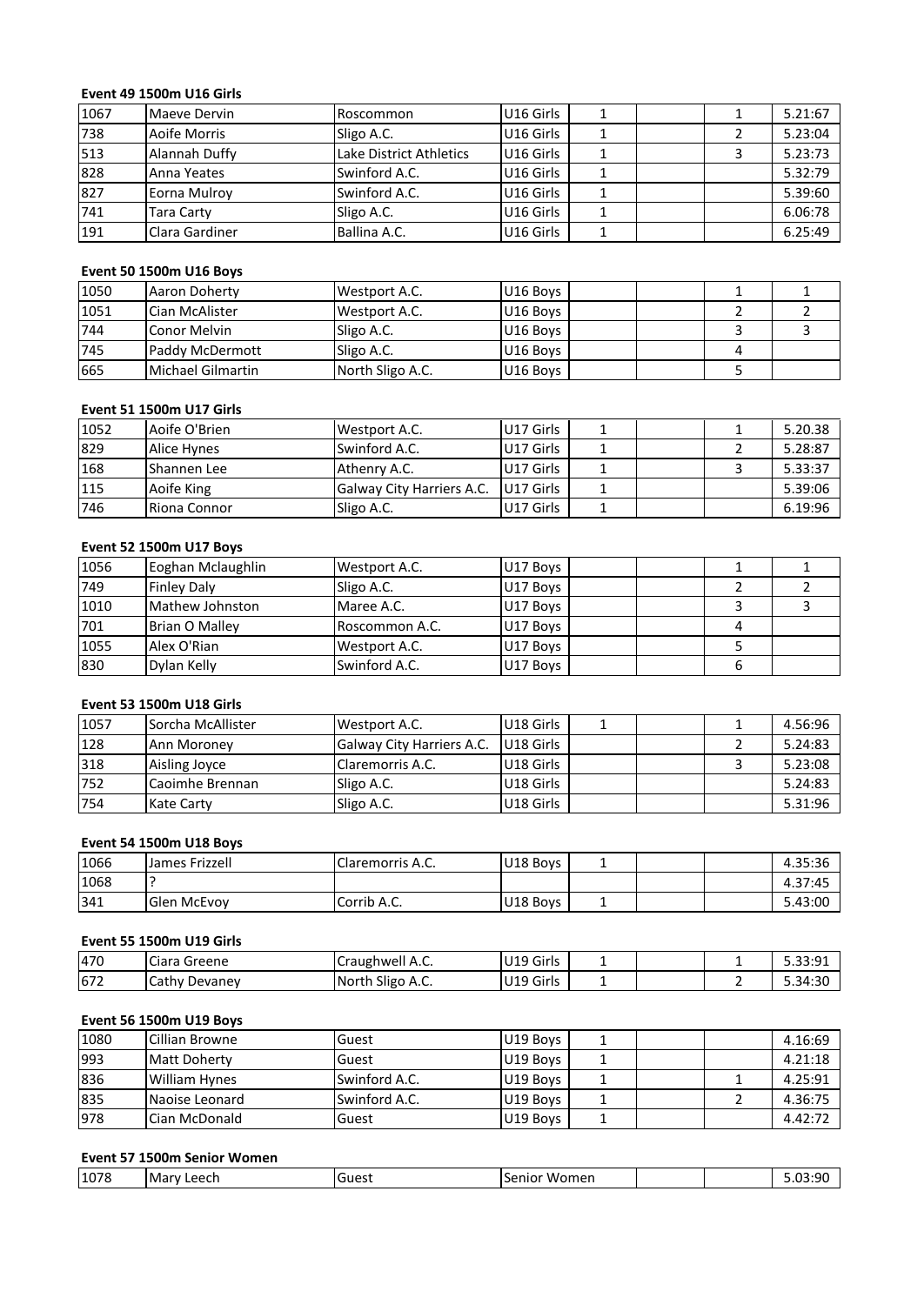**Event 49 1500m U16 Girls**

| | | | | | | | |
|---|---|---|---|---|---|---|---|
| 1067 | Maeve Dervin | Roscommon | U16 Girls | 1 | | 1 | 5.21:67 |
| 738 | Aoife Morris | Sligo A.C. | U16 Girls | 1 | | 2 | 5.23:04 |
| 513 | Alannah Duffy | Lake District Athletics | U16 Girls | 1 | | 3 | 5.23:73 |
| 828 | Anna Yeates | Swinford A.C. | U16 Girls | 1 | | | 5.32:79 |
| 827 | Eorna Mulroy | Swinford A.C. | U16 Girls | 1 | | | 5.39:60 |
| 741 | Tara Carty | Sligo A.C. | U16 Girls | 1 | | | 6.06:78 |
| 191 | Clara Gardiner | Ballina A.C. | U16 Girls | 1 | | | 6.25:49 |

**Event 50 1500m U16 Boys**

| | | | | | | | |
|---|---|---|---|---|---|---|---|
| 1050 | Aaron Doherty | Westport A.C. | U16 Boys | | | 1 | 1 |
| 1051 | Cian McAlister | Westport A.C. | U16 Boys | | | 2 | 2 |
| 744 | Conor Melvin | Sligo A.C. | U16 Boys | | | 3 | 3 |
| 745 | Paddy McDermott | Sligo A.C. | U16 Boys | | | 4 | |
| 665 | Michael Gilmartin | North Sligo A.C. | U16 Boys | | | 5 | |

**Event 51 1500m U17 Girls**

| | | | | | | | |
|---|---|---|---|---|---|---|---|
| 1052 | Aoife O'Brien | Westport A.C. | U17 Girls | 1 | | 1 | 5.20.38 |
| 829 | Alice Hynes | Swinford A.C. | U17 Girls | 1 | | 2 | 5.28:87 |
| 168 | Shannen Lee | Athenry A.C. | U17 Girls | 1 | | 3 | 5.33:37 |
| 115 | Aoife King | Galway City Harriers A.C. | U17 Girls | 1 | | | 5.39:06 |
| 746 | Riona Connor | Sligo A.C. | U17 Girls | 1 | | | 6.19:96 |

**Event 52 1500m U17 Boys**

| | | | | | | | |
|---|---|---|---|---|---|---|---|
| 1056 | Eoghan Mclaughlin | Westport A.C. | U17 Boys | | | 1 | 1 |
| 749 | Finley Daly | Sligo A.C. | U17 Boys | | | 2 | 2 |
| 1010 | Mathew Johnston | Maree A.C. | U17 Boys | | | 3 | 3 |
| 701 | Brian O Malley | Roscommon A.C. | U17 Boys | | | 4 | |
| 1055 | Alex O'Rian | Westport A.C. | U17 Boys | | | 5 | |
| 830 | Dylan Kelly | Swinford A.C. | U17 Boys | | | 6 | |

**Event 53 1500m U18 Girls**

| | | | | | | | |
|---|---|---|---|---|---|---|---|
| 1057 | Sorcha McAllister | Westport A.C. | U18 Girls | 1 | | 1 | 4.56:96 |
| 128 | Ann Moroney | Galway City Harriers A.C. | U18 Girls | | | 2 | 5.24:83 |
| 318 | Aisling Joyce | Claremorris A.C. | U18 Girls | | | 3 | 5.23:08 |
| 752 | Caoimhe Brennan | Sligo A.C. | U18 Girls | | | | 5.24:83 |
| 754 | Kate Carty | Sligo A.C. | U18 Girls | | | | 5.31:96 |

**Event 54 1500m U18 Boys**

| | | | | | | | |
|---|---|---|---|---|---|---|---|
| 1066 | James Frizzell | Claremorris A.C. | U18 Boys | 1 | | | 4.35:36 |
| 1068 | ? | | | | | | 4.37:45 |
| 341 | Glen McEvoy | Corrib A.C. | U18 Boys | 1 | | | 5.43:00 |

**Event 55 1500m U19 Girls**

| | | | | | | | |
|---|---|---|---|---|---|---|---|
| 470 | Ciara Greene | Craughwell A.C. | U19 Girls | 1 | | 1 | 5.33:91 |
| 672 | Cathy Devaney | North Sligo A.C. | U19 Girls | 1 | | 2 | 5.34:30 |

**Event 56 1500m U19 Boys**

| | | | | | | | |
|---|---|---|---|---|---|---|---|
| 1080 | Cillian Browne | Guest | U19 Boys | 1 | | | 4.16:69 |
| 993 | Matt Doherty | Guest | U19 Boys | 1 | | | 4.21:18 |
| 836 | William Hynes | Swinford A.C. | U19 Boys | 1 | | 1 | 4.25:91 |
| 835 | Naoise Leonard | Swinford A.C. | U19 Boys | 1 | | 2 | 4.36:75 |
| 978 | Cian McDonald | Guest | U19 Boys | 1 | | | 4.42:72 |

**Event 57 1500m Senior Women**

| | | | | | | | |
|---|---|---|---|---|---|---|---|
| 1078 | Mary Leech | Guest | Senior Women | | | | 5.03:90 |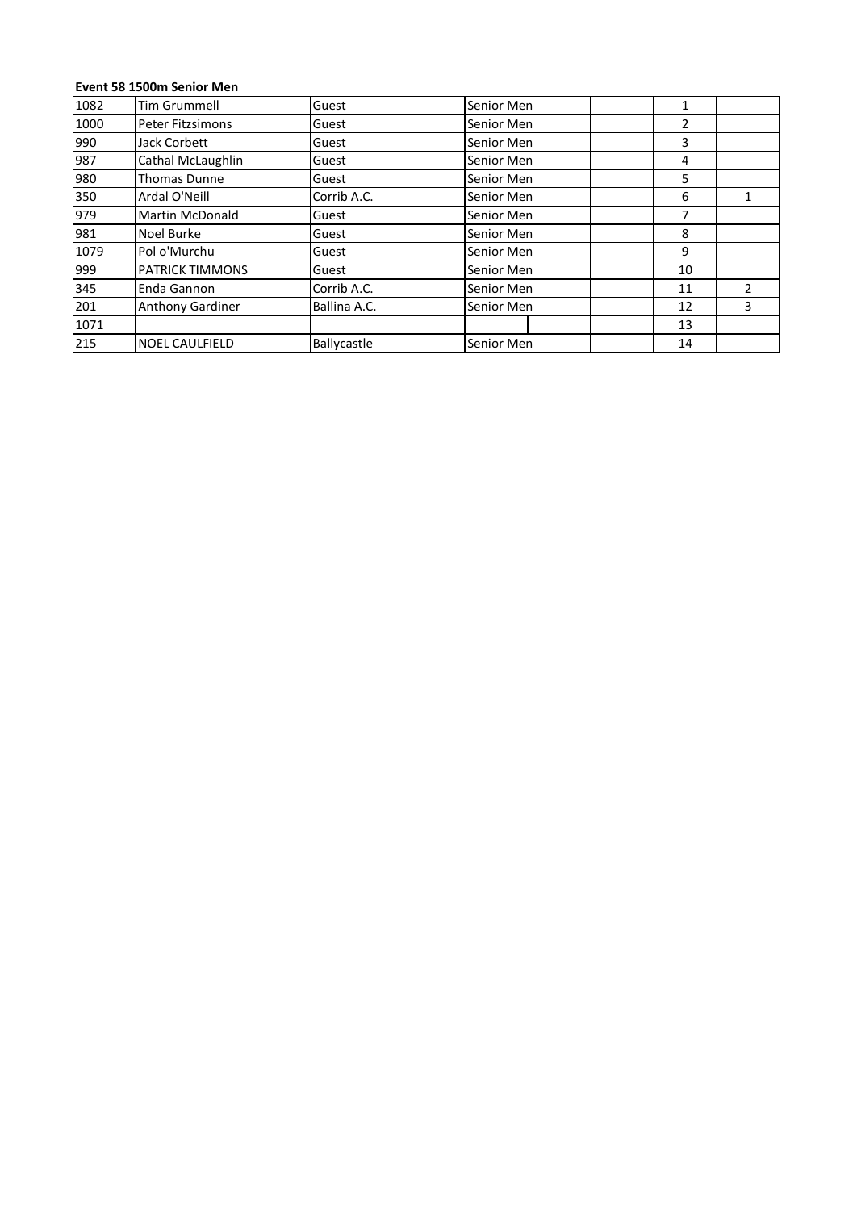**Event 58 1500m Senior Men**

| | | | | | | |
|---|---|---|---|---|---|---|
| 1082 | Tim Grummell | Guest | Senior Men | | 1 | |
| 1000 | Peter Fitzsimons | Guest | Senior Men | | 2 | |
| 990 | Jack Corbett | Guest | Senior Men | | 3 | |
| 987 | Cathal McLaughlin | Guest | Senior Men | | 4 | |
| 980 | Thomas Dunne | Guest | Senior Men | | 5 | |
| 350 | Ardal O'Neill | Corrib A.C. | Senior Men | | 6 | 1 |
| 979 | Martin McDonald | Guest | Senior Men | | 7 | |
| 981 | Noel Burke | Guest | Senior Men | | 8 | |
| 1079 | Pol o'Murchu | Guest | Senior Men | | 9 | |
| 999 | PATRICK TIMMONS | Guest | Senior Men | | 10 | |
| 345 | Enda Gannon | Corrib A.C. | Senior Men | | 11 | 2 |
| 201 | Anthony Gardiner | Ballina A.C. | Senior Men | | 12 | 3 |
| 1071 | | | | | 13 | |
| 215 | NOEL CAULFIELD | Ballycastle | Senior Men | | 14 | |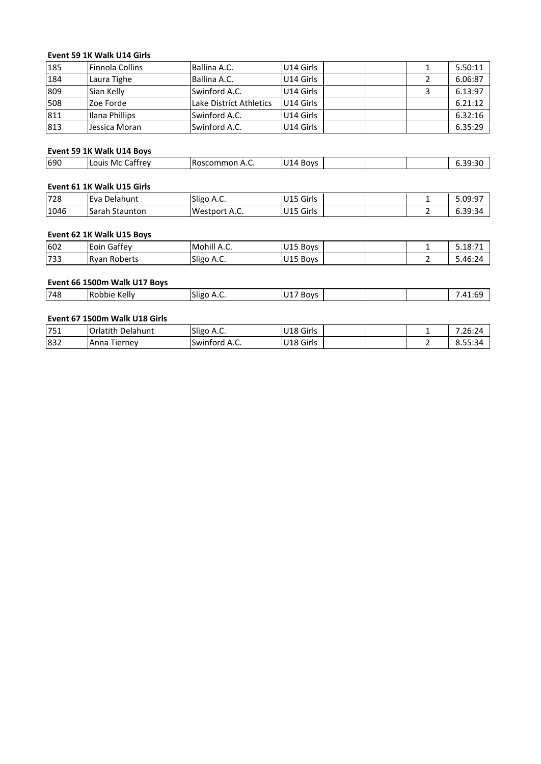**Event 59 1K Walk U14 Girls**

| | | | | | | | |
|---|---|---|---|---|---|---|---|
| 185 | Finnola Collins | Ballina A.C. | U14 Girls | | | 1 | 5.50:11 |
| 184 | Laura Tighe | Ballina A.C. | U14 Girls | | | 2 | 6.06:87 |
| 809 | Sian Kelly | Swinford A.C. | U14 Girls | | | 3 | 6.13:97 |
| 508 | Zoe Forde | Lake District Athletics | U14 Girls | | | | 6.21:12 |
| 811 | Ilana Phillips | Swinford A.C. | U14 Girls | | | | 6.32:16 |
| 813 | Jessica Moran | Swinford A.C. | U14 Girls | | | | 6.35:29 |

**Event 59 1K Walk U14 Boys**

| | | | | | | | |
|---|---|---|---|---|---|---|---|
| 690 | Louis Mc Caffrey | Roscommon A.C. | U14 Boys | | | | 6.39:30 |

**Event 61 1K Walk U15 Girls**

| | | | | | | | |
|---|---|---|---|---|---|---|---|
| 728 | Eva Delahunt | Sligo A.C. | U15 Girls | | | 1 | 5.09:97 |
| 1046 | Sarah Staunton | Westport A.C. | U15 Girls | | | 2 | 6.39:34 |

**Event 62 1K Walk U15 Boys**

| | | | | | | | |
|---|---|---|---|---|---|---|---|
| 602 | Eoin Gaffey | Mohill A.C. | U15 Boys | | | 1 | 5.18:71 |
| 733 | Ryan Roberts | Sligo A.C. | U15 Boys | | | 2 | 5.46:24 |

**Event 66 1500m Walk U17 Boys**

| | | | | | | | |
|---|---|---|---|---|---|---|---|
| 748 | Robbie Kelly | Sligo A.C. | U17 Boys | | | | 7.41:69 |

**Event 67 1500m Walk U18 Girls**

| | | | | | | | |
|---|---|---|---|---|---|---|---|
| 751 | Orlatith Delahunt | Sligo A.C. | U18 Girls | | | 1 | 7.26:24 |
| 832 | Anna Tierney | Swinford A.C. | U18 Girls | | | 2 | 8.55:34 |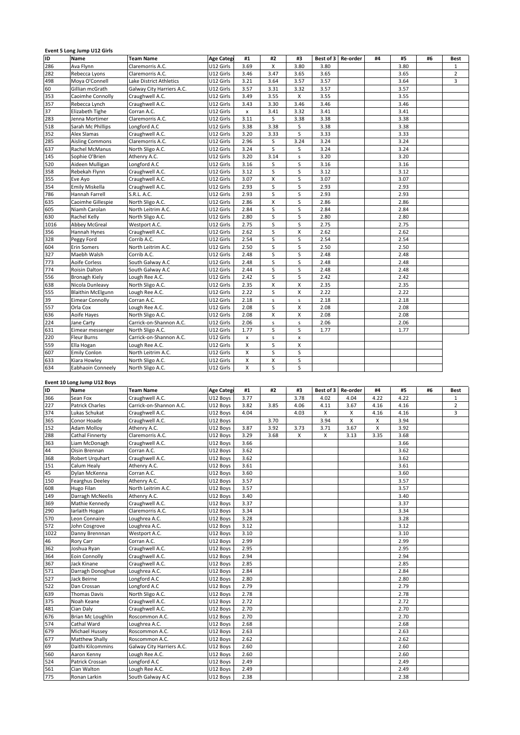### Event 5 Long Jump U12 Girls

| ID | Name | Team Name | Age Categ | #1 | #2 | #3 | Best of 3 | Re-order | #4 | #5 | #6 | Best |
|---|---|---|---|---|---|---|---|---|---|---|---|---|
| 286 | Ava Flynn | Claremorris A.C. | U12 Girls | 3.69 | X | 3.80 | 3.80 | | | 3.80 | | 1 |
| 282 | Rebecca Lyons | Claremorris A.C. | U12 Girls | 3.46 | 3.47 | 3.65 | 3.65 | | | 3.65 | | 2 |
| 498 | Moya O'Connell | Lake District Athletics | U12 Girls | 3.21 | 3.64 | 3.57 | 3.57 | | | 3.64 | | 3 |
| 60 | Gillian mcGrath | Galway City Harriers A.C. | U12 Girls | 3.57 | 3.31 | 3.32 | 3.57 | | | 3.57 | | |
| 353 | Caoimhe Connolly | Craughwell A.C. | U12 Girls | 3.49 | 3.55 | X | 3.55 | | | 3.55 | | |
| 357 | Rebecca Lynch | Craughwell A.C. | U12 Girls | 3.43 | 3.30 | 3.46 | 3.46 | | | 3.46 | | |
| 37 | Elizabeth Tighe | Corran A.C. | U12 Girls | x | 3.41 | 3.32 | 3.41 | | | 3.41 | | |
| 283 | Jenna Mortimer | Claremorris A.C. | U12 Girls | 3.11 | S | 3.38 | 3.38 | | | 3.38 | | |
| 518 | Sarah Mc Phillips | Longford A.C | U12 Girls | 3.38 | 3.38 | S | 3.38 | | | 3.38 | | |
| 352 | Alex Slamas | Craughwell A.C. | U12 Girls | 3.20 | 3.33 | S | 3.33 | | | 3.33 | | |
| 285 | Aisling Commons | Claremorris A.C. | U12 Girls | 2.96 | S | 3.24 | 3.24 | | | 3.24 | | |
| 637 | Rachel McManus | North Sligo A.C. | U12 Girls | 3.24 | S | S | 3.24 | | | 3.24 | | |
| 145 | Sophie O'Brien | Athenry A.C. | U12 Girls | 3.20 | 3.14 | s | 3.20 | | | 3.20 | | |
| 520 | Aideen Mulligan | Longford A.C | U12 Girls | 3.16 | S | S | 3.16 | | | 3.16 | | |
| 358 | Rebekah Flynn | Craughwell A.C. | U12 Girls | 3.12 | S | S | 3.12 | | | 3.12 | | |
| 355 | Eve Ayo | Craughwell A.C. | U12 Girls | 3.07 | X | S | 3.07 | | | 3.07 | | |
| 354 | Emily Miskella | Craughwell A.C. | U12 Girls | 2.93 | S | S | 2.93 | | | 2.93 | | |
| 786 | Hannah Farrell | S.R.L. A.C. | U12 Girls | 2.93 | S | S | 2.93 | | | 2.93 | | |
| 635 | Caoimhe Gillespie | North Sligo A.C. | U12 Girls | 2.86 | X | S | 2.86 | | | 2.86 | | |
| 605 | Niamh Carolan | North Leitrim A.C. | U12 Girls | 2.84 | S | S | 2.84 | | | 2.84 | | |
| 630 | Rachel Kelly | North Sligo A.C. | U12 Girls | 2.80 | S | S | 2.80 | | | 2.80 | | |
| 1016 | Abbey McGreal | Westport A.C. | U12 Girls | 2.75 | S | S | 2.75 | | | 2.75 | | |
| 356 | Hannah Hynes | Craughwell A.C. | U12 Girls | 2.62 | S | X | 2.62 | | | 2.62 | | |
| 328 | Peggy Ford | Corrib A.C. | U12 Girls | 2.54 | S | S | 2.54 | | | 2.54 | | |
| 604 | Erin Somers | North Leitrim A.C. | U12 Girls | 2.50 | S | X | 2.50 | | | 2.50 | | |
| 327 | Maebh Walsh | Corrib A.C. | U12 Girls | 2.48 | S | S | 2.48 | | | 2.48 | | |
| 773 | Aoife Corless | South Galway A.C | U12 Girls | 2.48 | S | S | 2.48 | | | 2.48 | | |
| 774 | Roisin Dalton | South Galway A.C | U12 Girls | 2.44 | S | S | 2.48 | | | 2.48 | | |
| 556 | Bronagh Kiely | Lough Ree A.C. | U12 Girls | 2.42 | S | S | 2.42 | | | 2.42 | | |
| 638 | Nicola Dunleavy | North Sligo A.C. | U12 Girls | 2.35 | X | X | 2.35 | | | 2.35 | | |
| 555 | Blaithin McElgunn | Lough Ree A.C. | U12 Girls | 2.22 | S | X | 2.22 | | | 2.22 | | |
| 39 | Eimear Connolly | Corran A.C. | U12 Girls | 2.18 | s | s | 2.18 | | | 2.18 | | |
| 557 | Orla Cox | Lough Ree A.C. | U12 Girls | 2.08 | S | X | 2.08 | | | 2.08 | | |
| 636 | Aoife Hayes | North Sligo A.C. | U12 Girls | 2.08 | X | X | 2.08 | | | 2.08 | | |
| 224 | Jane Carty | Carrick-on-Shannon A.C. | U12 Girls | 2.06 | s | s | 2.06 | | | 2.06 | | |
| 631 | Eimear messenger | North Sligo A.C. | U12 Girls | 1.77 | S | S | 1.77 | | | 1.77 | | |
| 220 | Fleur Burns | Carrick-on-Shannon A.C. | U12 Girls | x | s | x | | | | | | |
| 559 | Ella Hogan | Lough Ree A.C. | U12 Girls | X | S | X | | | | | | |
| 607 | Emily Conlon | North Leitrim A.C. | U12 Girls | X | S | S | | | | | | |
| 633 | Kiara Howley | North Sligo A.C. | U12 Girls | X | X | S | | | | | | |
| 634 | Eabhaoin Conneely | North Sligo A.C. | U12 Girls | X | S | S | | | | | | |

### Event 10 Long Jump U12 Boys

| ID | Name | Team Name | Age Categ | #1 | #2 | #3 | Best of 3 | Re-order | #4 | #5 | #6 | Best |
|---|---|---|---|---|---|---|---|---|---|---|---|---|
| 366 | Sean Fox | Craughwell A.C. | U12 Boys | 3.77 | | 3.78 | 4.02 | 4.04 | 4.22 | 4.22 | | 1 |
| 227 | Patrick Charles | Carrick-on-Shannon A.C. | U12 Boys | 3.82 | 3.85 | 4.06 | 4.11 | 3.67 | 4.16 | 4.16 | | 2 |
| 374 | Lukas Schukat | Craughwell A.C. | U12 Boys | 4.04 | | 4.03 | X | X | 4.16 | 4.16 | | 3 |
| 365 | Conor Hoade | Craughwell A.C. | U12 Boys | | 3.70 | | 3.94 | X | X | 3.94 | | |
| 152 | Adam Molloy | Athenry A.C. | U12 Boys | 3.87 | 3.92 | 3.73 | 3.71 | 3.67 | X | 3.92 | | |
| 288 | Cathal Finnerty | Claremorris A.C. | U12 Boys | 3.29 | 3.68 | X | X | 3.13 | 3.35 | 3.68 | | |
| 363 | Liam McDonagh | Craughwell A.C. | U12 Boys | 3.66 | | | | | | 3.66 | | |
| 44 | Oisin Brennan | Corran A.C. | U12 Boys | 3.62 | | | | | | 3.62 | | |
| 368 | Robert Urquhart | Craughwell A.C. | U12 Boys | 3.62 | | | | | | 3.62 | | |
| 151 | Calum Healy | Athenry A.C. | U12 Boys | 3.61 | | | | | | 3.61 | | |
| 45 | Dylan McKenna | Corran A.C. | U12 Boys | 3.60 | | | | | | 3.60 | | |
| 150 | Fearghus Deeley | Athenry A.C. | U12 Boys | 3.57 | | | | | | 3.57 | | |
| 608 | Hugo Filan | North Leitrim A.C. | U12 Boys | 3.57 | | | | | | 3.57 | | |
| 149 | Darragh McNeelis | Athenry A.C. | U12 Boys | 3.40 | | | | | | 3.40 | | |
| 369 | Mathie Kennedy | Craughwell A.C. | U12 Boys | 3.37 | | | | | | 3.37 | | |
| 290 | Iarlaith Hogan | Claremorris A.C. | U12 Boys | 3.34 | | | | | | 3.34 | | |
| 570 | Leon Connaire | Loughrea A.C. | U12 Boys | 3.28 | | | | | | 3.28 | | |
| 572 | John Cosgrove | Loughrea A.C. | U12 Boys | 3.12 | | | | | | 3.12 | | |
| 1022 | Danny Brennnan | Westport A.C. | U12 Boys | 3.10 | | | | | | 3.10 | | |
| 46 | Rory Carr | Corran A.C. | U12 Boys | 2.99 | | | | | | 2.99 | | |
| 362 | Joshua Ryan | Craughwell A.C. | U12 Boys | 2.95 | | | | | | 2.95 | | |
| 364 | Eoin Connolly | Craughwell A.C. | U12 Boys | 2.94 | | | | | | 2.94 | | |
| 367 | Jack Kinane | Craughwell A.C. | U12 Boys | 2.85 | | | | | | 2.85 | | |
| 571 | Darragh Donoghue | Loughrea A.C. | U12 Boys | 2.84 | | | | | | 2.84 | | |
| 527 | Jack Beirne | Longford A.C | U12 Boys | 2.80 | | | | | | 2.80 | | |
| 522 | Dan Crossan | Longford A.C | U12 Boys | 2.79 | | | | | | 2.79 | | |
| 639 | Thomas Davis | North Sligo A.C. | U12 Boys | 2.78 | | | | | | 2.78 | | |
| 375 | Noah Keane | Craughwell A.C. | U12 Boys | 2.72 | | | | | | 2.72 | | |
| 481 | Cian Daly | Craughwell A.C. | U12 Boys | 2.70 | | | | | | 2.70 | | |
| 676 | Brian Mc Loughlin | Roscommon A.C. | U12 Boys | 2.70 | | | | | | 2.70 | | |
| 574 | Cathal Ward | Loughrea A.C. | U12 Boys | 2.68 | | | | | | 2.68 | | |
| 679 | Michael Hussey | Roscommon A.C. | U12 Boys | 2.63 | | | | | | 2.63 | | |
| 677 | Matthew Shally | Roscommon A.C. | U12 Boys | 2.62 | | | | | | 2.62 | | |
| 69 | Daithi Kilcommins | Galway City Harriers A.C. | U12 Boys | 2.60 | | | | | | 2.60 | | |
| 560 | Aaron Kenny | Lough Ree A.C. | U12 Boys | 2.60 | | | | | | 2.60 | | |
| 524 | Patrick Crossan | Longford A.C | U12 Boys | 2.49 | | | | | | 2.49 | | |
| 561 | Cian Walton | Lough Ree A.C. | U12 Boys | 2.49 | | | | | | 2.49 | | |
| 775 | Ronan Larkin | South Galway A.C | U12 Boys | 2.38 | | | | | | 2.38 | | |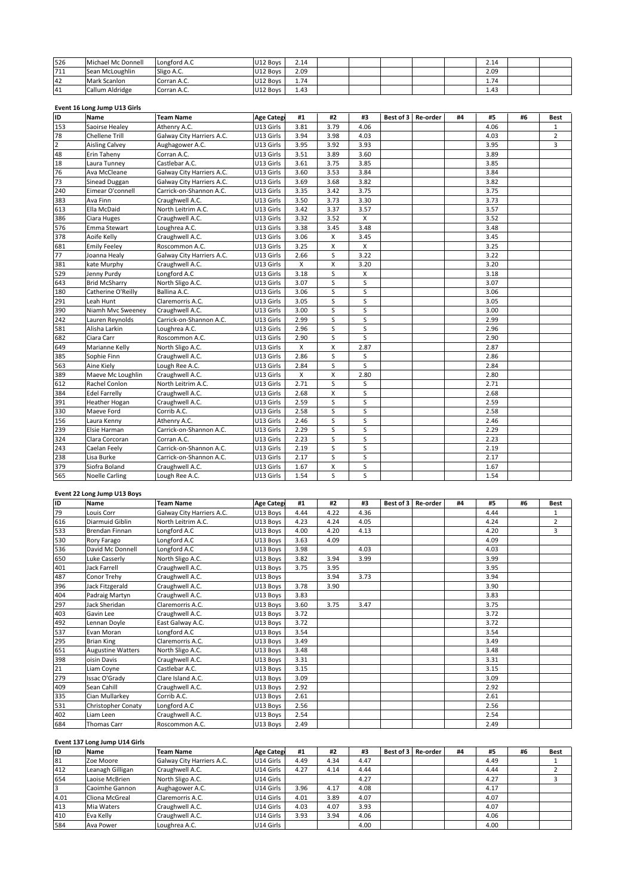| 526 | Michael Mc Donnell | Longford A.C | U12 Boys | 2.14 | | | | | | | 2.14 | | |
|---|---|---|---|---|---|---|---|---|---|---|---|---|---|
| 711 | Sean McLoughlin | Sligo A.C. | U12 Boys | 2.09 | | | | | | | 2.09 | | |
| 42 | Mark Scanlon | Corran A.C. | U12 Boys | 1.74 | | | | | | | 1.74 | | |
| 41 | Callum Aldridge | Corran A.C. | U12 Boys | 1.43 | | | | | | | 1.43 | | |

**Event 16 Long Jump U13 Girls**

| ID | Name | Team Name | Age Catego | #1 | #2 | #3 | Best of 3 | Re-order | #4 | #5 | #6 | Best |
|---|---|---|---|---|---|---|---|---|---|---|---|---|
| 153 | Saoirse Healey | Athenry A.C. | U13 Girls | 3.81 | 3.79 | 4.06 | | | | 4.06 | | 1 |
| 78 | Chellene Trill | Galway City Harriers A.C. | U13 Girls | 3.94 | 3.98 | 4.03 | | | | 4.03 | | 2 |
| 2 | Aisling Calvey | Aughagower A.C. | U13 Girls | 3.95 | 3.92 | 3.93 | | | | 3.95 | | 3 |
| 48 | Erin Taheny | Corran A.C. | U13 Girls | 3.51 | 3.89 | 3.60 | | | | 3.89 | | |
| 18 | Laura Tunney | Castlebar A.C. | U13 Girls | 3.61 | 3.75 | 3.85 | | | | 3.85 | | |
| 76 | Ava McCleane | Galway City Harriers A.C. | U13 Girls | 3.60 | 3.53 | 3.84 | | | | 3.84 | | |
| 73 | Sinead Duggan | Galway City Harriers A.C. | U13 Girls | 3.69 | 3.68 | 3.82 | | | | 3.82 | | |
| 240 | Eimear O'connell | Carrick-on-Shannon A.C. | U13 Girls | 3.35 | 3.42 | 3.75 | | | | 3.75 | | |
| 383 | Ava Finn | Craughwell A.C. | U13 Girls | 3.50 | 3.73 | 3.30 | | | | 3.73 | | |
| 613 | Ella McDaid | North Leitrim A.C. | U13 Girls | 3.42 | 3.37 | 3.57 | | | | 3.57 | | |
| 386 | Ciara Huges | Craughwell A.C. | U13 Girls | 3.32 | 3.52 | X | | | | 3.52 | | |
| 576 | Emma Stewart | Loughrea A.C. | U13 Girls | 3.38 | 3.45 | 3.48 | | | | 3.48 | | |
| 378 | Aoife Kelly | Craughwell A.C. | U13 Girls | 3.06 | X | 3.45 | | | | 3.45 | | |
| 681 | Emily Feeley | Roscommon A.C. | U13 Girls | 3.25 | X | X | | | | 3.25 | | |
| 77 | Joanna Healy | Galway City Harriers A.C. | U13 Girls | 2.66 | S | 3.22 | | | | 3.22 | | |
| 381 | kate Murphy | Craughwell A.C. | U13 Girls | X | X | 3.20 | | | | 3.20 | | |
| 529 | Jenny Purdy | Longford A.C | U13 Girls | 3.18 | S | X | | | | 3.18 | | |
| 643 | Brid McSharry | North Sligo A.C. | U13 Girls | 3.07 | S | S | | | | 3.07 | | |
| 180 | Catherine O'Reilly | Ballina A.C. | U13 Girls | 3.06 | S | S | | | | 3.06 | | |
| 291 | Leah Hunt | Claremorris A.C. | U13 Girls | 3.05 | S | S | | | | 3.05 | | |
| 390 | Niamh Mvc Sweeney | Craughwell A.C. | U13 Girls | 3.00 | S | S | | | | 3.00 | | |
| 242 | Lauren Reynolds | Carrick-on-Shannon A.C. | U13 Girls | 2.99 | S | S | | | | 2.99 | | |
| 581 | Alisha Larkin | Loughrea A.C. | U13 Girls | 2.96 | S | S | | | | 2.96 | | |
| 682 | Ciara Carr | Roscommon A.C. | U13 Girls | 2.90 | S | S | | | | 2.90 | | |
| 649 | Marianne Kelly | North Sligo A.C. | U13 Girls | X | X | 2.87 | | | | 2.87 | | |
| 385 | Sophie Finn | Craughwell A.C. | U13 Girls | 2.86 | S | S | | | | 2.86 | | |
| 563 | Aine Kiely | Lough Ree A.C. | U13 Girls | 2.84 | S | S | | | | 2.84 | | |
| 389 | Maeve Mc Loughlin | Craughwell A.C. | U13 Girls | X | X | 2.80 | | | | 2.80 | | |
| 612 | Rachel Conlon | North Leitrim A.C. | U13 Girls | 2.71 | S | S | | | | 2.71 | | |
| 384 | Edel Farrelly | Craughwell A.C. | U13 Girls | 2.68 | X | S | | | | 2.68 | | |
| 391 | Heather Hogan | Craughwell A.C. | U13 Girls | 2.59 | S | S | | | | 2.59 | | |
| 330 | Maeve Ford | Corrib A.C. | U13 Girls | 2.58 | S | S | | | | 2.58 | | |
| 156 | Laura Kenny | Athenry A.C. | U13 Girls | 2.46 | S | S | | | | 2.46 | | |
| 239 | Elsie Harman | Carrick-on-Shannon A.C. | U13 Girls | 2.29 | S | S | | | | 2.29 | | |
| 324 | Clara Corcoran | Corran A.C. | U13 Girls | 2.23 | S | S | | | | 2.23 | | |
| 243 | Caelan Feely | Carrick-on-Shannon A.C. | U13 Girls | 2.19 | S | S | | | | 2.19 | | |
| 238 | Lisa Burke | Carrick-on-Shannon A.C. | U13 Girls | 2.17 | S | S | | | | 2.17 | | |
| 379 | Siofra Boland | Craughwell A.C. | U13 Girls | 1.67 | X | S | | | | 1.67 | | |
| 565 | Noelle Carling | Lough Ree A.C. | U13 Girls | 1.54 | S | S | | | | 1.54 | | |

**Event 22 Long Jump U13 Boys**

| ID | Name | Team Name | Age Catego | #1 | #2 | #3 | Best of 3 | Re-order | #4 | #5 | #6 | Best |
|---|---|---|---|---|---|---|---|---|---|---|---|---|
| 79 | Louis Corr | Galway City Harriers A.C. | U13 Boys | 4.44 | 4.22 | 4.36 | | | | 4.44 | | 1 |
| 616 | Diarmuid Giblin | North Leitrim A.C. | U13 Boys | 4.23 | 4.24 | 4.05 | | | | 4.24 | | 2 |
| 533 | Brendan Finnan | Longford A.C | U13 Boys | 4.00 | 4.20 | 4.13 | | | | 4.20 | | 3 |
| 530 | Rory Farago | Longford A.C | U13 Boys | 3.63 | 4.09 | | | | | 4.09 | | |
| 536 | David Mc Donnell | Longford A.C | U13 Boys | 3.98 | | 4.03 | | | | 4.03 | | |
| 650 | Luke Casserly | North Sligo A.C. | U13 Boys | 3.82 | 3.94 | 3.99 | | | | 3.99 | | |
| 401 | Jack Farrell | Craughwell A.C. | U13 Boys | 3.75 | 3.95 | | | | | 3.95 | | |
| 487 | Conor Trehy | Craughwell A.C. | U13 Boys | | 3.94 | 3.73 | | | | 3.94 | | |
| 396 | Jack Fitzgerald | Craughwell A.C. | U13 Boys | 3.78 | 3.90 | | | | | 3.90 | | |
| 404 | Padraig Martyn | Craughwell A.C. | U13 Boys | 3.83 | | | | | | 3.83 | | |
| 297 | Jack Sheridan | Claremorris A.C. | U13 Boys | 3.60 | 3.75 | 3.47 | | | | 3.75 | | |
| 403 | Gavin Lee | Craughwell A.C. | U13 Boys | 3.72 | | | | | | 3.72 | | |
| 492 | Lennan Doyle | East Galway A.C. | U13 Boys | 3.72 | | | | | | 3.72 | | |
| 537 | Evan Moran | Longford A.C | U13 Boys | 3.54 | | | | | | 3.54 | | |
| 295 | Brian King | Claremorris A.C. | U13 Boys | 3.49 | | | | | | 3.49 | | |
| 651 | Augustine Watters | North Sligo A.C. | U13 Boys | 3.48 | | | | | | 3.48 | | |
| 398 | oisin Davis | Craughwell A.C. | U13 Boys | 3.31 | | | | | | 3.31 | | |
| 21 | Liam Coyne | Castlebar A.C. | U13 Boys | 3.15 | | | | | | 3.15 | | |
| 279 | Issac O'Grady | Clare Island A.C. | U13 Boys | 3.09 | | | | | | 3.09 | | |
| 409 | Sean Cahill | Craughwell A.C. | U13 Boys | 2.92 | | | | | | 2.92 | | |
| 335 | Cian Mullarkey | Corrib A.C. | U13 Boys | 2.61 | | | | | | 2.61 | | |
| 531 | Christopher Conaty | Longford A.C | U13 Boys | 2.56 | | | | | | 2.56 | | |
| 402 | Liam Leen | Craughwell A.C. | U13 Boys | 2.54 | | | | | | 2.54 | | |
| 684 | Thomas Carr | Roscommon A.C. | U13 Boys | 2.49 | | | | | | 2.49 | | |

**Event 137 Long Jump U14 Girls**

| ID | Name | Team Name | Age Catego | #1 | #2 | #3 | Best of 3 | Re-order | #4 | #5 | #6 | Best |
|---|---|---|---|---|---|---|---|---|---|---|---|---|
| 81 | Zoe Moore | Galway City Harriers A.C. | U14 Girls | 4.49 | 4.34 | 4.47 | | | | 4.49 | | 1 |
| 412 | Leanagh Gilligan | Craughwell A.C. | U14 Girls | 4.27 | 4.14 | 4.44 | | | | 4.44 | | 2 |
| 654 | Laoise McBrien | North Sligo A.C. | U14 Girls | | | 4.27 | | | | 4.27 | | 3 |
| 3 | Caoimhe Gannon | Aughagower A.C. | U14 Girls | 3.96 | 4.17 | 4.08 | | | | 4.17 | | |
| 4.01 | Cliona McGreal | Claremorris A.C. | U14 Girls | 4.01 | 3.89 | 4.07 | | | | 4.07 | | |
| 413 | Mia Waters | Craughwell A.C. | U14 Girls | 4.03 | 4.07 | 3.93 | | | | 4.07 | | |
| 410 | Eva Kelly | Craughwell A.C. | U14 Girls | 3.93 | 3.94 | 4.06 | | | | 4.06 | | |
| 584 | Ava Power | Loughrea A.C. | U14 Girls | | | 4.00 | | | | 4.00 | | |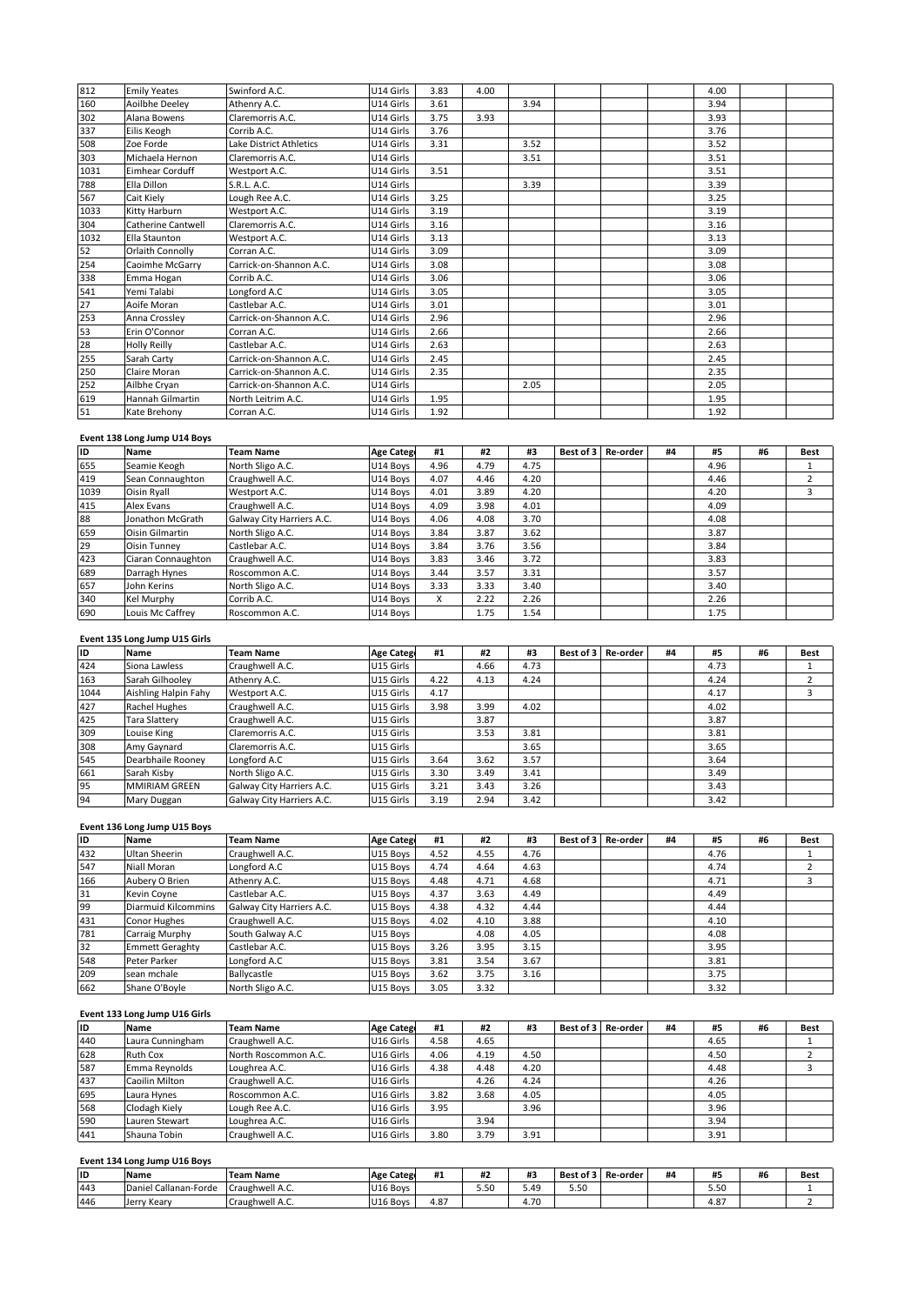| 812 | Emily Yeates | Swinford A.C. | U14 Girls | 3.83 | 4.00 | | | | | 4.00 | | |
|---|---|---|---|---|---|---|---|---|---|---|---|---|
| 160 | Aoilbhe Deeley | Athenry A.C. | U14 Girls | 3.61 | | 3.94 | | | | 3.94 | | |
| 302 | Alana Bowens | Claremorris A.C. | U14 Girls | 3.75 | 3.93 | | | | | 3.93 | | |
| 337 | Eilis Keogh | Corrib A.C. | U14 Girls | 3.76 | | | | | | 3.76 | | |
| 508 | Zoe Forde | Lake District Athletics | U14 Girls | 3.31 | | 3.52 | | | | 3.52 | | |
| 303 | Michaela Hernon | Claremorris A.C. | U14 Girls | | | 3.51 | | | | 3.51 | | |
| 1031 | Eimhear Corduff | Westport A.C. | U14 Girls | 3.51 | | | | | | 3.51 | | |
| 788 | Ella Dillon | S.R.L. A.C. | U14 Girls | | | 3.39 | | | | 3.39 | | |
| 567 | Cait Kiely | Lough Ree A.C. | U14 Girls | 3.25 | | | | | | 3.25 | | |
| 1033 | Kitty Harburn | Westport A.C. | U14 Girls | 3.19 | | | | | | 3.19 | | |
| 304 | Catherine Cantwell | Claremorris A.C. | U14 Girls | 3.16 | | | | | | 3.16 | | |
| 1032 | Ella Staunton | Westport A.C. | U14 Girls | 3.13 | | | | | | 3.13 | | |
| 52 | Orlaith Connolly | Corran A.C. | U14 Girls | 3.09 | | | | | | 3.09 | | |
| 254 | Caoimhe McGarry | Carrick-on-Shannon A.C. | U14 Girls | 3.08 | | | | | | 3.08 | | |
| 338 | Emma Hogan | Corrib A.C. | U14 Girls | 3.06 | | | | | | 3.06 | | |
| 541 | Yemi Talabi | Longford A.C | U14 Girls | 3.05 | | | | | | 3.05 | | |
| 27 | Aoife Moran | Castlebar A.C. | U14 Girls | 3.01 | | | | | | 3.01 | | |
| 253 | Anna Crossley | Carrick-on-Shannon A.C. | U14 Girls | 2.96 | | | | | | 2.96 | | |
| 53 | Erin O'Connor | Corran A.C. | U14 Girls | 2.66 | | | | | | 2.66 | | |
| 28 | Holly Reilly | Castlebar A.C. | U14 Girls | 2.63 | | | | | | 2.63 | | |
| 255 | Sarah Carty | Carrick-on-Shannon A.C. | U14 Girls | 2.45 | | | | | | 2.45 | | |
| 250 | Claire Moran | Carrick-on-Shannon A.C. | U14 Girls | 2.35 | | | | | | 2.35 | | |
| 252 | Ailbhe Cryan | Carrick-on-Shannon A.C. | U14 Girls | | | 2.05 | | | | 2.05 | | |
| 619 | Hannah Gilmartin | North Leitrim A.C. | U14 Girls | 1.95 | | | | | | 1.95 | | |
| 51 | Kate Brehony | Corran A.C. | U14 Girls | 1.92 | | | | | | 1.92 | | |

### Event 138 Long Jump U14 Boys

| ID | Name | Team Name | Age Categ | #1 | #2 | #3 | Best of 3 | Re-order | #4 | #5 | #6 | Best |
|---|---|---|---|---|---|---|---|---|---|---|---|---|
| 655 | Seamie Keogh | North Sligo A.C. | U14 Boys | 4.96 | 4.79 | 4.75 | | | | 4.96 | | 1 |
| 419 | Sean Connaughton | Craughwell A.C. | U14 Boys | 4.07 | 4.46 | 4.20 | | | | 4.46 | | 2 |
| 1039 | Oisin Ryall | Westport A.C. | U14 Boys | 4.01 | 3.89 | 4.20 | | | | 4.20 | | 3 |
| 415 | Alex Evans | Craughwell A.C. | U14 Boys | 4.09 | 3.98 | 4.01 | | | | 4.09 | | |
| 88 | Jonathon McGrath | Galway City Harriers A.C. | U14 Boys | 4.06 | 4.08 | 3.70 | | | | 4.08 | | |
| 659 | Oisin Gilmartin | North Sligo A.C. | U14 Boys | 3.84 | 3.87 | 3.62 | | | | 3.87 | | |
| 29 | Oisin Tunney | Castlebar A.C. | U14 Boys | 3.84 | 3.76 | 3.56 | | | | 3.84 | | |
| 423 | Ciaran Connaughton | Craughwell A.C. | U14 Boys | 3.83 | 3.46 | 3.72 | | | | 3.83 | | |
| 689 | Darragh Hynes | Roscommon A.C. | U14 Boys | 3.44 | 3.57 | 3.31 | | | | 3.57 | | |
| 657 | John Kerins | North Sligo A.C. | U14 Boys | 3.33 | 3.33 | 3.40 | | | | 3.40 | | |
| 340 | Kel Murphy | Corrib A.C. | U14 Boys | X | 2.22 | 2.26 | | | | 2.26 | | |
| 690 | Louis Mc Caffrey | Roscommon A.C. | U14 Boys | | 1.75 | 1.54 | | | | 1.75 | | |

### Event 135 Long Jump U15 Girls

| ID | Name | Team Name | Age Categ | #1 | #2 | #3 | Best of 3 | Re-order | #4 | #5 | #6 | Best |
|---|---|---|---|---|---|---|---|---|---|---|---|---|
| 424 | Siona Lawless | Craughwell A.C. | U15 Girls | | 4.66 | 4.73 | | | | 4.73 | | 1 |
| 163 | Sarah Gilhooley | Athenry A.C. | U15 Girls | 4.22 | 4.13 | 4.24 | | | | 4.24 | | 2 |
| 1044 | Aishling Halpin Fahy | Westport A.C. | U15 Girls | 4.17 | | | | | | 4.17 | | 3 |
| 427 | Rachel Hughes | Craughwell A.C. | U15 Girls | 3.98 | 3.99 | 4.02 | | | | 4.02 | | |
| 425 | Tara Slattery | Craughwell A.C. | U15 Girls | | 3.87 | | | | | 3.87 | | |
| 309 | Louise King | Claremorris A.C. | U15 Girls | | 3.53 | 3.81 | | | | 3.81 | | |
| 308 | Amy Gaynard | Claremorris A.C. | U15 Girls | | | 3.65 | | | | 3.65 | | |
| 545 | Dearbhaile Rooney | Longford A.C | U15 Girls | 3.64 | 3.62 | 3.57 | | | | 3.64 | | |
| 661 | Sarah Kisby | North Sligo A.C. | U15 Girls | 3.30 | 3.49 | 3.41 | | | | 3.49 | | |
| 95 | MMIRIAM GREEN | Galway City Harriers A.C. | U15 Girls | 3.21 | 3.43 | 3.26 | | | | 3.43 | | |
| 94 | Mary Duggan | Galway City Harriers A.C. | U15 Girls | 3.19 | 2.94 | 3.42 | | | | 3.42 | | |

### Event 136 Long Jump U15 Boys

| ID | Name | Team Name | Age Categ | #1 | #2 | #3 | Best of 3 | Re-order | #4 | #5 | #6 | Best |
|---|---|---|---|---|---|---|---|---|---|---|---|---|
| 432 | Ultan Sheerin | Craughwell A.C. | U15 Boys | 4.52 | 4.55 | 4.76 | | | | 4.76 | | 1 |
| 547 | Niall Moran | Longford A.C | U15 Boys | 4.74 | 4.64 | 4.63 | | | | 4.74 | | 2 |
| 166 | Aubery O Brien | Athenry A.C. | U15 Boys | 4.48 | 4.71 | 4.68 | | | | 4.71 | | 3 |
| 31 | Kevin Coyne | Castlebar A.C. | U15 Boys | 4.37 | 3.63 | 4.49 | | | | 4.49 | | |
| 99 | Diarmuid Kilcommins | Galway City Harriers A.C. | U15 Boys | 4.38 | 4.32 | 4.44 | | | | 4.44 | | |
| 431 | Conor Hughes | Craughwell A.C. | U15 Boys | 4.02 | 4.10 | 3.88 | | | | 4.10 | | |
| 781 | Carraig Murphy | South Galway A.C | U15 Boys | | 4.08 | 4.05 | | | | 4.08 | | |
| 32 | Emmett Geraghty | Castlebar A.C. | U15 Boys | 3.26 | 3.95 | 3.15 | | | | 3.95 | | |
| 548 | Peter Parker | Longford A.C | U15 Boys | 3.81 | 3.54 | 3.67 | | | | 3.81 | | |
| 209 | sean mchale | Ballycastle | U15 Boys | 3.62 | 3.75 | 3.16 | | | | 3.75 | | |
| 662 | Shane O'Boyle | North Sligo A.C. | U15 Boys | 3.05 | 3.32 | | | | | 3.32 | | |

### Event 133 Long Jump U16 Girls

| ID | Name | Team Name | Age Categ | #1 | #2 | #3 | Best of 3 | Re-order | #4 | #5 | #6 | Best |
|---|---|---|---|---|---|---|---|---|---|---|---|---|
| 440 | Laura Cunningham | Craughwell A.C. | U16 Girls | 4.58 | 4.65 | | | | | 4.65 | | 1 |
| 628 | Ruth Cox | North Roscommon A.C. | U16 Girls | 4.06 | 4.19 | 4.50 | | | | 4.50 | | 2 |
| 587 | Emma Reynolds | Loughrea A.C. | U16 Girls | 4.38 | 4.48 | 4.20 | | | | 4.48 | | 3 |
| 437 | Caoilin Milton | Craughwell A.C. | U16 Girls | | 4.26 | 4.24 | | | | 4.26 | | |
| 695 | Laura Hynes | Roscommon A.C. | U16 Girls | 3.82 | 3.68 | 4.05 | | | | 4.05 | | |
| 568 | Clodagh Kiely | Lough Ree A.C. | U16 Girls | 3.95 | | 3.96 | | | | 3.96 | | |
| 590 | Lauren Stewart | Loughrea A.C. | U16 Girls | | 3.94 | | | | | 3.94 | | |
| 441 | Shauna Tobin | Craughwell A.C. | U16 Girls | 3.80 | 3.79 | 3.91 | | | | 3.91 | | |

### Event 134 Long Jump U16 Boys

| ID | Name | Team Name | Age Categ | #1 | #2 | #3 | Best of 3 | Re-order | #4 | #5 | #6 | Best |
|---|---|---|---|---|---|---|---|---|---|---|---|---|
| 443 | Daniel Callanan-Forde | Craughwell A.C. | U16 Boys | | 5.50 | 5.49 | 5.50 | | | 5.50 | | 1 |
| 446 | Jerry Keary | Craughwell A.C. | U16 Boys | 4.87 | | 4.70 | | | | 4.87 | | 2 |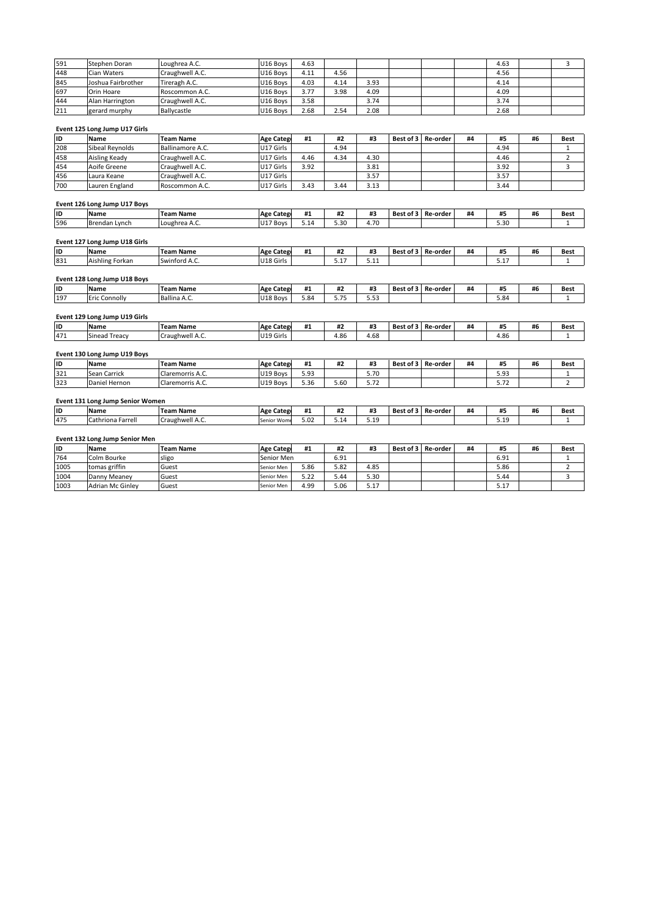| 591 | Stephen Doran | Loughrea A.C. | U16 Boys | 4.63 | | | | | | 4.63 | | 3 |
|---|---|---|---|---|---|---|---|---|---|---|---|---|
| 448 | Cian Waters | Craughwell A.C. | U16 Boys | 4.11 | 4.56 | | | | | 4.56 | | |
| 845 | Joshua Fairbrother | Tireragh A.C. | U16 Boys | 4.03 | 4.14 | 3.93 | | | | 4.14 | | |
| 697 | Orin Hoare | Roscommon A.C. | U16 Boys | 3.77 | 3.98 | 4.09 | | | | 4.09 | | |
| 444 | Alan Harrington | Craughwell A.C. | U16 Boys | 3.58 | | 3.74 | | | | 3.74 | | |
| 211 | gerard murphy | Ballycastle | U16 Boys | 2.68 | 2.54 | 2.08 | | | | 2.68 | | |

**Event 125 Long Jump U17 Girls**

| ID | Name | Team Name | Age Categ | #1 | #2 | #3 | Best of 3 | Re-order | #4 | #5 | #6 | Best |
|---|---|---|---|---|---|---|---|---|---|---|---|---|
| 208 | Sibeal Reynolds | Ballinamore A.C. | U17 Girls | | 4.94 | | | | | 4.94 | | 1 |
| 458 | Aisling Keady | Craughwell A.C. | U17 Girls | 4.46 | 4.34 | 4.30 | | | | 4.46 | | 2 |
| 454 | Aoife Greene | Craughwell A.C. | U17 Girls | 3.92 | | 3.81 | | | | 3.92 | | 3 |
| 456 | Laura Keane | Craughwell A.C. | U17 Girls | | | 3.57 | | | | 3.57 | | |
| 700 | Lauren England | Roscommon A.C. | U17 Girls | 3.43 | 3.44 | 3.13 | | | | 3.44 | | |

**Event 126 Long Jump U17 Boys**

| ID | Name | Team Name | Age Categ | #1 | #2 | #3 | Best of 3 | Re-order | #4 | #5 | #6 | Best |
|---|---|---|---|---|---|---|---|---|---|---|---|---|
| 596 | Brendan Lynch | Loughrea A.C. | U17 Boys | 5.14 | 5.30 | 4.70 | | | | 5.30 | | 1 |

**Event 127 Long Jump U18 Girls**

| ID | Name | Team Name | Age Categ | #1 | #2 | #3 | Best of 3 | Re-order | #4 | #5 | #6 | Best |
|---|---|---|---|---|---|---|---|---|---|---|---|---|
| 831 | Aishling Forkan | Swinford A.C. | U18 Girls | | 5.17 | 5.11 | | | | 5.17 | | 1 |

**Event 128 Long Jump U18 Boys**

| ID | Name | Team Name | Age Categ | #1 | #2 | #3 | Best of 3 | Re-order | #4 | #5 | #6 | Best |
|---|---|---|---|---|---|---|---|---|---|---|---|---|
| 197 | Eric Connolly | Ballina A.C. | U18 Boys | 5.84 | 5.75 | 5.53 | | | | 5.84 | | 1 |

**Event 129 Long Jump U19 Girls**

| ID | Name | Team Name | Age Categ | #1 | #2 | #3 | Best of 3 | Re-order | #4 | #5 | #6 | Best |
|---|---|---|---|---|---|---|---|---|---|---|---|---|
| 471 | Sinead Treacy | Craughwell A.C. | U19 Girls | | 4.86 | 4.68 | | | | 4.86 | | 1 |

**Event 130 Long Jump U19 Boys**

| ID | Name | Team Name | Age Categ | #1 | #2 | #3 | Best of 3 | Re-order | #4 | #5 | #6 | Best |
|---|---|---|---|---|---|---|---|---|---|---|---|---|
| 321 | Sean Carrick | Claremorris A.C. | U19 Boys | 5.93 | | 5.70 | | | | 5.93 | | 1 |
| 323 | Daniel Hernon | Claremorris A.C. | U19 Boys | 5.36 | 5.60 | 5.72 | | | | 5.72 | | 2 |

**Event 131 Long Jump Senior Women**

| ID | Name | Team Name | Age Categ | #1 | #2 | #3 | Best of 3 | Re-order | #4 | #5 | #6 | Best |
|---|---|---|---|---|---|---|---|---|---|---|---|---|
| 475 | Cathriona Farrell | Craughwell A.C. | Senior Wome | 5.02 | 5.14 | 5.19 | | | | 5.19 | | 1 |

**Event 132 Long Jump Senior Men**

| ID | Name | Team Name | Age Categ | #1 | #2 | #3 | Best of 3 | Re-order | #4 | #5 | #6 | Best |
|---|---|---|---|---|---|---|---|---|---|---|---|---|
| 764 | Colm Bourke | sligo | Senior Men | | 6.91 | | | | | 6.91 | | 1 |
| 1005 | tomas griffin | Guest | Senior Men | 5.86 | 5.82 | 4.85 | | | | 5.86 | | 2 |
| 1004 | Danny Meaney | Guest | Senior Men | 5.22 | 5.44 | 5.30 | | | | 5.44 | | 3 |
| 1003 | Adrian Mc Ginley | Guest | Senior Men | 4.99 | 5.06 | 5.17 | | | | 5.17 | | |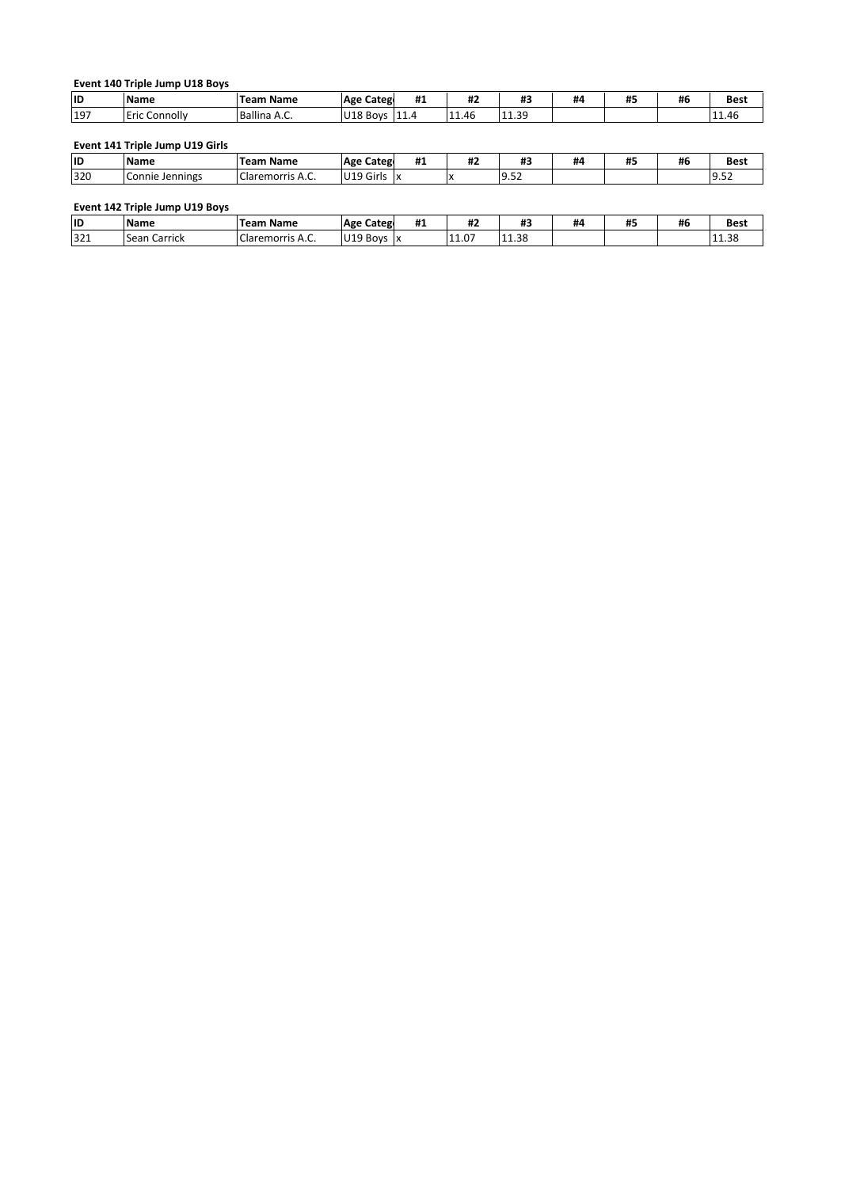**Event 140 Triple Jump U18 Boys**

| ID | Name | Team Name | Age Categ | #1 | #2 | #3 | #4 | #5 | #6 | Best |
|---|---|---|---|---|---|---|---|---|---|---|
| 197 | Eric Connolly | Ballina A.C. | U18 Boys | 11.4 | 11.46 | 11.39 | | | | 11.46 |

**Event 141 Triple Jump U19 Girls**

| ID | Name | Team Name | Age Categ | #1 | #2 | #3 | #4 | #5 | #6 | Best |
|---|---|---|---|---|---|---|---|---|---|---|
| 320 | Connie Jennings | Claremorris A.C. | U19 Girls | x | x | 9.52 | | | | 9.52 |

**Event 142 Triple Jump U19 Boys**

| ID | Name | Team Name | Age Categ | #1 | #2 | #3 | #4 | #5 | #6 | Best |
|---|---|---|---|---|---|---|---|---|---|---|
| 321 | Sean Carrick | Claremorris A.C. | U19 Boys | x | 11.07 | 11.38 | | | | 11.38 |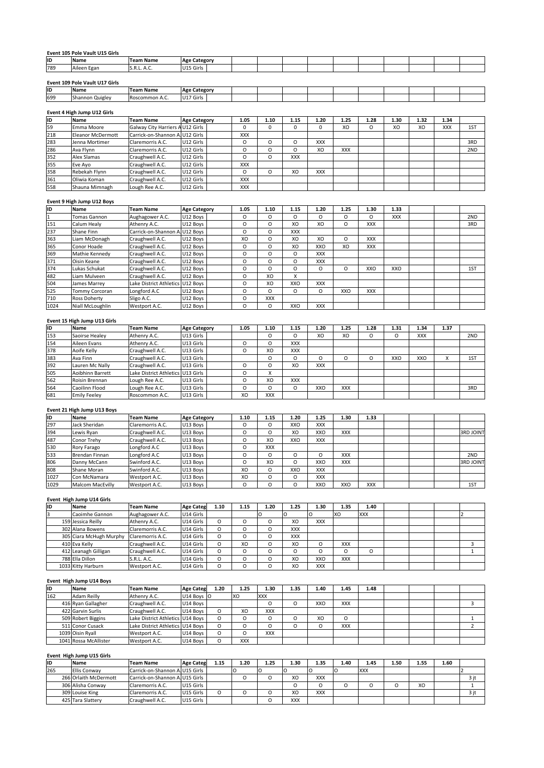**Event 105 Pole Vault U15 Girls**

| ID | Name | Team Name | Age Category | | | | | | | | | | |
|---|---|---|---|---|---|---|---|---|---|---|---|---|---|
| 789 | Aileen Egan | S.R.L. A.C. | U15 Girls | | | | | | | | | | |

**Event 109 Pole Vault U17 Girls**

| ID | Name | Team Name | Age Category | | | | | | | | | | |
|---|---|---|---|---|---|---|---|---|---|---|---|---|---|
| 699 | Shannon Quigley | Roscommon A.C. | U17 Girls | | | | | | | | | | |

**Event 4 High Jump U12 Girls**

| ID | Name | Team Name | Age Category | 1.05 | 1.10 | 1.15 | 1.20 | 1.25 | 1.28 | 1.30 | 1.32 | 1.34 | |
|---|---|---|---|---|---|---|---|---|---|---|---|---|---|
| 59 | Emma Moore | Galway City Harriers A | U12 Girls | O | O | O | O | XO | O | XO | XO | XXX | 1ST |
| 218 | Eleanor McDermott | Carrick-on-Shannon A. | U12 Girls | XXX | | | | | | | | | |
| 283 | Jenna Mortimer | Claremorris A.C. | U12 Girls | O | O | O | XXX | | | | | | 3RD |
| 286 | Ava Flynn | Claremorris A.C. | U12 Girls | O | O | O | XO | XXX | | | | | 2ND |
| 352 | Alex Slamas | Craughwell A.C. | U12 Girls | O | O | XXX | | | | | | | |
| 355 | Eve Ayo | Craughwell A.C. | U12 Girls | XXX | | | | | | | | | |
| 358 | Rebekah Flynn | Craughwell A.C. | U12 Girls | O | O | XO | XXX | | | | | | |
| 361 | Oliwia Koman | Craughwell A.C. | U12 Girls | XXX | | | | | | | | | |
| 558 | Shauna Mimnagh | Lough Ree A.C. | U12 Girls | XXX | | | | | | | | | |

**Event 9 High Jump U12 Boys**

| ID | Name | Team Name | Age Category | 1.05 | 1.10 | 1.15 | 1.20 | 1.25 | 1.30 | 1.33 | | | |
|---|---|---|---|---|---|---|---|---|---|---|---|---|---|
| 1 | Tomas Gannon | Aughagower A.C. | U12 Boys | O | O | O | O | O | O | XXX | | | 2ND |
| 151 | Calum Healy | Athenry A.C. | U12 Boys | O | O | XO | XO | O | XXX | | | | 3RD |
| 237 | Shane Finn | Carrick-on-Shannon A. | U12 Boys | O | O | XXX | | | | | | | |
| 363 | Liam McDonagh | Craughwell A.C. | U12 Boys | XO | O | XO | XO | O | XXX | | | | |
| 365 | Conor Hoade | Craughwell A.C. | U12 Boys | O | O | XO | XXO | XO | XXX | | | | |
| 369 | Mathie Kennedy | Craughwell A.C. | U12 Boys | O | O | O | XXX | | | | | | |
| 371 | Oisin Keane | Craughwell A.C. | U12 Boys | O | O | O | XXX | | | | | | |
| 374 | Lukas Schukat | Craughwell A.C. | U12 Boys | O | O | O | O | O | XXO | XXO | | | 1ST |
| 482 | Liam Mulveen | Craughwell A.C. | U12 Boys | O | XO | X | | | | | | | |
| 504 | James Marrey | Lake District Athletics | U12 Boys | O | XO | XXO | XXX | | | | | | |
| 525 | Tommy Corcoran | Longford A.C | U12 Boys | O | O | O | O | XXO | XXX | | | | |
| 710 | Ross Doherty | Sligo A.C. | U12 Boys | O | XXX | | | | | | | | |
| 1024 | Niall McLoughlin | Westport A.C. | U12 Boys | O | O | XXO | XXX | | | | | | |

**Event 15 High Jump U13 Girls**

| ID | Name | Team Name | Age Category | 1.05 | 1.10 | 1.15 | 1.20 | 1.25 | 1.28 | 1.31 | 1.34 | 1.37 | |
|---|---|---|---|---|---|---|---|---|---|---|---|---|---|
| 153 | Saoirse Healey | Athenry A.C. | U13 Girls | | O | O | XO | XO | O | O | XXX | | 2ND |
| 154 | Aileen Evans | Athenry A.C. | U13 Girls | O | O | XXX | | | | | | | |
| 378 | Aoife Kelly | Craughwell A.C. | U13 Girls | O | XO | XXX | | | | | | | |
| 383 | Ava Finn | Craughwell A.C. | U13 Girls | | O | O | O | O | O | XXO | XXO | X | 1ST |
| 392 | Lauren Mc Nally | Craughwell A.C. | U13 Girls | O | O | XO | XXX | | | | | | |
| 505 | Aoibhinn Barrett | Lake District Athletics | U13 Girls | O | X | | | | | | | | |
| 562 | Roisin Brennan | Lough Ree A.C. | U13 Girls | O | XO | XXX | | | | | | | |
| 564 | Caoilinn Flood | Lough Ree A.C. | U13 Girls | O | O | O | XXO | XXX | | | | | 3RD |
| 681 | Emily Feeley | Roscommon A.C. | U13 Girls | XO | XXX | | | | | | | | |

**Event 21 High Jump U13 Boys**

| ID | Name | Team Name | Age Category | 1.10 | 1.15 | 1.20 | 1.25 | 1.30 | 1.33 | | | | |
|---|---|---|---|---|---|---|---|---|---|---|---|---|---|
| 297 | Jack Sheridan | Claremorris A.C. | U13 Boys | O | O | XXO | XXX | | | | | | |
| 394 | Lewis Ryan | Craughwell A.C. | U13 Boys | O | O | XO | XXO | XXX | | | | | 3RD JOINT |
| 487 | Conor Trehy | Craughwell A.C. | U13 Boys | O | XO | XXO | XXX | | | | | | |
| 530 | Rory Farago | Longford A.C | U13 Boys | O | XXX | | | | | | | | |
| 533 | Brendan Finnan | Longford A.C | U13 Boys | O | O | O | O | XXX | | | | | 2ND |
| 806 | Danny McCann | Swinford A.C. | U13 Boys | O | XO | O | XXO | XXX | | | | | 3RD JOINT |
| 808 | Shane Moran | Swinford A.C. | U13 Boys | XO | O | XXO | XXX | | | | | | |
| 1027 | Con McNamara | Westport A.C. | U13 Boys | XO | O | O | XXX | | | | | | |
| 1029 | Malcom MacEvilly | Westport A.C. | U13 Boys | O | O | O | XXO | XXO | XXX | | | | 1ST |

**Event High Jump U14 Girls**

| ID | Name | Team Name | Age Categ | 1.10 | 1.15 | 1.20 | 1.25 | 1.30 | 1.35 | 1.40 | | | | |
|---|---|---|---|---|---|---|---|---|---|---|---|---|---|---|
| 3 | Caoimhe Gannon | Aughagower A.C. | U14 Girls | | | O | O | O | XO | XXX | | | | 2 |
| 159 | Jessica Reilly | Athenry A.C. | U14 Girls | O | O | O | XO | XXX | | | | | | |
| 302 | Alana Bowens | Claremorris A.C. | U14 Girls | O | O | O | XXX | | | | | | | |
| 305 | Ciara McHugh Murphy | Claremorris A.C. | U14 Girls | O | O | O | XXX | | | | | | | |
| 410 | Eva Kelly | Craughwell A.C. | U14 Girls | O | XO | O | XO | O | XXX | | | | | 3 |
| 412 | Leanagh Gilligan | Craughwell A.C. | U14 Girls | O | O | O | O | O | O | O | | | | 1 |
| 788 | Ella Dillon | S.R.L. A.C. | U14 Girls | O | O | O | XO | XXO | XXX | | | | | |
| 1033 | Kitty Harburn | Westport A.C. | U14 Girls | O | O | O | XO | XXX | | | | | | |

**Event High Jump U14 Boys**

| ID | Name | Team Name | Age Categ | 1.20 | 1.25 | 1.30 | 1.35 | 1.40 | 1.45 | 1.48 | | | | |
|---|---|---|---|---|---|---|---|---|---|---|---|---|---|---|
| 162 | Adam Reilly | Athenry A.C. | U14 Boys | O | XO | XXX | | | | | | | | |
| 416 | Ryan Gallagher | Craughwell A.C. | U14 Boys | | | O | O | XXO | XXX | | | | | 3 |
| 422 | Garvin Surlis | Craughwell A.C. | U14 Boys | O | XO | XXX | | | | | | | | |
| 509 | Robert Biggins | Lake District Athletics | U14 Boys | O | O | O | O | XO | O | | | | | 1 |
| 511 | Conor Cusack | Lake District Athletics | U14 Boys | O | O | O | O | O | XXX | | | | | 2 |
| 1039 | Oisin Ryall | Westport A.C. | U14 Boys | O | O | XXX | | | | | | | | |
| 1041 | Rossa McAllister | Westport A.C. | U14 Boys | O | XXX | | | | | | | | | |

**Event High Jump U15 Girls**

| ID | Name | Team Name | Age Categ | 1.15 | 1.20 | 1.25 | 1.30 | 1.35 | 1.40 | 1.45 | 1.50 | 1.55 | 1.60 | |
|---|---|---|---|---|---|---|---|---|---|---|---|---|---|---|
| 265 | Ellis Conway | Carrick-on-Shannon A. | U15 Girls | | O | O | O | O | O | XXX | | | | 2 |
| 266 | Orlaith McDermott | Carrick-on-Shannon A. | U15 Girls | | O | O | XO | XXX | | | | | | 3 jt |
| 306 | Alisha Conway | Claremorris A.C. | U15 Girls | | | | O | O | O | O | O | XO | | 1 |
| 309 | Louise King | Claremorris A.C. | U15 Girls | O | O | O | XO | XXX | | | | | | 3 jt |
| 425 | Tara Slattery | Craughwell A.C. | U15 Girls | | | O | XXX | | | | | | | |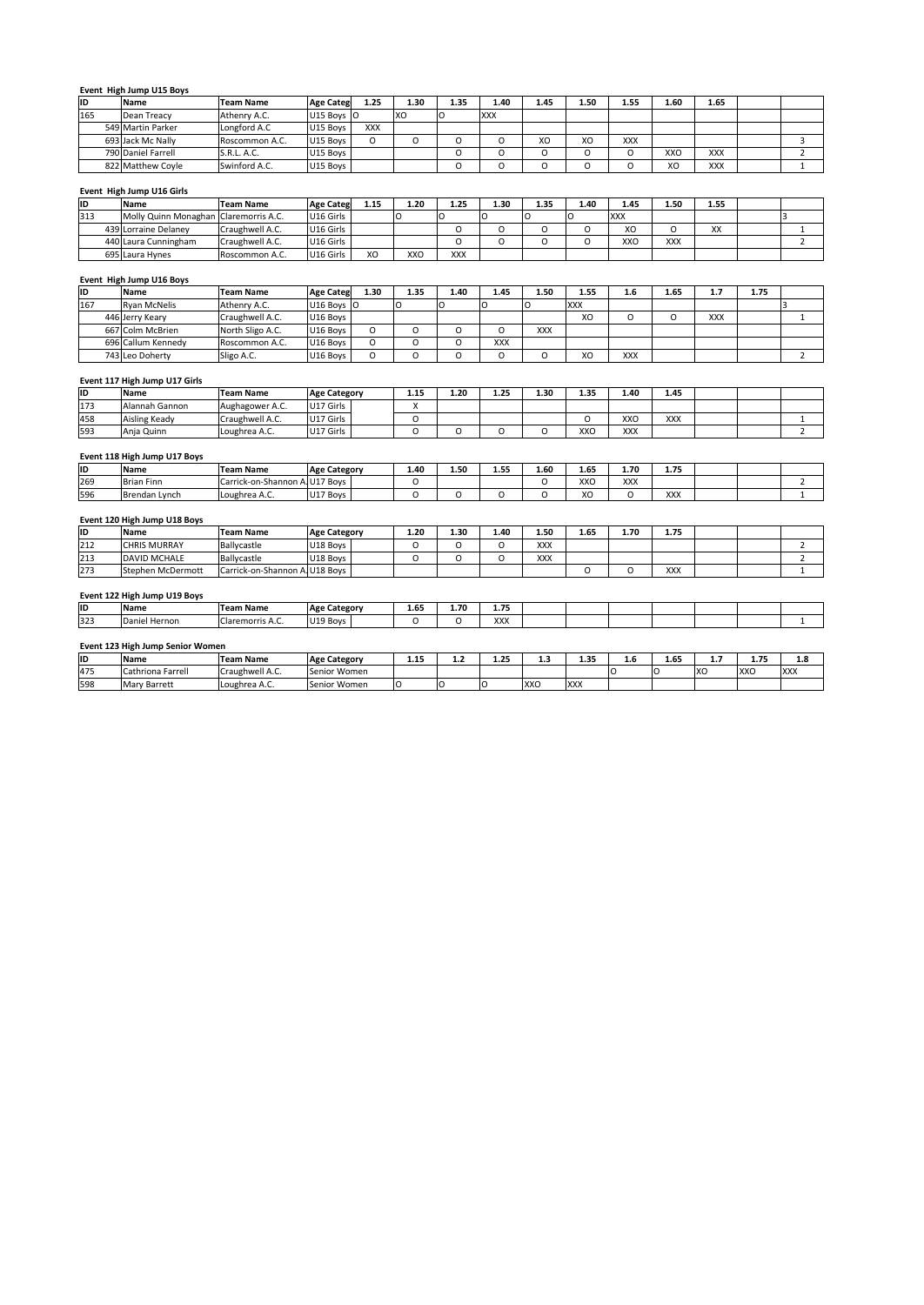**Event High Jump U15 Boys**

| ID | Name | Team Name | Age Categ | 1.25 | 1.30 | 1.35 | 1.40 | 1.45 | 1.50 | 1.55 | 1.60 | 1.65 | | |
|---|---|---|---|---|---|---|---|---|---|---|---|---|---|---|
| 165 | Dean Treacy | Athenry A.C. | U15 Boys | O | XO | O | XXX | | | | | | | |
| 549 | Martin Parker | Longford A.C | U15 Boys | XXX | | | | | | | | | | |
| 693 | Jack Mc Nally | Roscommon A.C. | U15 Boys | O | O | O | O | XO | XO | XXX | | | | 3 |
| 790 | Daniel Farrell | S.R.L. A.C. | U15 Boys | | | O | O | O | O | O | XXO | XXX | | 2 |
| 822 | Matthew Coyle | Swinford A.C. | U15 Boys | | | O | O | O | O | O | XO | XXX | | 1 |

**Event High Jump U16 Girls**

| ID | Name | Team Name | Age Categ | 1.15 | 1.20 | 1.25 | 1.30 | 1.35 | 1.40 | 1.45 | 1.50 | 1.55 | | |
|---|---|---|---|---|---|---|---|---|---|---|---|---|---|---|
| 313 | Molly Quinn Monaghan | Claremorris A.C. | U16 Girls | | O | O | O | O | O | XXX | | | | 3 |
| 439 | Lorraine Delaney | Craughwell A.C. | U16 Girls | | | O | O | O | O | XO | O | XX | | 1 |
| 440 | Laura Cunningham | Craughwell A.C. | U16 Girls | | | O | O | O | O | XXO | XXX | | | 2 |
| 695 | Laura Hynes | Roscommon A.C. | U16 Girls | XO | XXO | XXX | | | | | | | | |

**Event High Jump U16 Boys**

| ID | Name | Team Name | Age Categ | 1.30 | 1.35 | 1.40 | 1.45 | 1.50 | 1.55 | 1.6 | 1.65 | 1.7 | 1.75 | |
|---|---|---|---|---|---|---|---|---|---|---|---|---|---|---|
| 167 | Ryan McNelis | Athenry A.C. | U16 Boys | O | O | O | O | O | XXX | | | | | 3 |
| 446 | Jerry Keary | Craughwell A.C. | U16 Boys | | | | | | XO | O | O | XXX | | 1 |
| 667 | Colm McBrien | North Sligo A.C. | U16 Boys | O | O | O | O | XXX | | | | | | |
| 696 | Callum Kennedy | Roscommon A.C. | U16 Boys | O | O | O | XXX | | | | | | | |
| 743 | Leo Doherty | Sligo A.C. | U16 Boys | O | O | O | O | O | XO | XXX | | | | 2 |

**Event 117 High Jump U17 Girls**

| ID | Name | Team Name | Age Category | 1.15 | 1.20 | 1.25 | 1.30 | 1.35 | 1.40 | 1.45 | | | |
|---|---|---|---|---|---|---|---|---|---|---|---|---|---|
| 173 | Alannah Gannon | Aughagower A.C. | U17 Girls | X | | | | | | | | | |
| 458 | Aisling Keady | Craughwell A.C. | U17 Girls | O | | | | O | XXO | XXX | | | 1 |
| 593 | Anja Quinn | Loughrea A.C. | U17 Girls | O | O | O | O | XXO | XXX | | | | 2 |

**Event 118 High Jump U17 Boys**

| ID | Name | Team Name | Age Category | 1.40 | 1.50 | 1.55 | 1.60 | 1.65 | 1.70 | 1.75 | | | |
|---|---|---|---|---|---|---|---|---|---|---|---|---|---|
| 269 | Brian Finn | Carrick-on-Shannon A. | U17 Boys | O | | | O | XXO | XXX | | | | 2 |
| 596 | Brendan Lynch | Loughrea A.C. | U17 Boys | O | O | O | O | XO | O | XXX | | | 1 |

**Event 120 High Jump U18 Boys**

| ID | Name | Team Name | Age Category | 1.20 | 1.30 | 1.40 | 1.50 | 1.65 | 1.70 | 1.75 | | | |
|---|---|---|---|---|---|---|---|---|---|---|---|---|---|
| 212 | CHRIS MURRAY | Ballycastle | U18 Boys | O | O | O | XXX | | | | | | 2 |
| 213 | DAVID MCHALE | Ballycastle | U18 Boys | O | O | O | XXX | | | | | | 2 |
| 273 | Stephen McDermott | Carrick-on-Shannon A. | U18 Boys | | | | | O | O | XXX | | | 1 |

**Event 122 High Jump U19 Boys**

| ID | Name | Team Name | Age Category | 1.65 | 1.70 | 1.75 | | | | | | | |
|---|---|---|---|---|---|---|---|---|---|---|---|---|---|
| 323 | Daniel Hernon | Claremorris A.C. | U19 Boys | O | O | XXX | | | | | | | 1 |

**Event 123 High Jump Senior Women**

| ID | Name | Team Name | Age Category | 1.15 | 1.2 | 1.25 | 1.3 | 1.35 | 1.6 | 1.65 | 1.7 | 1.75 | 1.8 |
|---|---|---|---|---|---|---|---|---|---|---|---|---|---|
| 475 | Cathriona Farrell | Craughwell A.C. | Senior Women | | | | | | O | O | XO | XXO | XXX |
| 598 | Mary Barrett | Loughrea A.C. | Senior Women | O | O | O | XXO | XXX | | | | | |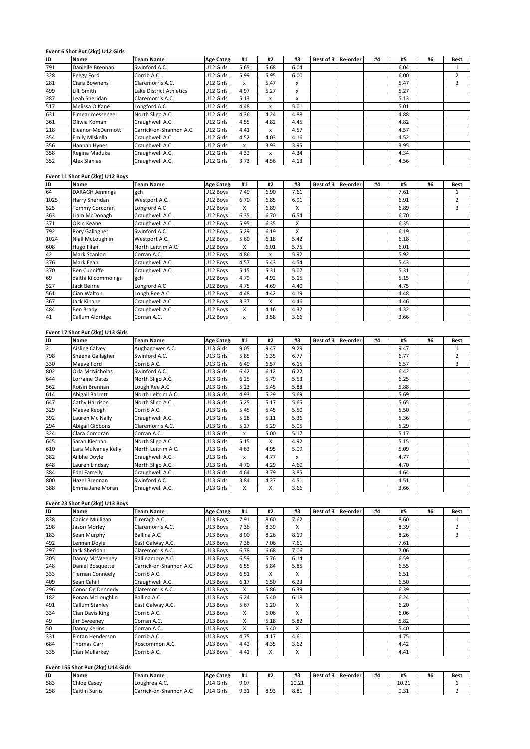**Event 6 Shot Put (2kg) U12 Girls**

| ID | Name | Team Name | Age Categ | #1 | #2 | #3 | Best of 3 | Re-order | #4 | #5 | #6 | Best |
|---|---|---|---|---|---|---|---|---|---|---|---|---|
| 791 | Danielle Brennan | Swinford A.C. | U12 Girls | 5.65 | 5.68 | 6.04 | | | | 6.04 | | 1 |
| 328 | Peggy Ford | Corrib A.C. | U12 Girls | 5.99 | 5.95 | 6.00 | | | | 6.00 | | 2 |
| 281 | Ciara Bownens | Claremorris A.C. | U12 Girls | x | 5.47 | x | | | | 5.47 | | 3 |
| 499 | Lilli Smith | Lake District Athletics | U12 Girls | 4.97 | 5.27 | x | | | | 5.27 | | |
| 287 | Leah Sheridan | Claremorris A.C. | U12 Girls | 5.13 | x | x | | | | 5.13 | | |
| 517 | Melissa O Kane | Longford A.C | U12 Girls | 4.48 | x | 5.01 | | | | 5.01 | | |
| 631 | Eimear messenger | North Sligo A.C. | U12 Girls | 4.36 | 4.24 | 4.88 | | | | 4.88 | | |
| 361 | Oliwia Koman | Craughwell A.C. | U12 Girls | 4.55 | 4.82 | 4.45 | | | | 4.82 | | |
| 218 | Eleanor McDermott | Carrick-on-Shannon A.C. | U12 Girls | 4.41 | x | 4.57 | | | | 4.57 | | |
| 354 | Emily Miskella | Craughwell A.C. | U12 Girls | 4.52 | 4.03 | 4.16 | | | | 4.52 | | |
| 356 | Hannah Hynes | Craughwell A.C. | U12 Girls | x | 3.93 | 3.95 | | | | 3.95 | | |
| 358 | Regina Maduka | Craughwell A.C. | U12 Girls | 4.32 | x | 4.34 | | | | 4.34 | | |
| 352 | Alex Slanias | Craughwell A.C. | U12 Girls | 3.73 | 4.56 | 4.13 | | | | 4.56 | | |

**Event 11 Shot Put (2kg) U12 Boys**

| ID | Name | Team Name | Age Categ | #1 | #2 | #3 | Best of 3 | Re-order | #4 | #5 | #6 | Best |
|---|---|---|---|---|---|---|---|---|---|---|---|---|
| 64 | DARAGH Jennings | gch | U12 Boys | 7.49 | 6.90 | 7.61 | | | | 7.61 | | 1 |
| 1025 | Harry Sheridan | Westport A.C. | U12 Boys | 6.70 | 6.85 | 6.91 | | | | 6.91 | | 2 |
| 525 | Tommy Corcoran | Longford A.C | U12 Boys | X | 6.89 | X | | | | 6.89 | | 3 |
| 363 | Liam McDonagh | Craughwell A.C. | U12 Boys | 6.35 | 6.70 | 6.54 | | | | 6.70 | | |
| 371 | Oisin Keane | Craughwell A.C. | U12 Boys | 5.95 | 6.35 | X | | | | 6.35 | | |
| 792 | Rory Gallagher | Swinford A.C. | U12 Boys | 5.29 | 6.19 | X | | | | 6.19 | | |
| 1024 | Niall McLoughlin | Westport A.C. | U12 Boys | 5.60 | 6.18 | 5.42 | | | | 6.18 | | |
| 608 | Hugo Filan | North Leitrim A.C. | U12 Boys | X | 6.01 | 5.75 | | | | 6.01 | | |
| 42 | Mark Scanlon | Corran A.C. | U12 Boys | 4.86 | x | 5.92 | | | | 5.92 | | |
| 376 | Mark Egan | Craughwell A.C. | U12 Boys | 4.57 | 5.43 | 4.54 | | | | 5.43 | | |
| 370 | Ben Cunniffe | Craughwell A.C. | U12 Boys | 5.15 | 5.31 | 5.07 | | | | 5.31 | | |
| 69 | daithi Kilcommoings | gch | U12 Boys | 4.79 | 4.92 | 5.15 | | | | 5.15 | | |
| 527 | Jack Beirne | Longford A.C | U12 Boys | 4.75 | 4.69 | 4.40 | | | | 4.75 | | |
| 561 | Cian Walton | Lough Ree A.C. | U12 Boys | 4.48 | 4.42 | 4.19 | | | | 4.48 | | |
| 367 | Jack Kinane | Craughwell A.C. | U12 Boys | 3.37 | X | 4.46 | | | | 4.46 | | |
| 484 | Ben Brady | Craughwell A.C. | U12 Boys | X | 4.16 | 4.32 | | | | 4.32 | | |
| 41 | Callum Aldridge | Corran A.C. | U12 Boys | x | 3.58 | 3.66 | | | | 3.66 | | |

**Event 17 Shot Put (2kg) U13 Girls**

| ID | Name | Team Name | Age Categ | #1 | #2 | #3 | Best of 3 | Re-order | #4 | #5 | #6 | Best |
|---|---|---|---|---|---|---|---|---|---|---|---|---|
| 2 | Aisling Calvey | Aughagower A.C. | U13 Girls | 9.05 | 9.47 | 9.29 | | | | 9.47 | | 1 |
| 798 | Sheena Gallagher | Swinford A.C. | U13 Girls | 5.85 | 6.35 | 6.77 | | | | 6.77 | | 2 |
| 330 | Maeve Ford | Corrib A.C. | U13 Girls | 6.49 | 6.57 | 6.15 | | | | 6.57 | | 3 |
| 802 | Orla McNicholas | Swinford A.C. | U13 Girls | 6.42 | 6.12 | 6.22 | | | | 6.42 | | |
| 644 | Lorraine Oates | North Sligo A.C. | U13 Girls | 6.25 | 5.79 | 5.53 | | | | 6.25 | | |
| 562 | Roisin Brennan | Lough Ree A.C. | U13 Girls | 5.23 | 5.45 | 5.88 | | | | 5.88 | | |
| 614 | Abigail Barrett | North Leitrim A.C. | U13 Girls | 4.93 | 5.29 | 5.69 | | | | 5.69 | | |
| 647 | Cathy Harrison | North Sligo A.C. | U13 Girls | 5.25 | 5.17 | 5.65 | | | | 5.65 | | |
| 329 | Maeve Keogh | Corrib A.C. | U13 Girls | 5.45 | 5.45 | 5.50 | | | | 5.50 | | |
| 392 | Lauren Mc Nally | Craughwell A.C. | U13 Girls | 5.28 | 5.11 | 5.36 | | | | 5.36 | | |
| 294 | Abigail Gibbons | Claremorris A.C. | U13 Girls | 5.27 | 5.29 | 5.05 | | | | 5.29 | | |
| 324 | Clara Corcoran | Corran A.C. | U13 Girls | x | 5.00 | 5.17 | | | | 5.17 | | |
| 645 | Sarah Kiernan | North Sligo A.C. | U13 Girls | 5.15 | X | 4.92 | | | | 5.15 | | |
| 610 | Lara Mulvaney Kelly | North Leitrim A.C. | U13 Girls | 4.63 | 4.95 | 5.09 | | | | 5.09 | | |
| 382 | Ailbhe Doyle | Craughwell A.C. | U13 Girls | x | 4.77 | x | | | | 4.77 | | |
| 648 | Lauren Lindsay | North Sligo A.C. | U13 Girls | 4.70 | 4.29 | 4.60 | | | | 4.70 | | |
| 384 | Edel Farrelly | Craughwell A.C. | U13 Girls | 4.64 | 3.79 | 3.85 | | | | 4.64 | | |
| 800 | Hazel Brennan | Swinford A.C. | U13 Girls | 3.84 | 4.27 | 4.51 | | | | 4.51 | | |
| 388 | Emma Jane Moran | Craughwell A.C. | U13 Girls | X | X | 3.66 | | | | 3.66 | | |

**Event 23 Shot Put (2kg) U13 Boys**

| ID | Name | Team Name | Age Categ | #1 | #2 | #3 | Best of 3 | Re-order | #4 | #5 | #6 | Best |
|---|---|---|---|---|---|---|---|---|---|---|---|---|
| 838 | Canice Mulligan | Tireragh A.C. | U13 Boys | 7.91 | 8.60 | 7.62 | | | | 8.60 | | 1 |
| 298 | Jason Morley | Claremorris A.C. | U13 Boys | 7.36 | 8.39 | X | | | | 8.39 | | 2 |
| 183 | Sean Murphy | Ballina A.C. | U13 Boys | 8.00 | 8.26 | 8.19 | | | | 8.26 | | 3 |
| 492 | Lennan Doyle | East Galway A.C. | U13 Boys | 7.38 | 7.06 | 7.61 | | | | 7.61 | | |
| 297 | Jack Sheridan | Claremorris A.C. | U13 Boys | 6.78 | 6.68 | 7.06 | | | | 7.06 | | |
| 205 | Danny McWeeney | Ballinamore A.C. | U13 Boys | 6.59 | 5.76 | 6.14 | | | | 6.59 | | |
| 248 | Daniel Bosquette | Carrick-on-Shannon A.C. | U13 Boys | 6.55 | 5.84 | 5.85 | | | | 6.55 | | |
| 333 | Tiernan Conneely | Corrib A.C. | U13 Boys | 6.51 | X | X | | | | 6.51 | | |
| 409 | Sean Cahill | Craughwell A.C. | U13 Boys | 6.17 | 6.50 | 6.23 | | | | 6.50 | | |
| 296 | Conor Og Dennedy | Claremorris A.C. | U13 Boys | X | 5.86 | 6.39 | | | | 6.39 | | |
| 182 | Ronan McLoughlin | Ballina A.C. | U13 Boys | 6.24 | 5.40 | 6.18 | | | | 6.24 | | |
| 491 | Callum Stanley | East Galway A.C. | U13 Boys | 5.67 | 6.20 | X | | | | 6.20 | | |
| 334 | Cian Davis King | Corrib A.C. | U13 Boys | X | 6.06 | X | | | | 6.06 | | |
| 49 | Jim Sweeney | Corran A.C. | U13 Boys | X | 5.18 | 5.82 | | | | 5.82 | | |
| 50 | Danny Kerins | Corran A.C. | U13 Boys | X | 5.40 | X | | | | 5.40 | | |
| 331 | Fintan Henderson | Corrib A.C. | U13 Boys | 4.75 | 4.17 | 4.61 | | | | 4.75 | | |
| 684 | Thomas Carr | Roscommon A.C. | U13 Boys | 4.42 | 4.35 | 3.62 | | | | 4.42 | | |
| 335 | Cian Mullarkey | Corrib A.C. | U13 Boys | 4.41 | X | X | | | | 4.41 | | |

**Event 155 Shot Put (2kg) U14 Girls**

| ID | Name | Team Name | Age Categ | #1 | #2 | #3 | Best of 3 | Re-order | #4 | #5 | #6 | Best |
|---|---|---|---|---|---|---|---|---|---|---|---|---|
| 583 | Chloe Casey | Loughrea A.C. | U14 Girls | 9.07 | | 10.21 | | | | 10.21 | | 1 |
| 258 | Caitlin Surlis | Carrick-on-Shannon A.C. | U14 Girls | 9.31 | 8.93 | 8.81 | | | | 9.31 | | 2 |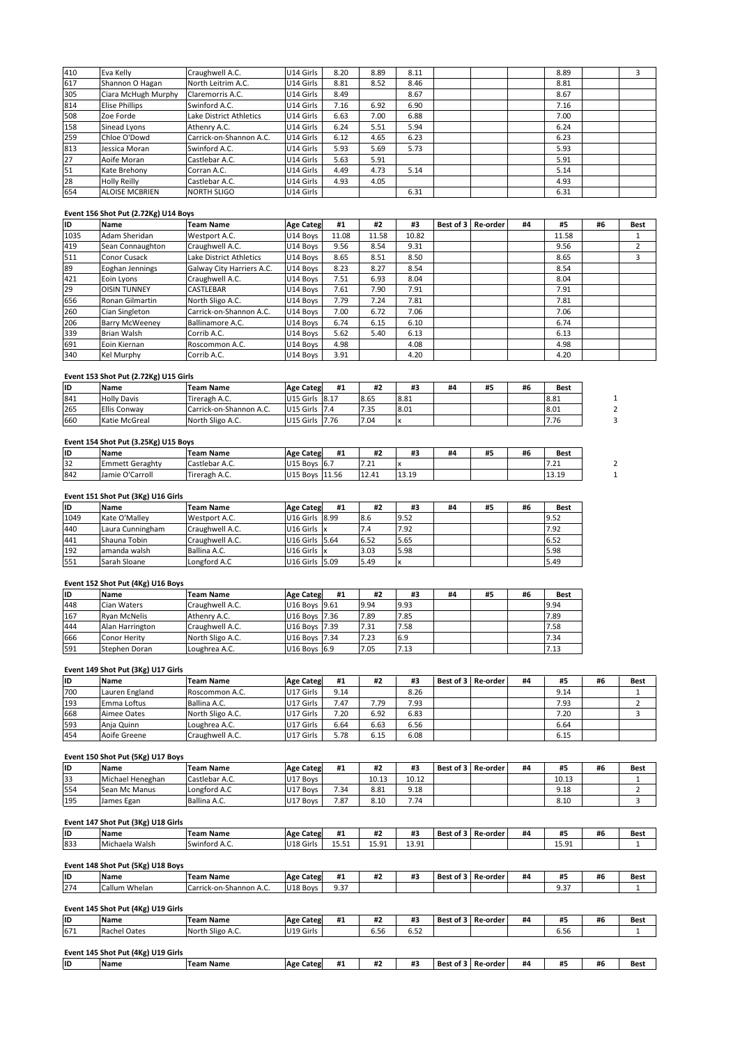| ID | Name | Team Name | Age Categ | #1 | #2 | #3 | Best of 3 | Re-order | #4 | #5 | #6 | Best |
|---|---|---|---|---|---|---|---|---|---|---|---|---|
| 410 | Eva Kelly | Craughwell A.C. | U14 Girls | 8.20 | 8.89 | 8.11 | | | | 8.89 | | 3 |
| 617 | Shannon O Hagan | North Leitrim A.C. | U14 Girls | 8.81 | 8.52 | 8.46 | | | | 8.81 | | |
| 305 | Ciara McHugh Murphy | Claremorris A.C. | U14 Girls | 8.49 | | 8.67 | | | | 8.67 | | |
| 814 | Elise Phillips | Swinford A.C. | U14 Girls | 7.16 | 6.92 | 6.90 | | | | 7.16 | | |
| 508 | Zoe Forde | Lake District Athletics | U14 Girls | 6.63 | 7.00 | 6.88 | | | | 7.00 | | |
| 158 | Sinead Lyons | Athenry A.C. | U14 Girls | 6.24 | 5.51 | 5.94 | | | | 6.24 | | |
| 259 | Chloe O'Dowd | Carrick-on-Shannon A.C. | U14 Girls | 6.12 | 4.65 | 6.23 | | | | 6.23 | | |
| 813 | Jessica Moran | Swinford A.C. | U14 Girls | 5.93 | 5.69 | 5.73 | | | | 5.93 | | |
| 27 | Aoife Moran | Castlebar A.C. | U14 Girls | 5.63 | 5.91 | | | | | 5.91 | | |
| 51 | Kate Brehony | Corran A.C. | U14 Girls | 4.49 | 4.73 | 5.14 | | | | 5.14 | | |
| 28 | Holly Reilly | Castlebar A.C. | U14 Girls | 4.93 | 4.05 | | | | | 4.93 | | |
| 654 | ALOISE MCBRIEN | NORTH SLIGO | U14 Girls | | | 6.31 | | | | 6.31 | | |

**Event 156 Shot Put (2.72Kg) U14 Boys**

| ID | Name | Team Name | Age Categ | #1 | #2 | #3 | Best of 3 | Re-order | #4 | #5 | #6 | Best |
|---|---|---|---|---|---|---|---|---|---|---|---|---|
| 1035 | Adam Sheridan | Westport A.C. | U14 Boys | 11.08 | 11.58 | 10.82 | | | | 11.58 | | 1 |
| 419 | Sean Connaughton | Craughwell A.C. | U14 Boys | 9.56 | 8.54 | 9.31 | | | | 9.56 | | 2 |
| 511 | Conor Cusack | Lake District Athletics | U14 Boys | 8.65 | 8.51 | 8.50 | | | | 8.65 | | 3 |
| 89 | Eoghan Jennings | Galway City Harriers A.C. | U14 Boys | 8.23 | 8.27 | 8.54 | | | | 8.54 | | |
| 421 | Eoin Lyons | Craughwell A.C. | U14 Boys | 7.51 | 6.93 | 8.04 | | | | 8.04 | | |
| 29 | OISIN TUNNEY | CASTLEBAR | U14 Boys | 7.61 | 7.90 | 7.91 | | | | 7.91 | | |
| 656 | Ronan Gilmartin | North Sligo A.C. | U14 Boys | 7.79 | 7.24 | 7.81 | | | | 7.81 | | |
| 260 | Cian Singleton | Carrick-on-Shannon A.C. | U14 Boys | 7.00 | 6.72 | 7.06 | | | | 7.06 | | |
| 206 | Barry McWeeney | Ballinamore A.C. | U14 Boys | 6.74 | 6.15 | 6.10 | | | | 6.74 | | |
| 339 | Brian Walsh | Corrib A.C. | U14 Boys | 5.62 | 5.40 | 6.13 | | | | 6.13 | | |
| 691 | Eoin Kiernan | Roscommon A.C. | U14 Boys | 4.98 | | 4.08 | | | | 4.98 | | |
| 340 | Kel Murphy | Corrib A.C. | U14 Boys | 3.91 | | 4.20 | | | | 4.20 | | |

**Event 153 Shot Put (2.72Kg) U15 Girls**

| ID | Name | Team Name | Age Categ | #1 | #2 | #3 | #4 | #5 | #6 | Best | |
|---|---|---|---|---|---|---|---|---|---|---|---|
| 841 | Holly Davis | Tireragh A.C. | U15 Girls | 8.17 | 8.65 | 8.81 | | | | 8.81 | 1 |
| 265 | Ellis Conway | Carrick-on-Shannon A.C. | U15 Girls | 7.4 | 7.35 | 8.01 | | | | 8.01 | 2 |
| 660 | Katie McGreal | North Sligo A.C. | U15 Girls | 7.76 | 7.04 | x | | | | 7.76 | 3 |

**Event 154 Shot Put (3.25Kg) U15 Boys**

| ID | Name | Team Name | Age Categ | #1 | #2 | #3 | #4 | #5 | #6 | Best | |
|---|---|---|---|---|---|---|---|---|---|---|---|
| 32 | Emmett Geraghty | Castlebar A.C. | U15 Boys | 6.7 | 7.21 | x | | | | 7.21 | 2 |
| 842 | Jamie O'Carroll | Tireragh A.C. | U15 Boys | 11.56 | 12.41 | 13.19 | | | | 13.19 | 1 |

**Event 151 Shot Put (3Kg) U16 Girls**

| ID | Name | Team Name | Age Categ | #1 | #2 | #3 | #4 | #5 | #6 | Best |
|---|---|---|---|---|---|---|---|---|---|---|
| 1049 | Kate O'Malley | Westport A.C. | U16 Girls | 8.99 | 8.6 | 9.52 | | | | 9.52 |
| 440 | Laura Cunningham | Craughwell A.C. | U16 Girls | x | 7.4 | 7.92 | | | | 7.92 |
| 441 | Shauna Tobin | Craughwell A.C. | U16 Girls | 5.64 | 6.52 | 5.65 | | | | 6.52 |
| 192 | amanda walsh | Ballina A.C. | U16 Girls | x | 3.03 | 5.98 | | | | 5.98 |
| 551 | Sarah Sloane | Longford A.C | U16 Girls | 5.09 | 5.49 | x | | | | 5.49 |

**Event 152 Shot Put (4Kg) U16 Boys**

| ID | Name | Team Name | Age Categ | #1 | #2 | #3 | #4 | #5 | #6 | Best |
|---|---|---|---|---|---|---|---|---|---|---|
| 448 | Cian Waters | Craughwell A.C. | U16 Boys | 9.61 | 9.94 | 9.93 | | | | 9.94 |
| 167 | Ryan McNelis | Athenry A.C. | U16 Boys | 7.36 | 7.89 | 7.85 | | | | 7.89 |
| 444 | Alan Harrington | Craughwell A.C. | U16 Boys | 7.39 | 7.31 | 7.58 | | | | 7.58 |
| 666 | Conor Herity | North Sligo A.C. | U16 Boys | 7.34 | 7.23 | 6.9 | | | | 7.34 |
| 591 | Stephen Doran | Loughrea A.C. | U16 Boys | 6.9 | 7.05 | 7.13 | | | | 7.13 |

**Event 149 Shot Put (3Kg) U17 Girls**

| ID | Name | Team Name | Age Categ | #1 | #2 | #3 | Best of 3 | Re-order | #4 | #5 | #6 | Best |
|---|---|---|---|---|---|---|---|---|---|---|---|---|
| 700 | Lauren England | Roscommon A.C. | U17 Girls | 9.14 | | 8.26 | | | | 9.14 | | 1 |
| 193 | Emma Loftus | Ballina A.C. | U17 Girls | 7.47 | 7.79 | 7.93 | | | | 7.93 | | 2 |
| 668 | Aimee Oates | North Sligo A.C. | U17 Girls | 7.20 | 6.92 | 6.83 | | | | 7.20 | | 3 |
| 593 | Anja Quinn | Loughrea A.C. | U17 Girls | 6.64 | 6.63 | 6.56 | | | | 6.64 | | |
| 454 | Aoife Greene | Craughwell A.C. | U17 Girls | 5.78 | 6.15 | 6.08 | | | | 6.15 | | |

**Event 150 Shot Put (5Kg) U17 Boys**

| ID | Name | Team Name | Age Categ | #1 | #2 | #3 | Best of 3 | Re-order | #4 | #5 | #6 | Best |
|---|---|---|---|---|---|---|---|---|---|---|---|---|
| 33 | Michael Heneghan | Castlebar A.C. | U17 Boys | | 10.13 | 10.12 | | | | 10.13 | | 1 |
| 554 | Sean Mc Manus | Longford A.C | U17 Boys | 7.34 | 8.81 | 9.18 | | | | 9.18 | | 2 |
| 195 | James Egan | Ballina A.C. | U17 Boys | 7.87 | 8.10 | 7.74 | | | | 8.10 | | 3 |

**Event 147 Shot Put (3Kg) U18 Girls**

| ID | Name | Team Name | Age Categ | #1 | #2 | #3 | Best of 3 | Re-order | #4 | #5 | #6 | Best |
|---|---|---|---|---|---|---|---|---|---|---|---|---|
| 833 | Michaela Walsh | Swinford A.C. | U18 Girls | 15.51 | 15.91 | 13.91 | | | | 15.91 | | 1 |

**Event 148 Shot Put (5Kg) U18 Boys**

| ID | Name | Team Name | Age Categ | #1 | #2 | #3 | Best of 3 | Re-order | #4 | #5 | #6 | Best |
|---|---|---|---|---|---|---|---|---|---|---|---|---|
| 274 | Callum Whelan | Carrick-on-Shannon A.C. | U18 Boys | 9.37 | | | | | | 9.37 | | 1 |

**Event 145 Shot Put (4Kg) U19 Girls**

| ID | Name | Team Name | Age Categ | #1 | #2 | #3 | Best of 3 | Re-order | #4 | #5 | #6 | Best |
|---|---|---|---|---|---|---|---|---|---|---|---|---|
| 671 | Rachel Oates | North Sligo A.C. | U19 Girls | | 6.56 | 6.52 | | | | 6.56 | | 1 |

**Event 145 Shot Put (4Kg) U19 Girls**

| ID | Name | Team Name | Age Categ | #1 | #2 | #3 | Best of 3 | Re-order | #4 | #5 | #6 | Best |
|---|---|---|---|---|---|---|---|---|---|---|---|---|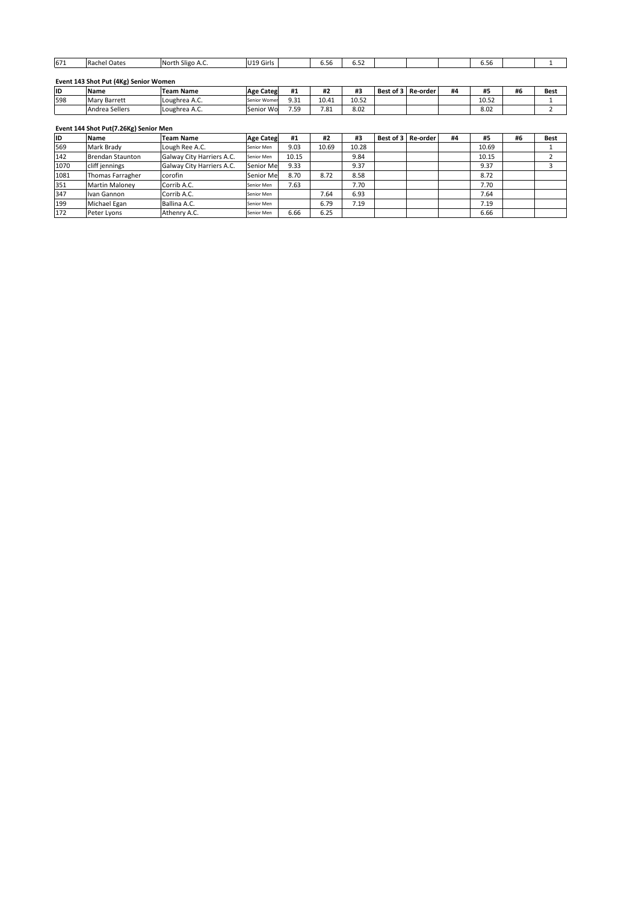| 671 | Rachel Oates | North Sligo A.C. | U19 Girls | | 6.56 | 6.52 | | | | 6.56 | | 1 |
|---|---|---|---|---|---|---|---|---|---|---|---|---|

**Event 143 Shot Put (4Kg) Senior Women**

| ID | Name | Team Name | Age Categ | #1 | #2 | #3 | Best of 3 | Re-order | #4 | #5 | #6 | Best |
|---|---|---|---|---|---|---|---|---|---|---|---|---|
| 598 | Mary Barrett | Loughrea A.C. | Senior Women | 9.31 | 10.41 | 10.52 | | | | 10.52 | | 1 |
| | Andrea Sellers | Loughrea A.C. | Senior Wo | 7.59 | 7.81 | 8.02 | | | | 8.02 | | 2 |

**Event 144 Shot Put(7.26Kg) Senior Men**

| ID | Name | Team Name | Age Categ | #1 | #2 | #3 | Best of 3 | Re-order | #4 | #5 | #6 | Best |
|---|---|---|---|---|---|---|---|---|---|---|---|---|
| 569 | Mark Brady | Lough Ree A.C. | Senior Men | 9.03 | 10.69 | 10.28 | | | | 10.69 | | 1 |
| 142 | Brendan Staunton | Galway City Harriers A.C. | Senior Men | 10.15 | | 9.84 | | | | 10.15 | | 2 |
| 1070 | cliff jennings | Galway City Harriers A.C. | Senior Me | 9.33 | | 9.37 | | | | 9.37 | | 3 |
| 1081 | Thomas Farragher | corofin | Senior Me | 8.70 | 8.72 | 8.58 | | | | 8.72 | | |
| 351 | Martin Maloney | Corrib A.C. | Senior Men | 7.63 | | 7.70 | | | | 7.70 | | |
| 347 | Ivan Gannon | Corrib A.C. | Senior Men | | 7.64 | 6.93 | | | | 7.64 | | |
| 199 | Michael Egan | Ballina A.C. | Senior Men | | 6.79 | 7.19 | | | | 7.19 | | |
| 172 | Peter Lyons | Athenry A.C. | Senior Men | 6.66 | 6.25 | | | | | 6.66 | | |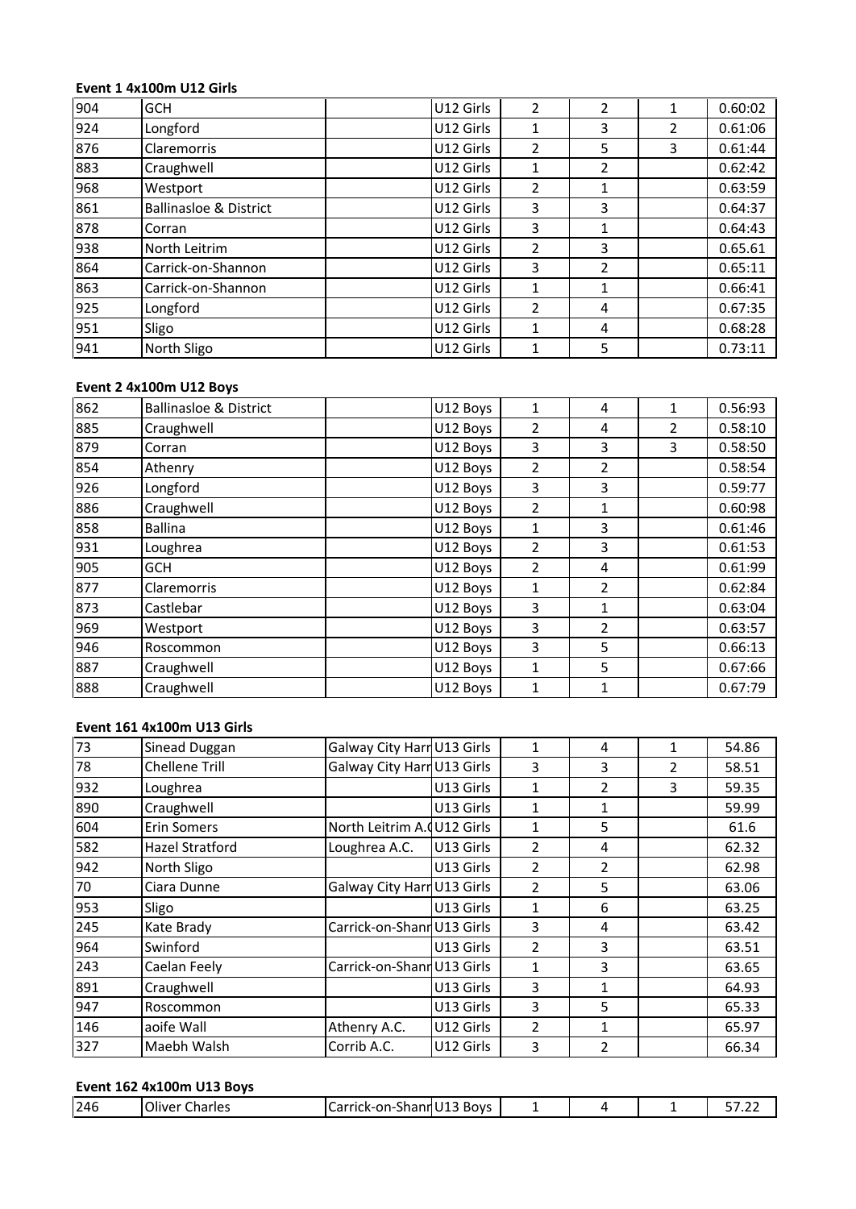**Event 1 4x100m U12 Girls**

| | | | | | | | |
|---|---|---|---|---|---|---|---|
| 904 | GCH | | U12 Girls | 2 | 2 | 1 | 0.60:02 |
| 924 | Longford | | U12 Girls | 1 | 3 | 2 | 0.61:06 |
| 876 | Claremorris | | U12 Girls | 2 | 5 | 3 | 0.61:44 |
| 883 | Craughwell | | U12 Girls | 1 | 2 | | 0.62:42 |
| 968 | Westport | | U12 Girls | 2 | 1 | | 0.63:59 |
| 861 | Ballinasloe & District | | U12 Girls | 3 | 3 | | 0.64:37 |
| 878 | Corran | | U12 Girls | 3 | 1 | | 0.64:43 |
| 938 | North Leitrim | | U12 Girls | 2 | 3 | | 0.65.61 |
| 864 | Carrick-on-Shannon | | U12 Girls | 3 | 2 | | 0.65:11 |
| 863 | Carrick-on-Shannon | | U12 Girls | 1 | 1 | | 0.66:41 |
| 925 | Longford | | U12 Girls | 2 | 4 | | 0.67:35 |
| 951 | Sligo | | U12 Girls | 1 | 4 | | 0.68:28 |
| 941 | North Sligo | | U12 Girls | 1 | 5 | | 0.73:11 |

**Event 2 4x100m U12 Boys**

| | | | | | | | |
|---|---|---|---|---|---|---|---|
| 862 | Ballinasloe & District | | U12 Boys | 1 | 4 | 1 | 0.56:93 |
| 885 | Craughwell | | U12 Boys | 2 | 4 | 2 | 0.58:10 |
| 879 | Corran | | U12 Boys | 3 | 3 | 3 | 0.58:50 |
| 854 | Athenry | | U12 Boys | 2 | 2 | | 0.58:54 |
| 926 | Longford | | U12 Boys | 3 | 3 | | 0.59:77 |
| 886 | Craughwell | | U12 Boys | 2 | 1 | | 0.60:98 |
| 858 | Ballina | | U12 Boys | 1 | 3 | | 0.61:46 |
| 931 | Loughrea | | U12 Boys | 2 | 3 | | 0.61:53 |
| 905 | GCH | | U12 Boys | 2 | 4 | | 0.61:99 |
| 877 | Claremorris | | U12 Boys | 1 | 2 | | 0.62:84 |
| 873 | Castlebar | | U12 Boys | 3 | 1 | | 0.63:04 |
| 969 | Westport | | U12 Boys | 3 | 2 | | 0.63:57 |
| 946 | Roscommon | | U12 Boys | 3 | 5 | | 0.66:13 |
| 887 | Craughwell | | U12 Boys | 1 | 5 | | 0.67:66 |
| 888 | Craughwell | | U12 Boys | 1 | 1 | | 0.67:79 |

**Event 161 4x100m U13 Girls**

| | | | | | | | |
|---|---|---|---|---|---|---|---|
| 73 | Sinead Duggan | Galway City Harr | U13 Girls | 1 | 4 | 1 | 54.86 |
| 78 | Chellene Trill | Galway City Harr | U13 Girls | 3 | 3 | 2 | 58.51 |
| 932 | Loughrea | | U13 Girls | 1 | 2 | 3 | 59.35 |
| 890 | Craughwell | | U13 Girls | 1 | 1 | | 59.99 |
| 604 | Erin Somers | North Leitrim A.( | U12 Girls | 1 | 5 | | 61.6 |
| 582 | Hazel Stratford | Loughrea A.C. | U13 Girls | 2 | 4 | | 62.32 |
| 942 | North Sligo | | U13 Girls | 2 | 2 | | 62.98 |
| 70 | Ciara Dunne | Galway City Harr | U13 Girls | 2 | 5 | | 63.06 |
| 953 | Sligo | | U13 Girls | 1 | 6 | | 63.25 |
| 245 | Kate Brady | Carrick-on-Shanr | U13 Girls | 3 | 4 | | 63.42 |
| 964 | Swinford | | U13 Girls | 2 | 3 | | 63.51 |
| 243 | Caelan Feely | Carrick-on-Shanr | U13 Girls | 1 | 3 | | 63.65 |
| 891 | Craughwell | | U13 Girls | 3 | 1 | | 64.93 |
| 947 | Roscommon | | U13 Girls | 3 | 5 | | 65.33 |
| 146 | aoife Wall | Athenry A.C. | U12 Girls | 2 | 1 | | 65.97 |
| 327 | Maebh Walsh | Corrib A.C. | U12 Girls | 3 | 2 | | 66.34 |

**Event 162 4x100m U13 Boys**

| | | | | | | | |
|---|---|---|---|---|---|---|---|
| 246 | Oliver Charles | Carrick-on-Shanr | U13 Boys | 1 | 4 | 1 | 57.22 |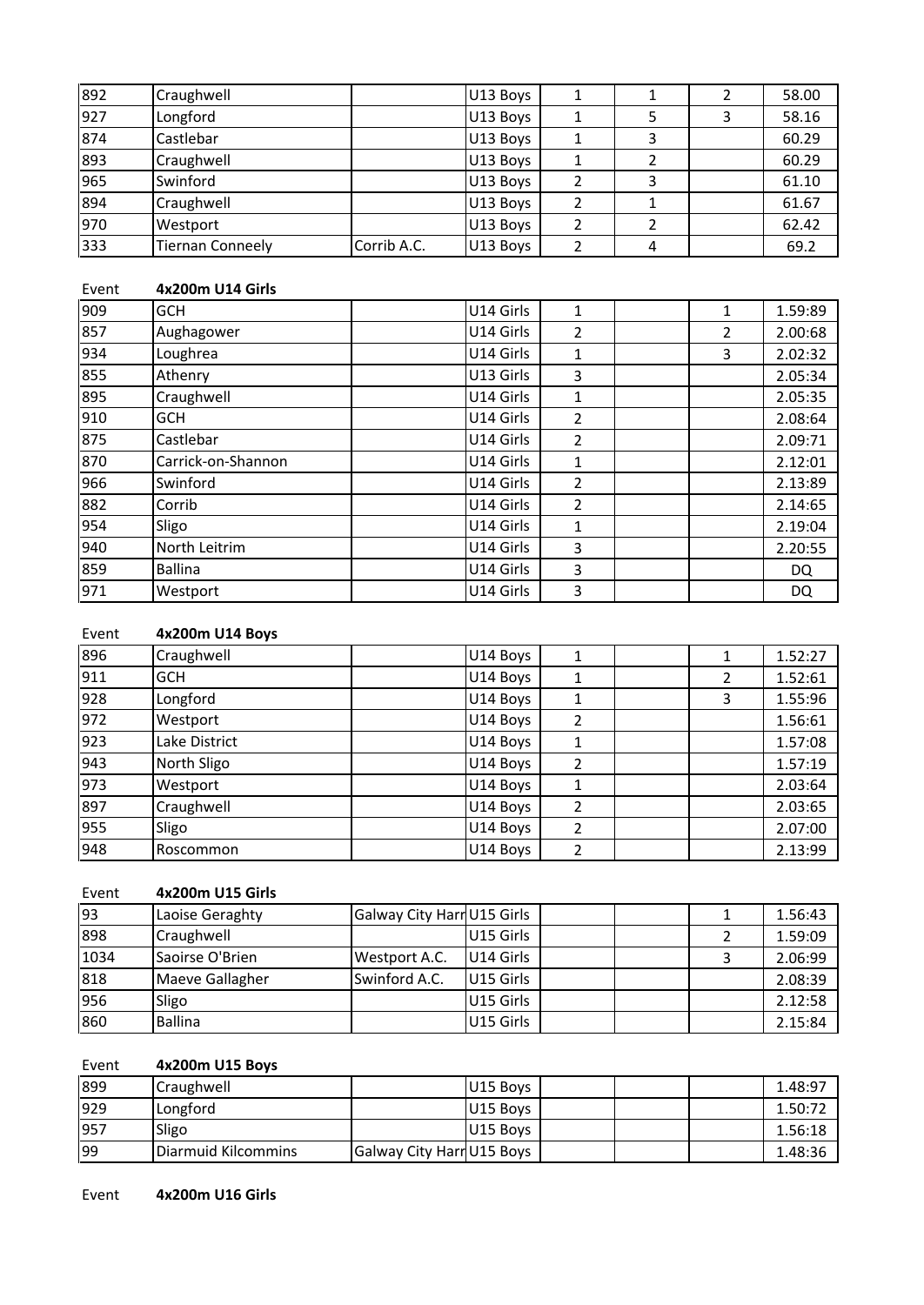| | | | | | | | |
|---|---|---|---|---|---|---|---|
| 892 | Craughwell | | U13 Boys | 1 | 1 | 2 | 58.00 |
| 927 | Longford | | U13 Boys | 1 | 5 | 3 | 58.16 |
| 874 | Castlebar | | U13 Boys | 1 | 3 | | 60.29 |
| 893 | Craughwell | | U13 Boys | 1 | 2 | | 60.29 |
| 965 | Swinford | | U13 Boys | 2 | 3 | | 61.10 |
| 894 | Craughwell | | U13 Boys | 2 | 1 | | 61.67 |
| 970 | Westport | | U13 Boys | 2 | 2 | | 62.42 |
| 333 | Tiernan Conneely | Corrib A.C. | U13 Boys | 2 | 4 | | 69.2 |

Event **4x200m U14 Girls**

| | | | | | | | |
|---|---|---|---|---|---|---|---|
| 909 | GCH | | U14 Girls | 1 | | 1 | 1.59:89 |
| 857 | Aughagower | | U14 Girls | 2 | | 2 | 2.00:68 |
| 934 | Loughrea | | U14 Girls | 1 | | 3 | 2.02:32 |
| 855 | Athenry | | U13 Girls | 3 | | | 2.05:34 |
| 895 | Craughwell | | U14 Girls | 1 | | | 2.05:35 |
| 910 | GCH | | U14 Girls | 2 | | | 2.08:64 |
| 875 | Castlebar | | U14 Girls | 2 | | | 2.09:71 |
| 870 | Carrick-on-Shannon | | U14 Girls | 1 | | | 2.12:01 |
| 966 | Swinford | | U14 Girls | 2 | | | 2.13:89 |
| 882 | Corrib | | U14 Girls | 2 | | | 2.14:65 |
| 954 | Sligo | | U14 Girls | 1 | | | 2.19:04 |
| 940 | North Leitrim | | U14 Girls | 3 | | | 2.20:55 |
| 859 | Ballina | | U14 Girls | 3 | | | DQ |
| 971 | Westport | | U14 Girls | 3 | | | DQ |

Event **4x200m U14 Boys**

| | | | | | | | |
|---|---|---|---|---|---|---|---|
| 896 | Craughwell | | U14 Boys | 1 | | 1 | 1.52:27 |
| 911 | GCH | | U14 Boys | 1 | | 2 | 1.52:61 |
| 928 | Longford | | U14 Boys | 1 | | 3 | 1.55:96 |
| 972 | Westport | | U14 Boys | 2 | | | 1.56:61 |
| 923 | Lake District | | U14 Boys | 1 | | | 1.57:08 |
| 943 | North Sligo | | U14 Boys | 2 | | | 1.57:19 |
| 973 | Westport | | U14 Boys | 1 | | | 2.03:64 |
| 897 | Craughwell | | U14 Boys | 2 | | | 2.03:65 |
| 955 | Sligo | | U14 Boys | 2 | | | 2.07:00 |
| 948 | Roscommon | | U14 Boys | 2 | | | 2.13:99 |

Event **4x200m U15 Girls**

| | | | | | | | |
|---|---|---|---|---|---|---|---|
| 93 | Laoise Geraghty | Galway City Harr | U15 Girls | | | 1 | 1.56:43 |
| 898 | Craughwell | | U15 Girls | | | 2 | 1.59:09 |
| 1034 | Saoirse O'Brien | Westport A.C. | U14 Girls | | | 3 | 2.06:99 |
| 818 | Maeve Gallagher | Swinford A.C. | U15 Girls | | | | 2.08:39 |
| 956 | Sligo | | U15 Girls | | | | 2.12:58 |
| 860 | Ballina | | U15 Girls | | | | 2.15:84 |

Event **4x200m U15 Boys**

| | | | | | | | |
|---|---|---|---|---|---|---|---|
| 899 | Craughwell | | U15 Boys | | | | 1.48:97 |
| 929 | Longford | | U15 Boys | | | | 1.50:72 |
| 957 | Sligo | | U15 Boys | | | | 1.56:18 |
| 99 | Diarmuid Kilcommins | Galway City Harr | U15 Boys | | | | 1.48:36 |

Event **4x200m U16 Girls**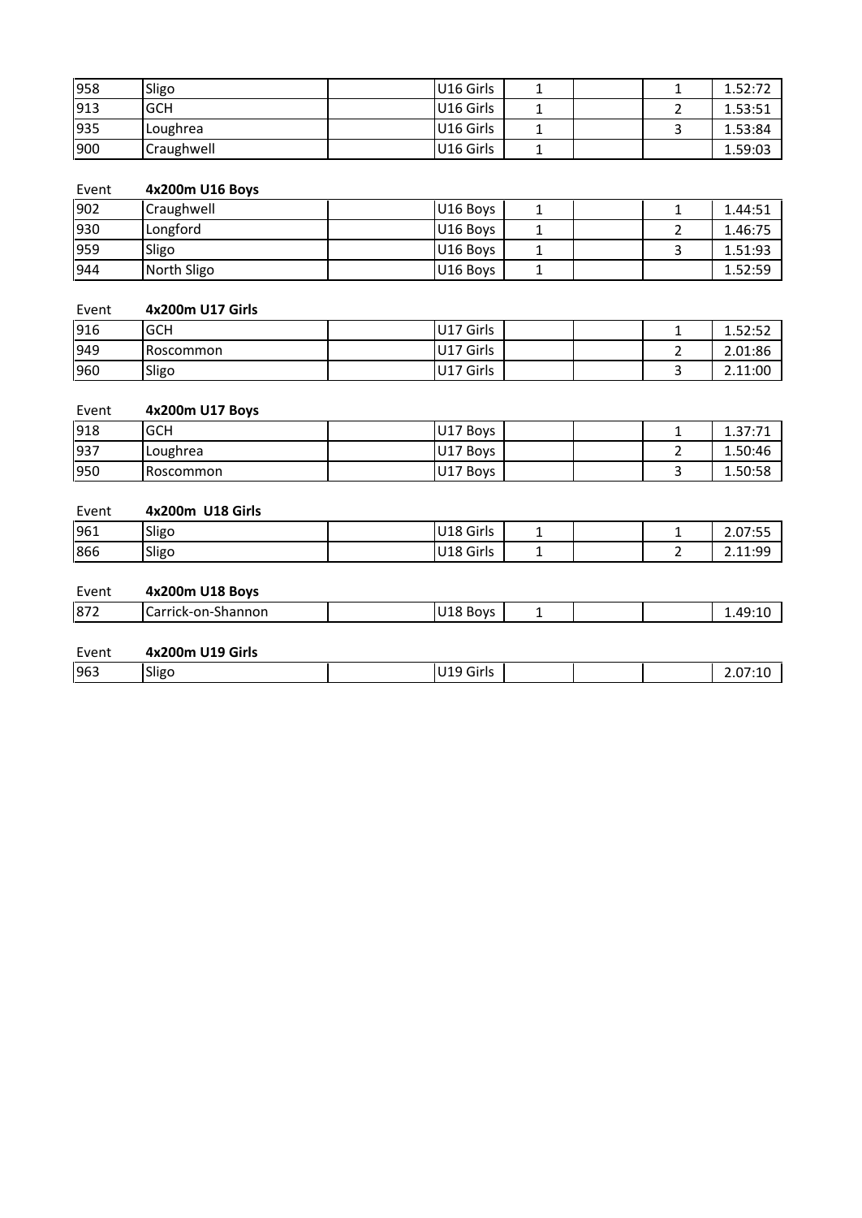| | | | | | | | |
|---|---|---|---|---|---|---|---|
| 958 | Sligo | | U16 Girls | 1 | | 1 | 1.52:72 |
| 913 | GCH | | U16 Girls | 1 | | 2 | 1.53:51 |
| 935 | Loughrea | | U16 Girls | 1 | | 3 | 1.53:84 |
| 900 | Craughwell | | U16 Girls | 1 | | | 1.59:03 |

Event **4x200m U16 Boys**

| | | | | | | | |
|---|---|---|---|---|---|---|---|
| 902 | Craughwell | | U16 Boys | 1 | | 1 | 1.44:51 |
| 930 | Longford | | U16 Boys | 1 | | 2 | 1.46:75 |
| 959 | Sligo | | U16 Boys | 1 | | 3 | 1.51:93 |
| 944 | North Sligo | | U16 Boys | 1 | | | 1.52:59 |

Event **4x200m U17 Girls**

| | | | | | | | |
|---|---|---|---|---|---|---|---|
| 916 | GCH | | U17 Girls | | | 1 | 1.52:52 |
| 949 | Roscommon | | U17 Girls | | | 2 | 2.01:86 |
| 960 | Sligo | | U17 Girls | | | 3 | 2.11:00 |

Event **4x200m U17 Boys**

| | | | | | | | |
|---|---|---|---|---|---|---|---|
| 918 | GCH | | U17 Boys | | | 1 | 1.37:71 |
| 937 | Loughrea | | U17 Boys | | | 2 | 1.50:46 |
| 950 | Roscommon | | U17 Boys | | | 3 | 1.50:58 |

Event **4x200m U18 Girls**

| | | | | | | | |
|---|---|---|---|---|---|---|---|
| 961 | Sligo | | U18 Girls | 1 | | 1 | 2.07:55 |
| 866 | Sligo | | U18 Girls | 1 | | 2 | 2.11:99 |

Event **4x200m U18 Boys**

| | | | | | | | |
|---|---|---|---|---|---|---|---|
| 872 | Carrick-on-Shannon | | U18 Boys | 1 | | | 1.49:10 |

Event **4x200m U19 Girls**

| | | | | | | | |
|---|---|---|---|---|---|---|---|
| 963 | Sligo | | U19 Girls | | | | 2.07:10 |